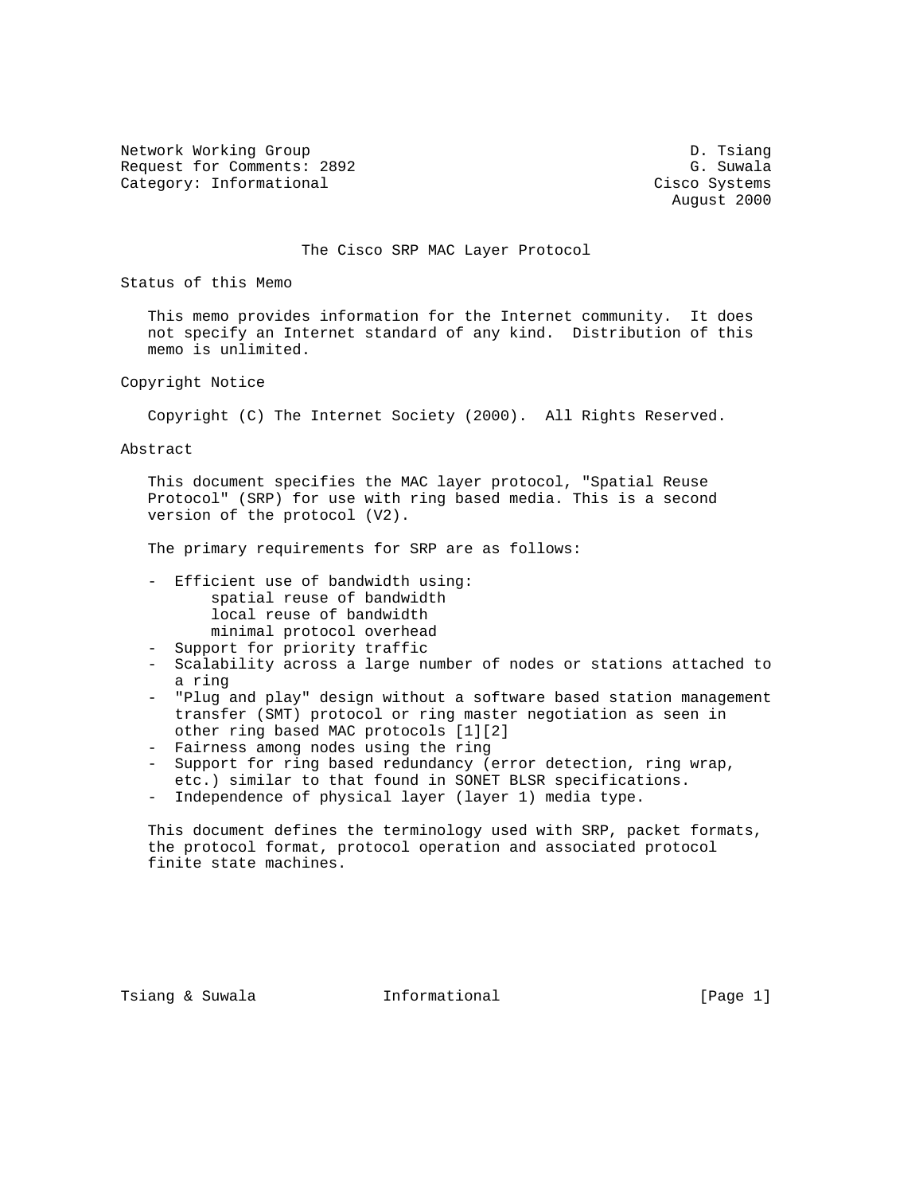Network Working Group D. Tsiang
Request for Comments: 2892 G. Suwala
Category: Informational Cisco Systems
August 2000

# The Cisco SRP MAC Layer Protocol

## Status of this Memo

This memo provides information for the Internet community. It does not specify an Internet standard of any kind. Distribution of this memo is unlimited.

## Copyright Notice

Copyright (C) The Internet Society (2000). All Rights Reserved.

## Abstract

This document specifies the MAC layer protocol, "Spatial Reuse Protocol" (SRP) for use with ring based media. This is a second version of the protocol (V2).

The primary requirements for SRP are as follows:

- Efficient use of bandwidth using:
  - spatial reuse of bandwidth
  - local reuse of bandwidth
  - minimal protocol overhead
- Support for priority traffic
- Scalability across a large number of nodes or stations attached to a ring
- "Plug and play" design without a software based station management transfer (SMT) protocol or ring master negotiation as seen in other ring based MAC protocols [1][2]
- Fairness among nodes using the ring
- Support for ring based redundancy (error detection, ring wrap, etc.) similar to that found in SONET BLSR specifications.
- Independence of physical layer (layer 1) media type.

This document defines the terminology used with SRP, packet formats, the protocol format, protocol operation and associated protocol finite state machines.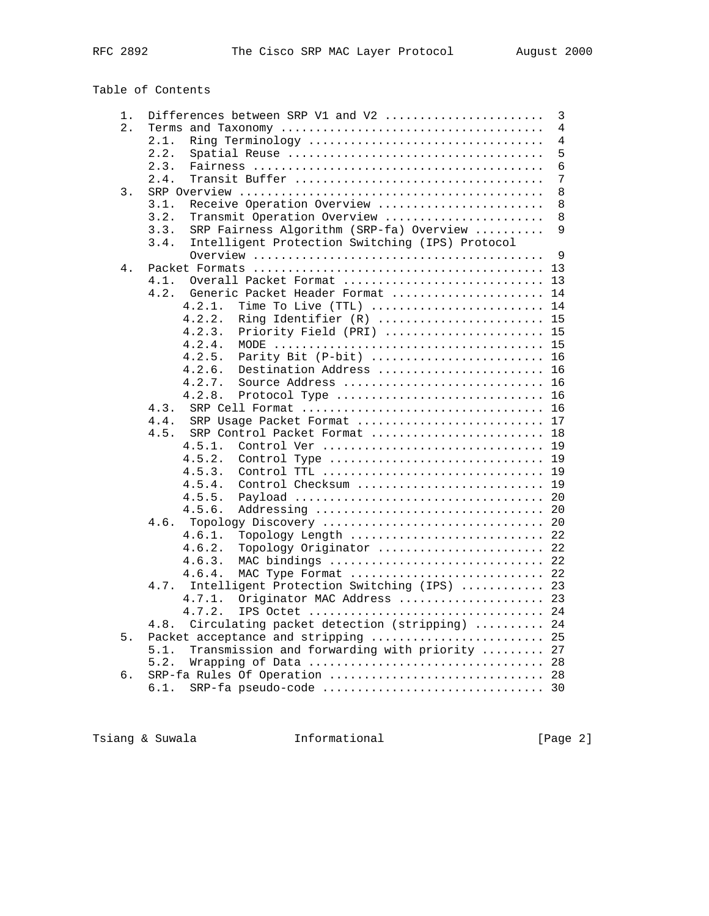Table of Contents

```
   1.  Differences between SRP V1 and V2 .......................  3
   2.  Terms and Taxonomy ......................................  4
       2.1.  Ring Terminology ..................................  4
       2.2.  Spatial Reuse .....................................  5
       2.3.  Fairness ..........................................  6
       2.4.  Transit Buffer ....................................  7
   3.  SRP Overview ............................................  8
       3.1.  Receive Operation Overview ........................  8
       3.2.  Transmit Operation Overview .......................  8
       3.3.  SRP Fairness Algorithm (SRP-fa) Overview ..........  9
       3.4.  Intelligent Protection Switching (IPS) Protocol
             Overview ..........................................  9
   4.  Packet Formats .......................................... 13
       4.1.  Overall Packet Format ............................. 13
       4.2.  Generic Packet Header Format ...................... 14
            4.2.1.  Time To Live (TTL) ......................... 14
            4.2.2.  Ring Identifier (R) ........................ 15
            4.2.3.  Priority Field (PRI) ....................... 15
            4.2.4.  MODE ....................................... 15
            4.2.5.  Parity Bit (P-bit) ......................... 16
            4.2.6.  Destination Address ........................ 16
            4.2.7.  Source Address ............................. 16
            4.2.8.  Protocol Type .............................. 16
       4.3.  SRP Cell Format ................................... 16
       4.4.  SRP Usage Packet Format ........................... 17
       4.5.  SRP Control Packet Format ......................... 18
            4.5.1.  Control Ver ................................ 19
            4.5.2.  Control Type ............................... 19
            4.5.3.  Control TTL ................................ 19
            4.5.4.  Control Checksum ........................... 19
            4.5.5.  Payload .................................... 20
            4.5.6.  Addressing ................................. 20
       4.6.  Topology Discovery ................................ 20
            4.6.1.  Topology Length ............................ 22
            4.6.2.  Topology Originator ........................ 22
            4.6.3.  MAC bindings ............................... 22
            4.6.4.  MAC Type Format ............................ 22
       4.7.  Intelligent Protection Switching (IPS) ............ 23
            4.7.1.  Originator MAC Address ..................... 23
            4.7.2.  IPS Octet .................................. 24
       4.8.  Circulating packet detection (stripping) .......... 24
   5.  Packet acceptance and stripping ......................... 25
       5.1.  Transmission and forwarding with priority ......... 27
       5.2.  Wrapping of Data .................................. 28
   6.  SRP-fa Rules Of Operation ............................... 28
       6.1.  SRP-fa pseudo-code ................................ 30
```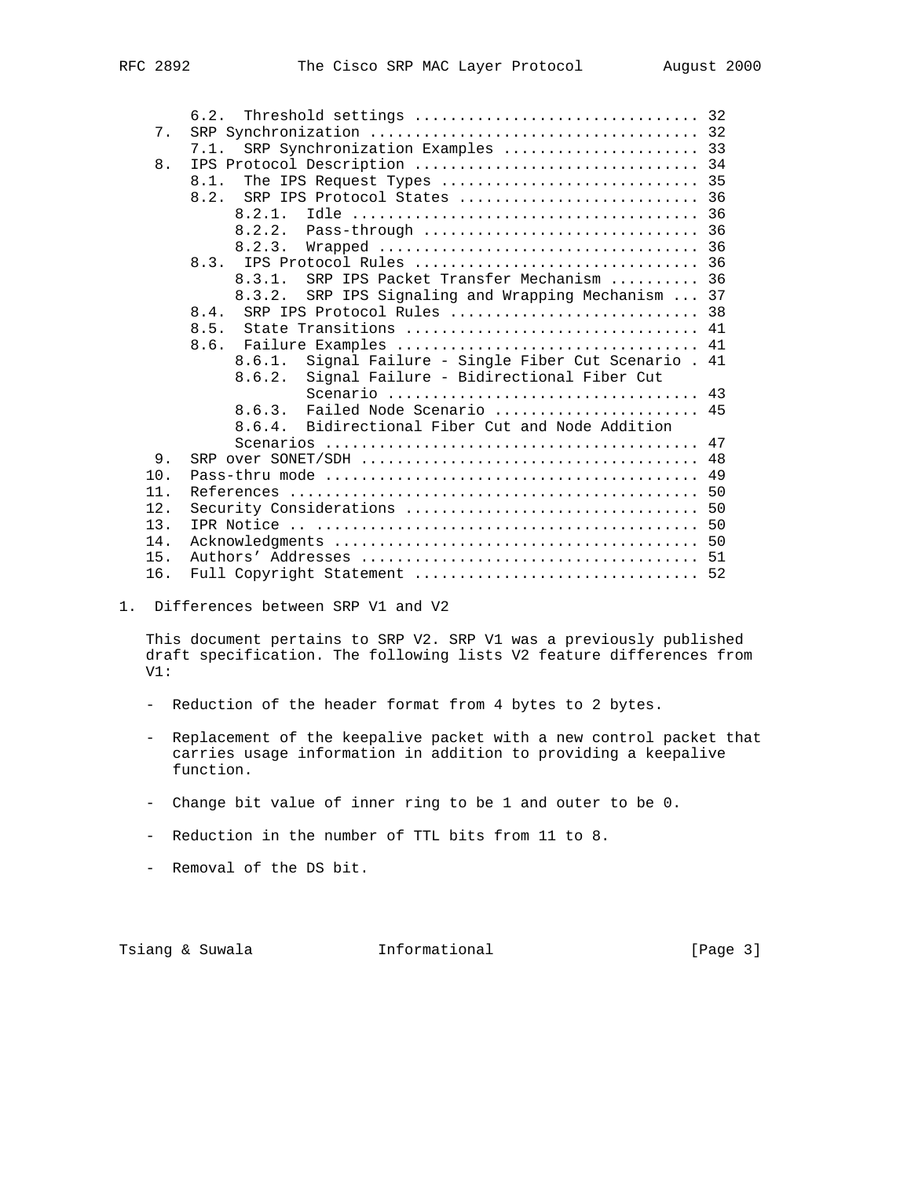```
      6.2.  Threshold settings ................................ 32
   7.  SRP Synchronization .................................... 32
      7.1.  SRP Synchronization Examples ...................... 33
   8.  IPS Protocol Description ............................... 34
      8.1.  The IPS Request Types ............................. 35
      8.2.  SRP IPS Protocol States ........................... 36
           8.2.1.  Idle ....................................... 36
           8.2.2.  Pass-through ............................... 36
           8.2.3.  Wrapped .................................... 36
      8.3.  IPS Protocol Rules ................................ 36
           8.3.1.  SRP IPS Packet Transfer Mechanism .......... 36
           8.3.2.  SRP IPS Signaling and Wrapping Mechanism ... 37
      8.4.  SRP IPS Protocol Rules ............................ 38
      8.5.  State Transitions ................................. 41
      8.6.  Failure Examples .................................. 41
           8.6.1.  Signal Failure - Single Fiber Cut Scenario . 41
           8.6.2.  Signal Failure - Bidirectional Fiber Cut
                   Scenario ................................... 43
           8.6.3.  Failed Node Scenario ....................... 45
           8.6.4.  Bidirectional Fiber Cut and Node Addition
                   Scenarios .................................. 47
   9.  SRP over SONET/SDH ..................................... 48
  10.  Pass-thru mode ......................................... 49
  11.  References ............................................. 50
  12.  Security Considerations ................................ 50
  13.  IPR Notice .. .......................................... 50
  14.  Acknowledgments ........................................ 50
  15.  Authors' Addresses ..................................... 51
  16.  Full Copyright Statement ............................... 52
```

## 1. Differences between SRP V1 and V2

This document pertains to SRP V2. SRP V1 was a previously published draft specification. The following lists V2 feature differences from V1:

- Reduction of the header format from 4 bytes to 2 bytes.

- Replacement of the keepalive packet with a new control packet that carries usage information in addition to providing a keepalive function.

- Change bit value of inner ring to be 1 and outer to be 0.

- Reduction in the number of TTL bits from 11 to 8.

- Removal of the DS bit.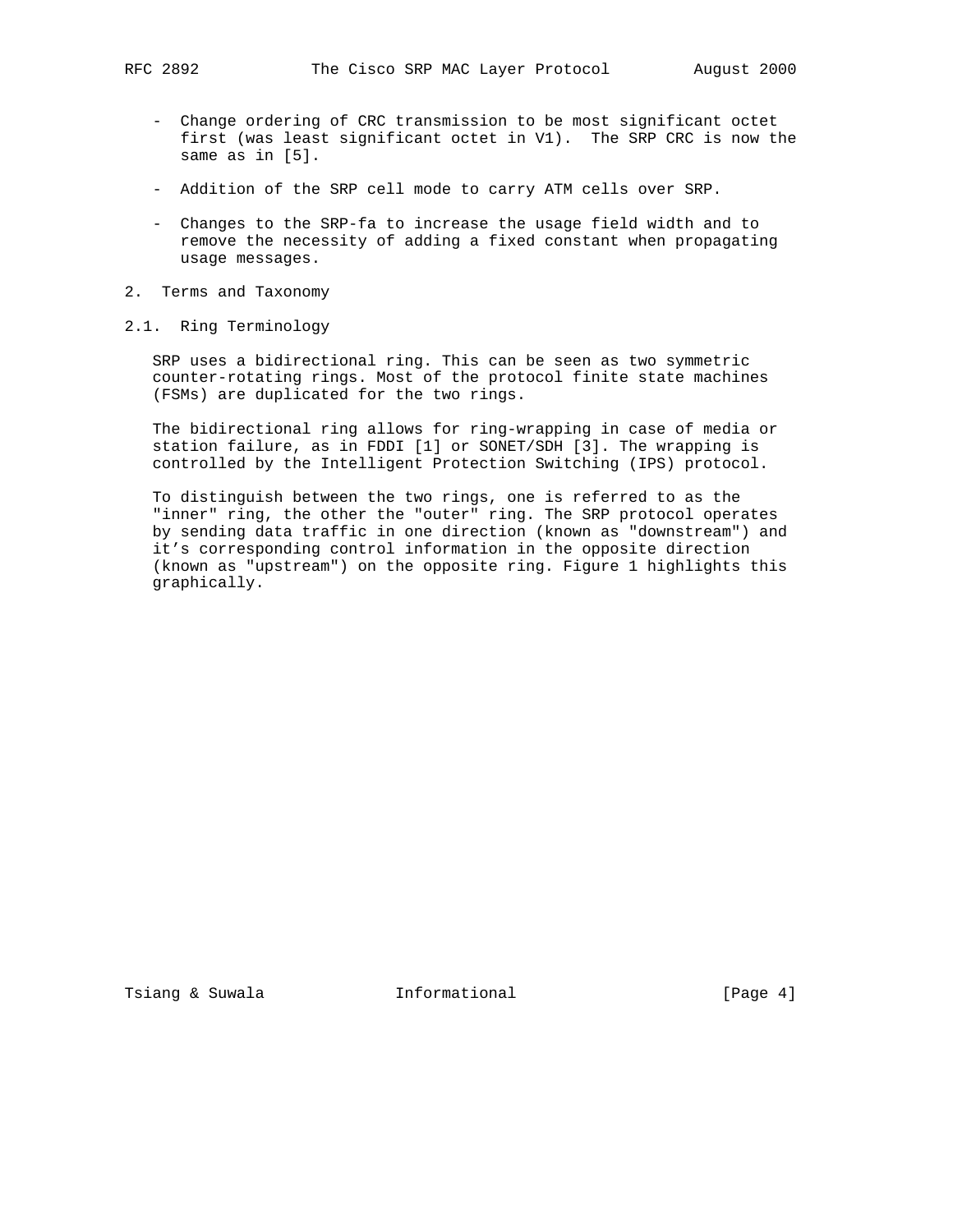- Change ordering of CRC transmission to be most significant octet first (was least significant octet in V1). The SRP CRC is now the same as in [5].

- Addition of the SRP cell mode to carry ATM cells over SRP.

- Changes to the SRP-fa to increase the usage field width and to remove the necessity of adding a fixed constant when propagating usage messages.

## 2. Terms and Taxonomy

### 2.1. Ring Terminology

SRP uses a bidirectional ring. This can be seen as two symmetric counter-rotating rings. Most of the protocol finite state machines (FSMs) are duplicated for the two rings.

The bidirectional ring allows for ring-wrapping in case of media or station failure, as in FDDI [1] or SONET/SDH [3]. The wrapping is controlled by the Intelligent Protection Switching (IPS) protocol.

To distinguish between the two rings, one is referred to as the "inner" ring, the other the "outer" ring. The SRP protocol operates by sending data traffic in one direction (known as "downstream") and it's corresponding control information in the opposite direction (known as "upstream") on the opposite ring. Figure 1 highlights this graphically.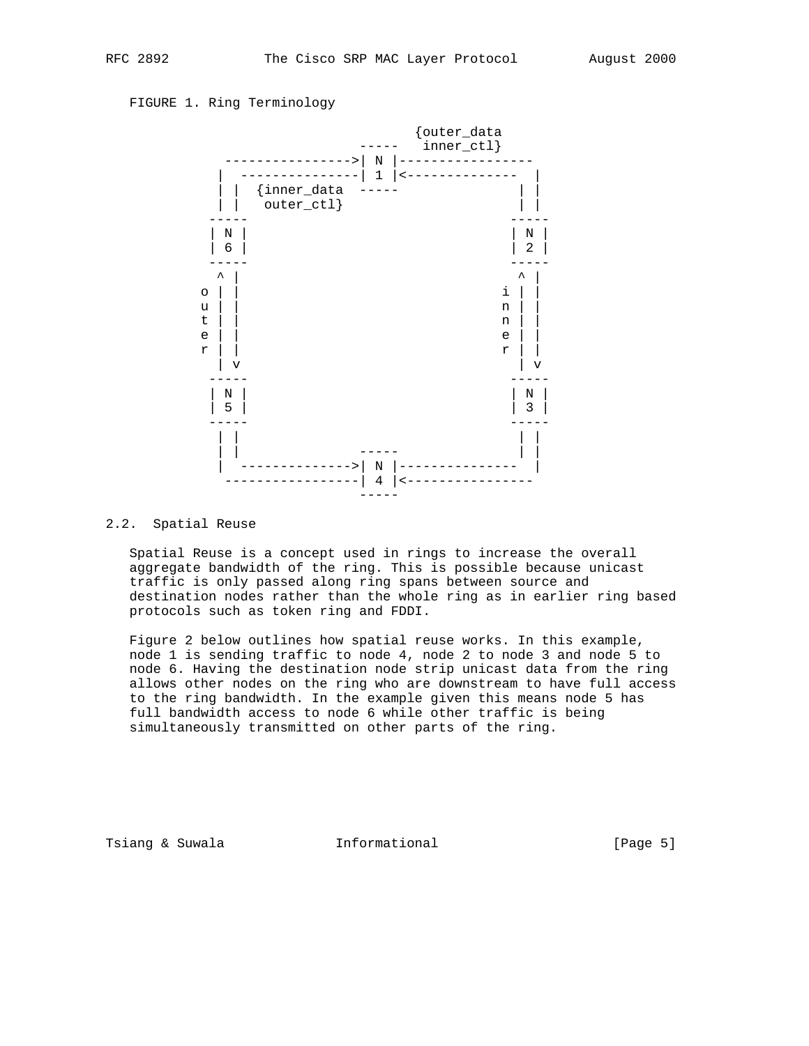FIGURE 1. Ring Terminology

```
                              {outer_data
                        -----   inner_ctl}
        ---------------->| N |-----------------
       |  ---------------| 1 |<--------------  |
       | |  {inner_data  -----               | |
       | |   outer_ctl}                      | |
      -----                                 -----
     | N |                                 | N |
     | 6 |                                 | 2 |
      -----                                 -----
       ^ |                                   ^ |
     o | |                                 i | |
     u | |                                 n | |
     t | |                                 n | |
     e | |                                 e | |
     r | |                                 r | |
       | v                                   | v
      -----                                 -----
     | N |                                 | N |
     | 5 |                                 | 3 |
      -----                                 -----
       | |                                   | |
       | |              -----                | |
       |  -------------->| N |---------------  |
        -----------------| 4 |<----------------
                         -----
```

## 2.2. Spatial Reuse

Spatial Reuse is a concept used in rings to increase the overall aggregate bandwidth of the ring. This is possible because unicast traffic is only passed along ring spans between source and destination nodes rather than the whole ring as in earlier ring based protocols such as token ring and FDDI.

Figure 2 below outlines how spatial reuse works. In this example, node 1 is sending traffic to node 4, node 2 to node 3 and node 5 to node 6. Having the destination node strip unicast data from the ring allows other nodes on the ring who are downstream to have full access to the ring bandwidth. In the example given this means node 5 has full bandwidth access to node 6 while other traffic is being simultaneously transmitted on other parts of the ring.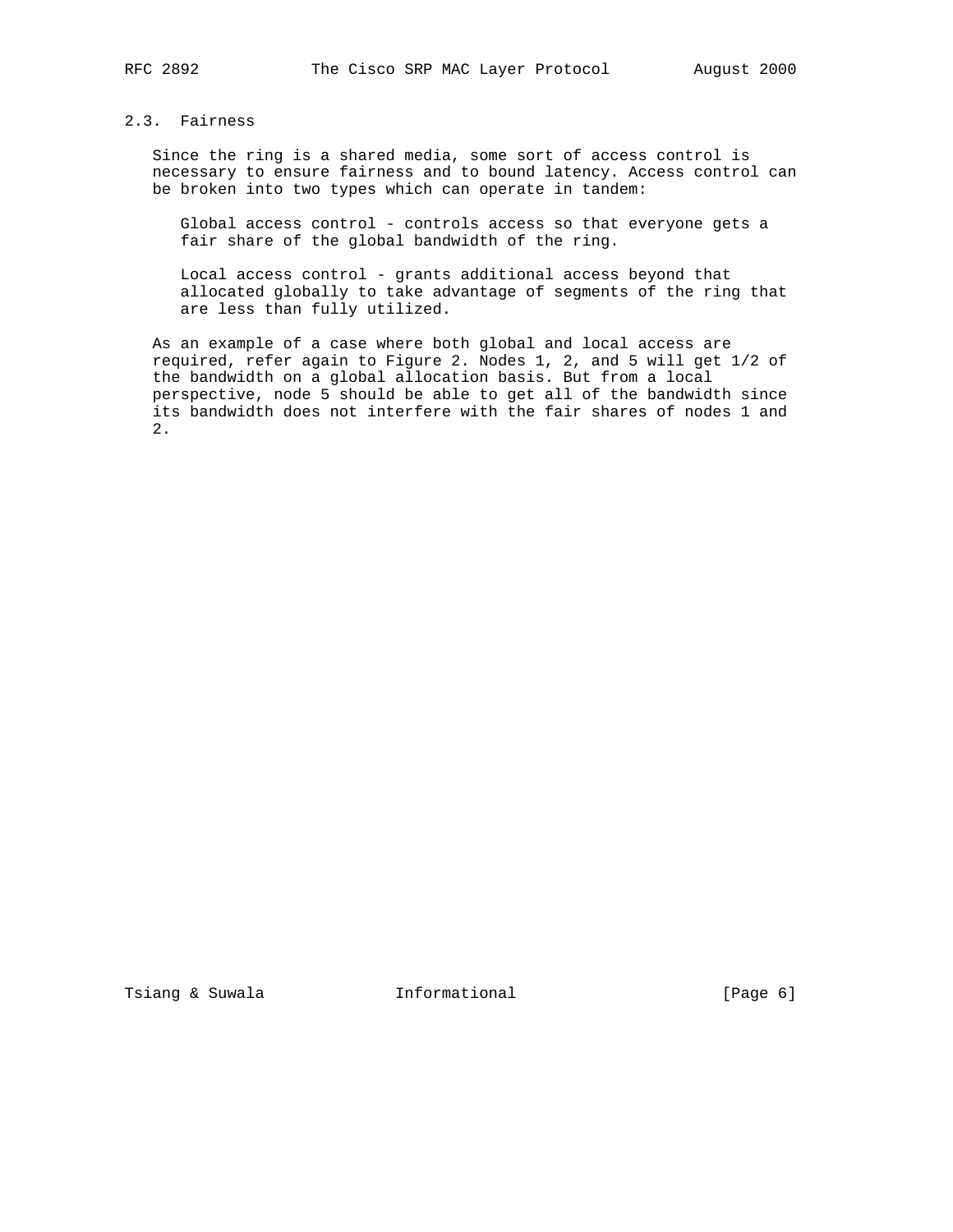## 2.3. Fairness

Since the ring is a shared media, some sort of access control is necessary to ensure fairness and to bound latency. Access control can be broken into two types which can operate in tandem:

Global access control - controls access so that everyone gets a fair share of the global bandwidth of the ring.

Local access control - grants additional access beyond that allocated globally to take advantage of segments of the ring that are less than fully utilized.

As an example of a case where both global and local access are required, refer again to Figure 2. Nodes 1, 2, and 5 will get 1/2 of the bandwidth on a global allocation basis. But from a local perspective, node 5 should be able to get all of the bandwidth since its bandwidth does not interfere with the fair shares of nodes 1 and 2.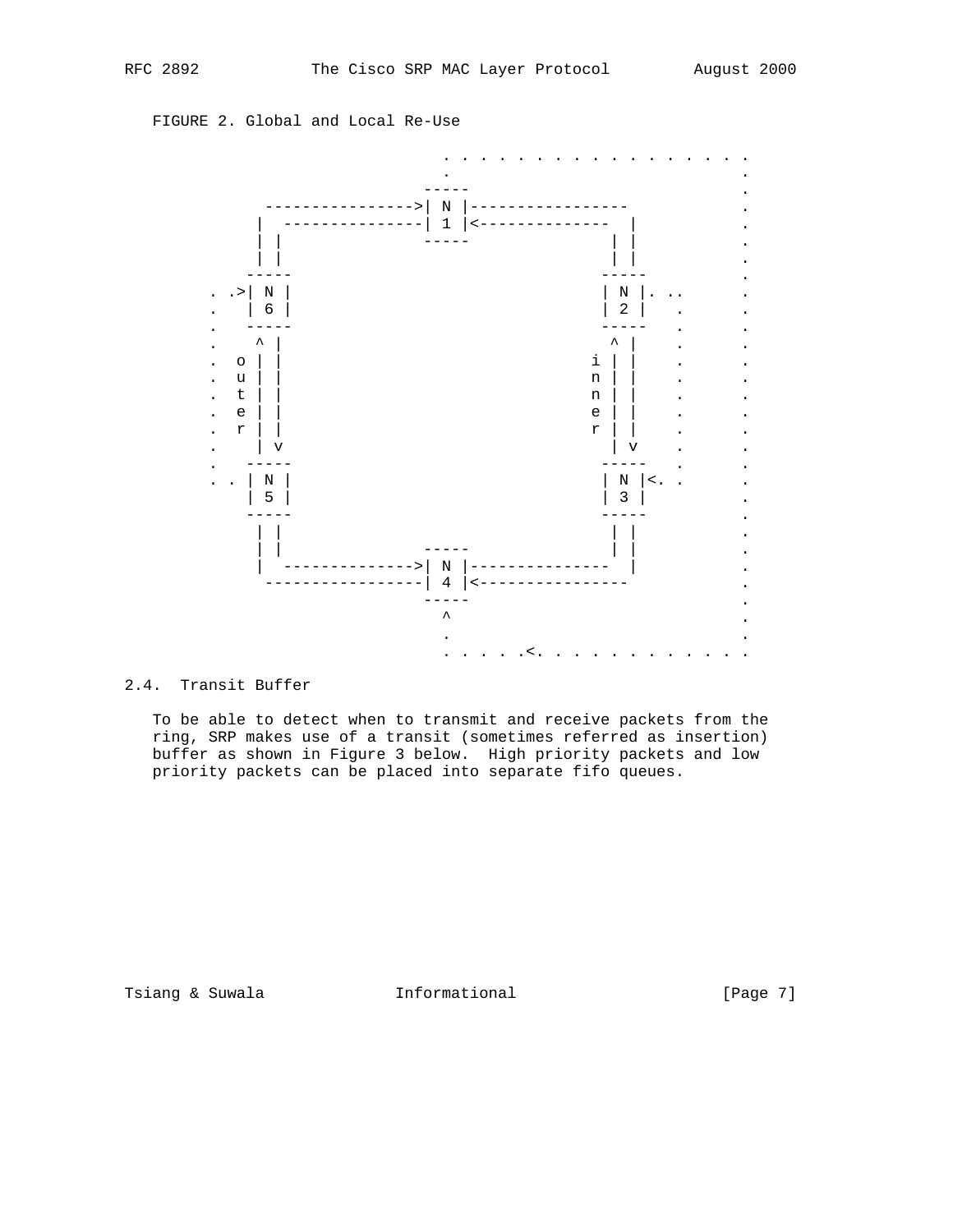FIGURE 2. Global and Local Re-Use

```
                                 . . . . . . . . . . . . . . . . . .
                                 .                                 .
                               -----                               .
          ---------------->| N |-----------------                  .
         |  ---------------| 1 |<--------------  |                 .
         | |               -----               | |                 .
         | |                                   | |                 .
        -----                                 -----                .
    . .>| N |                                 | N |. ..            .
    .   | 6 |                                 | 2 |   .            .
    .   -----                                 -----   .            .
    .    ^ |                                   ^ |    .            .
    .  o | |                                 i | |    .            .
    .  u | |                                 n | |    .            .
    .  t | |                                 n | |    .            .
    .  e | |                                 e | |    .            .
    .  r | |                                 r | |    .            .
    .    | v                                   | v    .            .
    .   -----                                 -----   .            .
    . . | N |                                 | N |<. .            .
        | 5 |                                 | 3 |                .
        -----                                 -----                .
         | |                                   | |                 .
         | |               -----               | |                 .
         |  -------------->| N |---------------  |                 .
          -----------------| 4 |<----------------                  .
                           -----                                   .
                             ^                                     .
                             .                                     .
                             . . . . .<. . . . . . . . . . . . . . .
```

## 2.4. Transit Buffer

To be able to detect when to transmit and receive packets from the ring, SRP makes use of a transit (sometimes referred as insertion) buffer as shown in Figure 3 below. High priority packets and low priority packets can be placed into separate fifo queues.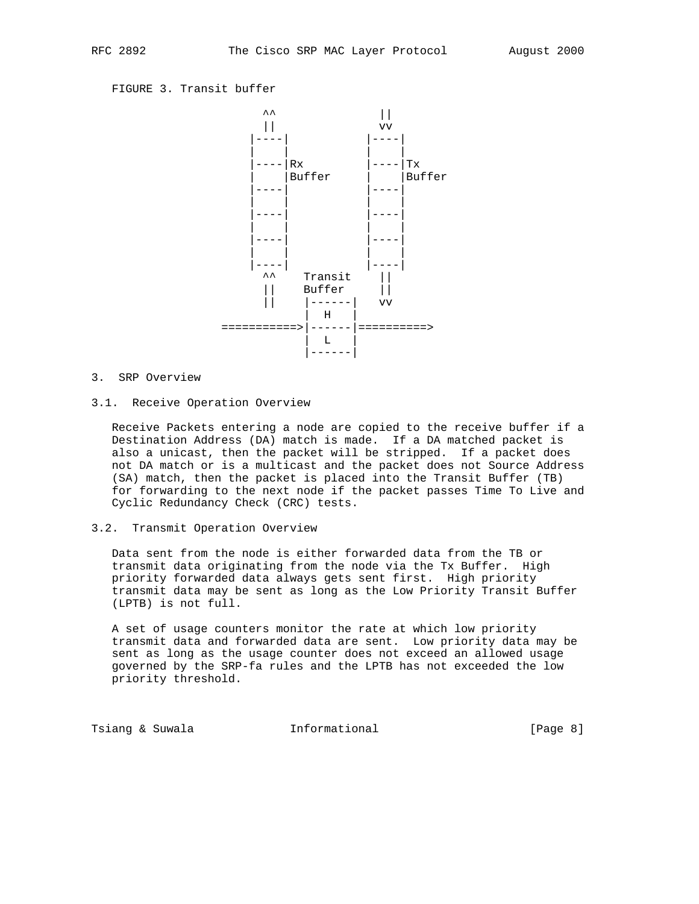FIGURE 3. Transit buffer

```
                 ^^              ||
                 ||              vv
                |----|          |----|
                |    |          |    |
                |----|Rx        |----|Tx
                |    |Buffer    |    |Buffer
                |----|          |----|
                |    |          |    |
                |----|          |----|
                |    |          |    |
                |----|          |----|
                |    |          |    |
                |----|          |----|
                 ^^    Transit    ||
                 ||    Buffer     ||
                 ||    |------|   vv
                       |  H   |
            ===========>|------|==========>
                       |  L   |
                       |------|
```

## 3. SRP Overview

### 3.1. Receive Operation Overview

Receive Packets entering a node are copied to the receive buffer if a Destination Address (DA) match is made. If a DA matched packet is also a unicast, then the packet will be stripped. If a packet does not DA match or is a multicast and the packet does not Source Address (SA) match, then the packet is placed into the Transit Buffer (TB) for forwarding to the next node if the packet passes Time To Live and Cyclic Redundancy Check (CRC) tests.

### 3.2. Transmit Operation Overview

Data sent from the node is either forwarded data from the TB or transmit data originating from the node via the Tx Buffer. High priority forwarded data always gets sent first. High priority transmit data may be sent as long as the Low Priority Transit Buffer (LPTB) is not full.

A set of usage counters monitor the rate at which low priority transmit data and forwarded data are sent. Low priority data may be sent as long as the usage counter does not exceed an allowed usage governed by the SRP-fa rules and the LPTB has not exceeded the low priority threshold.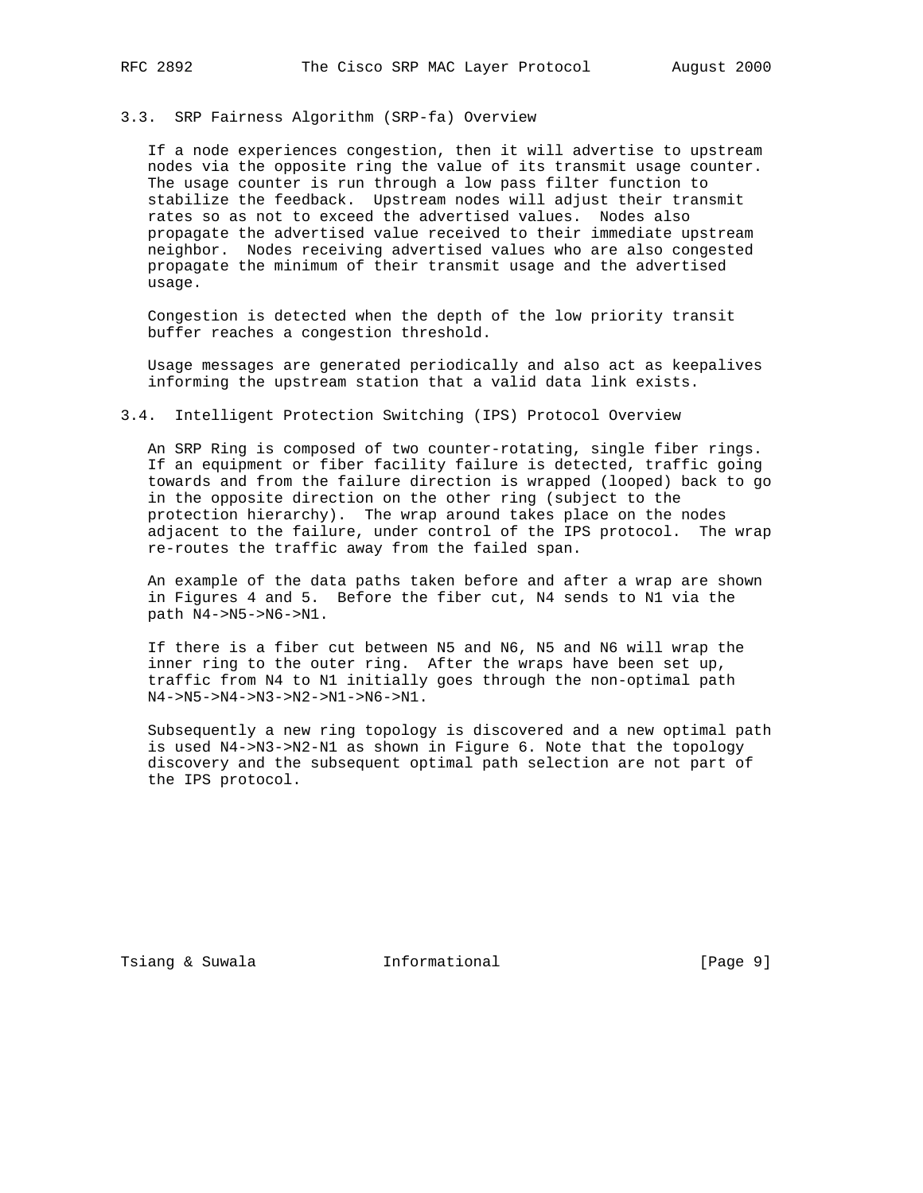### 3.3. SRP Fairness Algorithm (SRP-fa) Overview

If a node experiences congestion, then it will advertise to upstream nodes via the opposite ring the value of its transmit usage counter. The usage counter is run through a low pass filter function to stabilize the feedback. Upstream nodes will adjust their transmit rates so as not to exceed the advertised values. Nodes also propagate the advertised value received to their immediate upstream neighbor. Nodes receiving advertised values who are also congested propagate the minimum of their transmit usage and the advertised usage.

Congestion is detected when the depth of the low priority transit buffer reaches a congestion threshold.

Usage messages are generated periodically and also act as keepalives informing the upstream station that a valid data link exists.

### 3.4. Intelligent Protection Switching (IPS) Protocol Overview

An SRP Ring is composed of two counter-rotating, single fiber rings. If an equipment or fiber facility failure is detected, traffic going towards and from the failure direction is wrapped (looped) back to go in the opposite direction on the other ring (subject to the protection hierarchy). The wrap around takes place on the nodes adjacent to the failure, under control of the IPS protocol. The wrap re-routes the traffic away from the failed span.

An example of the data paths taken before and after a wrap are shown in Figures 4 and 5. Before the fiber cut, N4 sends to N1 via the path N4->N5->N6->N1.

If there is a fiber cut between N5 and N6, N5 and N6 will wrap the inner ring to the outer ring. After the wraps have been set up, traffic from N4 to N1 initially goes through the non-optimal path N4->N5->N4->N3->N2->N1->N6->N1.

Subsequently a new ring topology is discovered and a new optimal path is used N4->N3->N2-N1 as shown in Figure 6. Note that the topology discovery and the subsequent optimal path selection are not part of the IPS protocol.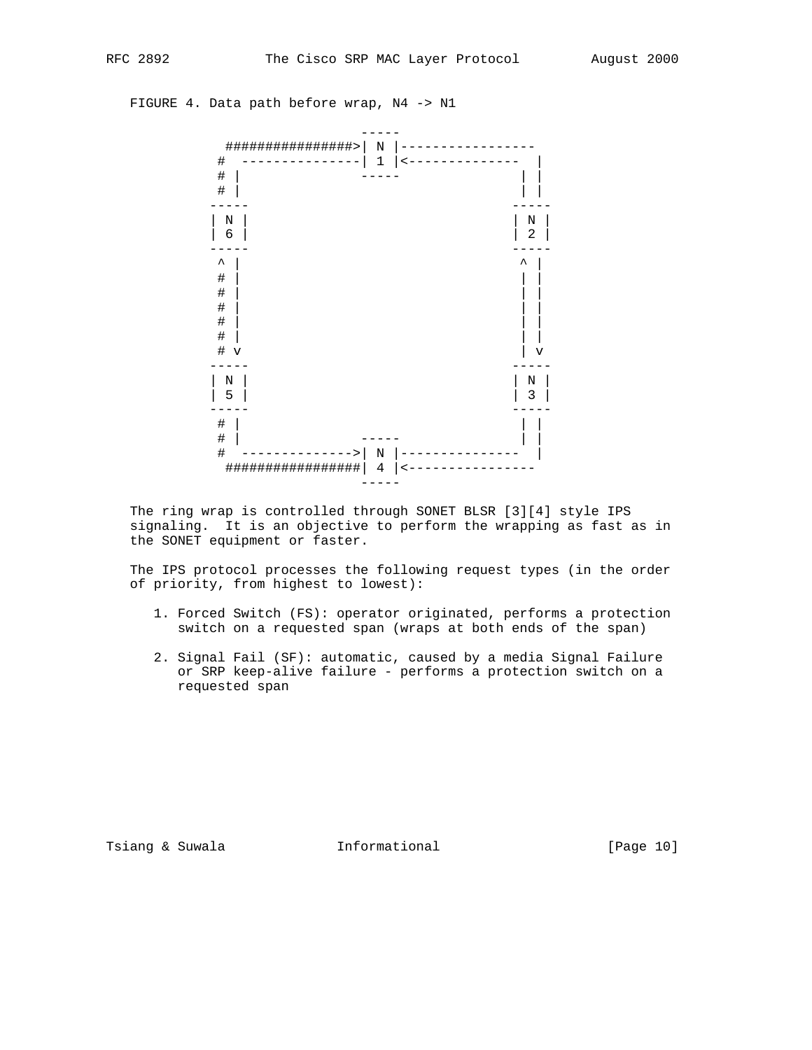FIGURE 4. Data path before wrap, N4 -> N1

```
                       -----
     ################>| N |-----------------
    #  ---------------| 1 |<--------------  |
    # |               -----               | |
    # |                                   | |
   -----                                 -----
   | N |                                 | N |
   | 6 |                                 | 2 |
   -----                                 -----
    ^ |                                   ^ |
    # |                                   | |
    # |                                   | |
    # |                                   | |
    # |                                   | |
    # |                                   | |
    # v                                   | v
   -----                                 -----
   | N |                                 | N |
   | 5 |                                 | 3 |
   -----                                 -----
    # |                                   | |
    # |               -----               | |
    #  -------------->| N |---------------  |
     #################| 4 |<----------------
                       -----
```

The ring wrap is controlled through SONET BLSR [3][4] style IPS signaling. It is an objective to perform the wrapping as fast as in the SONET equipment or faster.

The IPS protocol processes the following request types (in the order of priority, from highest to lowest):

1. Forced Switch (FS): operator originated, performs a protection switch on a requested span (wraps at both ends of the span)

2. Signal Fail (SF): automatic, caused by a media Signal Failure or SRP keep-alive failure - performs a protection switch on a requested span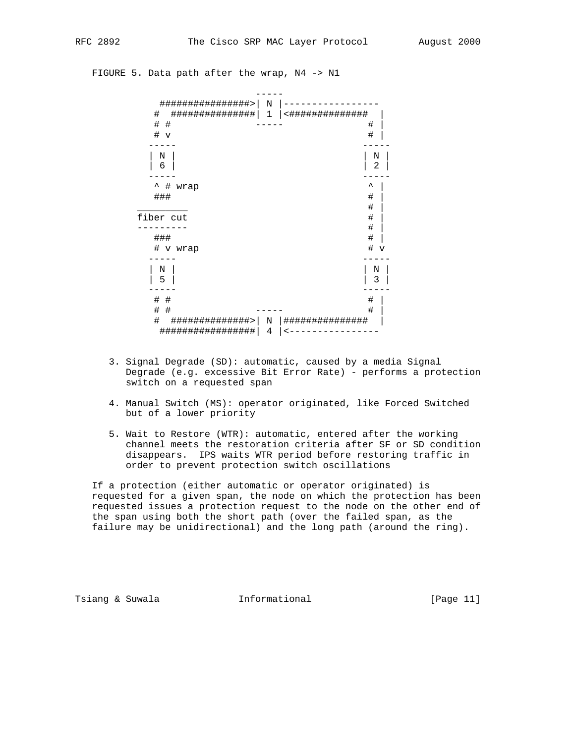FIGURE 5. Data path after the wrap, N4 -> N1

```
                          -----
            ################>| N |-----------------
           #  ###############| 1 |<##############  |
           # #               -----                # |
           # v                                    # |
          -----                                  -----
          | N |                                  | N |
          | 6 |                                  | 2 |
          -----                                  -----
           ^ # wrap                               ^ |
           ###                                    # |
         _________                                # |
         fiber cut                                # |
         ---------                                # |
           ###                                    # |
           # v wrap                               # v
          -----                                  -----
          | N |                                  | N |
          | 5 |                                  | 3 |
          -----                                  -----
           # #                                    # |
           # #               -----                # |
           #  ##############>| N |###############  |
            #################| 4 |<----------------
```

3. Signal Degrade (SD): automatic, caused by a media Signal Degrade (e.g. excessive Bit Error Rate) - performs a protection switch on a requested span

4. Manual Switch (MS): operator originated, like Forced Switched but of a lower priority

5. Wait to Restore (WTR): automatic, entered after the working channel meets the restoration criteria after SF or SD condition disappears. IPS waits WTR period before restoring traffic in order to prevent protection switch oscillations

If a protection (either automatic or operator originated) is requested for a given span, the node on which the protection has been requested issues a protection request to the node on the other end of the span using both the short path (over the failed span, as the failure may be unidirectional) and the long path (around the ring).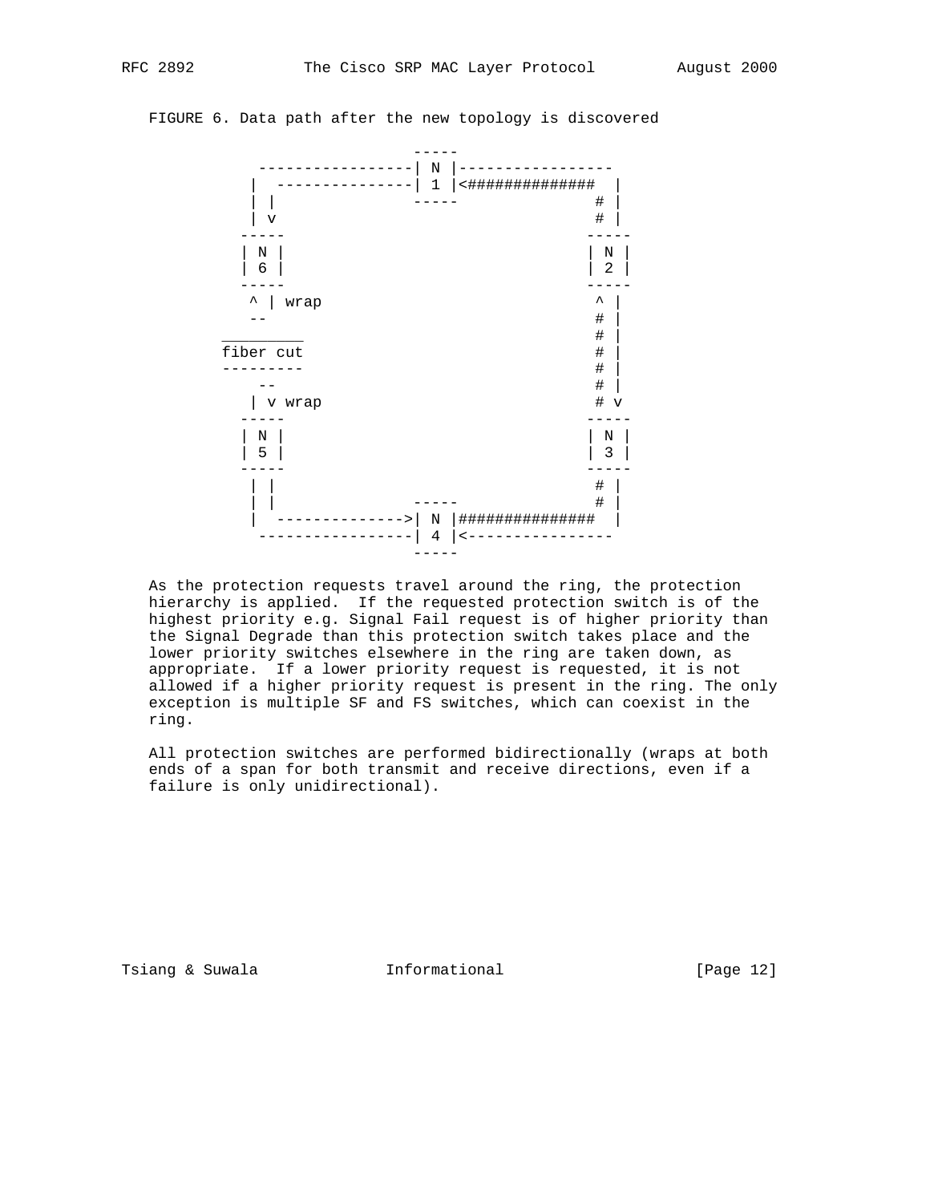FIGURE 6. Data path after the new topology is discovered

```
                         -----
       -----------------| N |-----------------
      |  ---------------| 1 |<##############  |
      | |                -----               # |
      | v                                    # |
     -----                                  -----
     | N |                                  | N |
     | 6 |                                  | 2 |
     -----                                  -----
      ^ | wrap                               ^ |
      --                                     # |
   _________                                 # |
   fiber cut                                 # |
   ---------                                 # |
       --                                    # |
      | v wrap                               # v
     -----                                  -----
     | N |                                  | N |
     | 5 |                                  | 3 |
     -----                                  -----
      | |                                    # |
      | |                -----               # |
      |  -------------->| N |###############  |
       -----------------| 4 |<----------------
                         -----
```

As the protection requests travel around the ring, the protection hierarchy is applied. If the requested protection switch is of the highest priority e.g. Signal Fail request is of higher priority than the Signal Degrade than this protection switch takes place and the lower priority switches elsewhere in the ring are taken down, as appropriate. If a lower priority request is requested, it is not allowed if a higher priority request is present in the ring. The only exception is multiple SF and FS switches, which can coexist in the ring.

All protection switches are performed bidirectionally (wraps at both ends of a span for both transmit and receive directions, even if a failure is only unidirectional).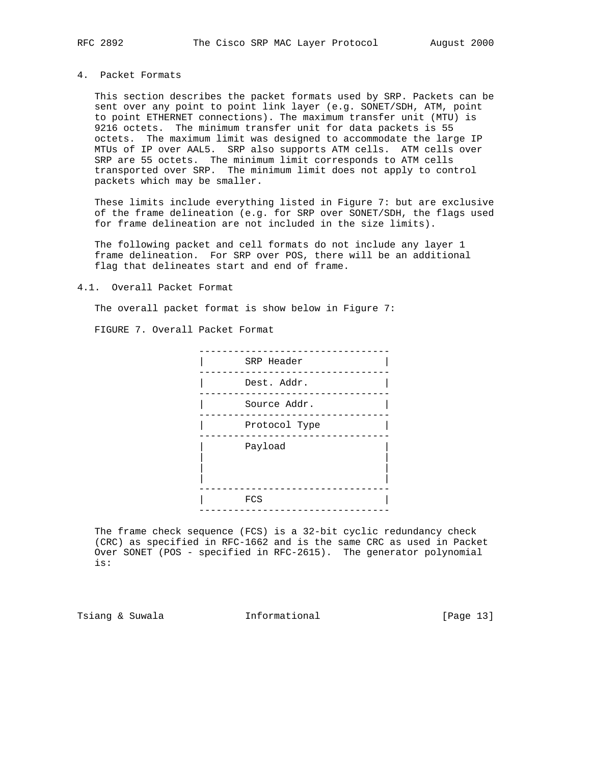# 4. Packet Formats

This section describes the packet formats used by SRP. Packets can be sent over any point to point link layer (e.g. SONET/SDH, ATM, point to point ETHERNET connections). The maximum transfer unit (MTU) is 9216 octets. The minimum transfer unit for data packets is 55 octets. The maximum limit was designed to accommodate the large IP MTUs of IP over AAL5. SRP also supports ATM cells. ATM cells over SRP are 55 octets. The minimum limit corresponds to ATM cells transported over SRP. The minimum limit does not apply to control packets which may be smaller.

These limits include everything listed in Figure 7: but are exclusive of the frame delineation (e.g. for SRP over SONET/SDH, the flags used for frame delineation are not included in the size limits).

The following packet and cell formats do not include any layer 1 frame delineation. For SRP over POS, there will be an additional flag that delineates start and end of frame.

## 4.1. Overall Packet Format

The overall packet format is show below in Figure 7:

FIGURE 7. Overall Packet Format

```
 ---------------------------------
 |       SRP Header              |
 ---------------------------------
 |       Dest. Addr.             |
 ---------------------------------
 |       Source Addr.            |
 ---------------------------------
 |       Protocol Type           |
 ---------------------------------
 |       Payload                 |
 |                               |
 |                               |
 |                               |
 ---------------------------------
 |       FCS                     |
 ---------------------------------
```

The frame check sequence (FCS) is a 32-bit cyclic redundancy check (CRC) as specified in RFC-1662 and is the same CRC as used in Packet Over SONET (POS - specified in RFC-2615). The generator polynomial is: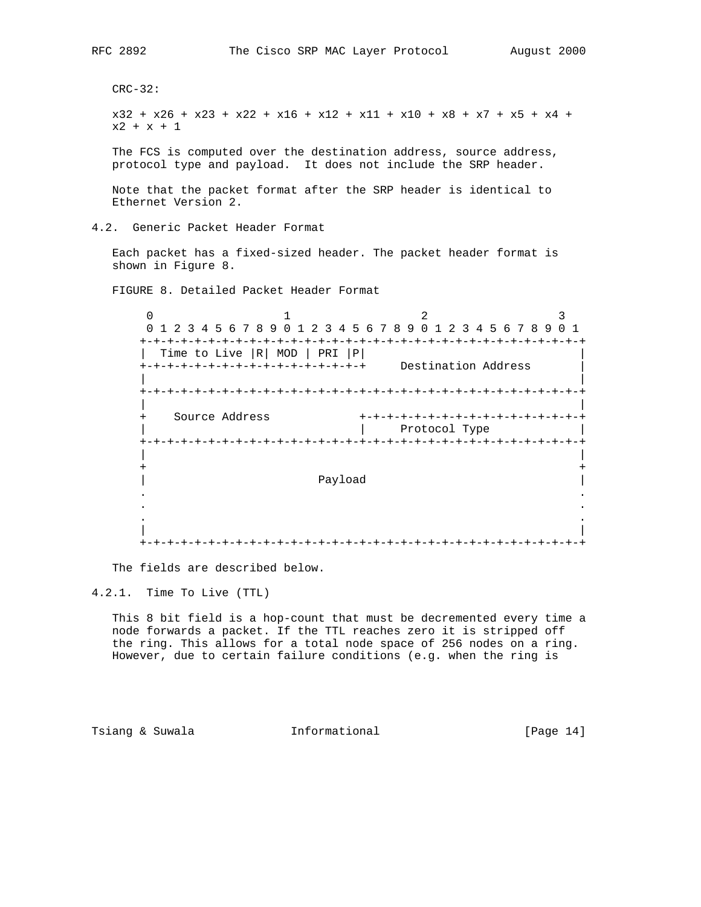CRC-32:

$$x^{32} + x^{26} + x^{23} + x^{22} + x^{16} + x^{12} + x^{11} + x^{10} + x^8 + x^7 + x^5 + x^4 + x^2 + x + 1$$

The FCS is computed over the destination address, source address, protocol type and payload. It does not include the SRP header.

Note that the packet format after the SRP header is identical to Ethernet Version 2.

## 4.2. Generic Packet Header Format

Each packet has a fixed-sized header. The packet header format is shown in Figure 8.

FIGURE 8. Detailed Packet Header Format

```
 0                   1                   2                   3
 0 1 2 3 4 5 6 7 8 9 0 1 2 3 4 5 6 7 8 9 0 1 2 3 4 5 6 7 8 9 0 1
+-+-+-+-+-+-+-+-+-+-+-+-+-+-+-+-+-+-+-+-+-+-+-+-+-+-+-+-+-+-+-+-+
|  Time to Live |R| MOD | PRI |P|                               |
+-+-+-+-+-+-+-+-+-+-+-+-+-+-+-+-+     Destination Address       |
|                                                               |
+-+-+-+-+-+-+-+-+-+-+-+-+-+-+-+-+-+-+-+-+-+-+-+-+-+-+-+-+-+-+-+-+
|                                                               |
+    Source Address             +-+-+-+-+-+-+-+-+-+-+-+-+-+-+-+-+
|                               |     Protocol Type             |
+-+-+-+-+-+-+-+-+-+-+-+-+-+-+-+-+-+-+-+-+-+-+-+-+-+-+-+-+-+-+-+-+
|                                                               |
+                                                               +
|                          Payload                              |
.                                                               .
.                                                               .
.                                                               .
|                                                               |
+-+-+-+-+-+-+-+-+-+-+-+-+-+-+-+-+-+-+-+-+-+-+-+-+-+-+-+-+-+-+-+-+
```

The fields are described below.

### 4.2.1. Time To Live (TTL)

This 8 bit field is a hop-count that must be decremented every time a node forwards a packet. If the TTL reaches zero it is stripped off the ring. This allows for a total node space of 256 nodes on a ring. However, due to certain failure conditions (e.g. when the ring is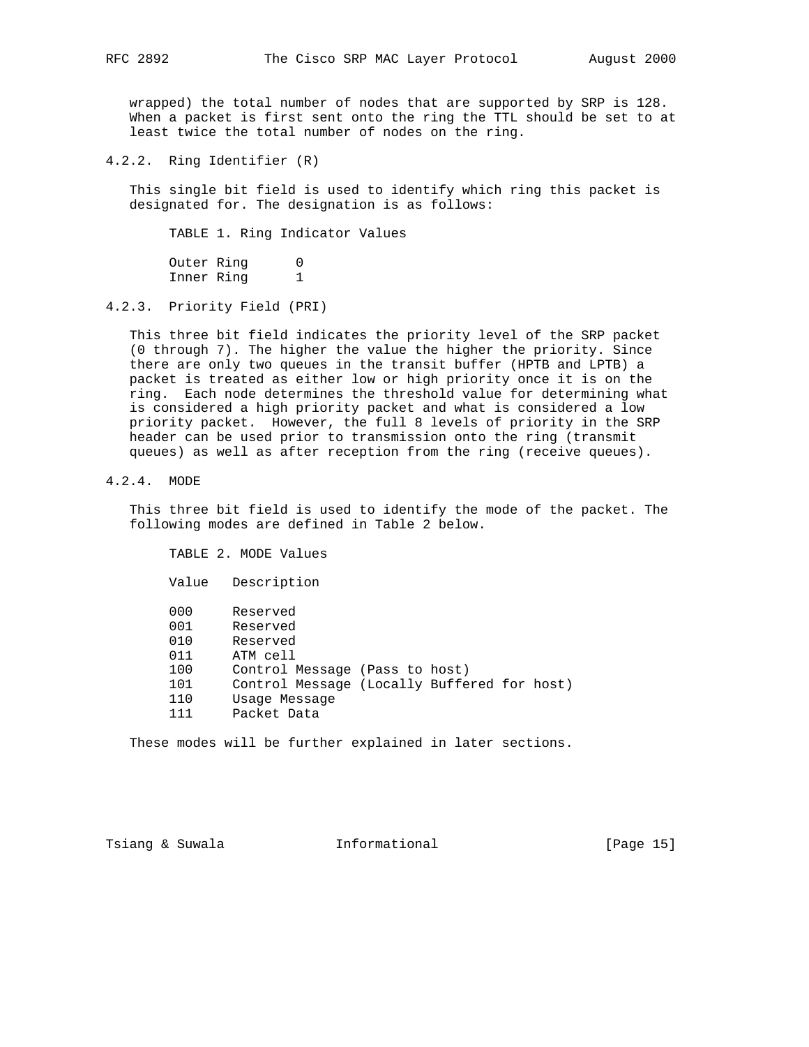wrapped) the total number of nodes that are supported by SRP is 128. When a packet is first sent onto the ring the TTL should be set to at least twice the total number of nodes on the ring.

### 4.2.2. Ring Identifier (R)

This single bit field is used to identify which ring this packet is designated for. The designation is as follows:

TABLE 1. Ring Indicator Values

| Ring | Value |
|---|---|
| Outer Ring | 0 |
| Inner Ring | 1 |

### 4.2.3. Priority Field (PRI)

This three bit field indicates the priority level of the SRP packet (0 through 7). The higher the value the higher the priority. Since there are only two queues in the transit buffer (HPTB and LPTB) a packet is treated as either low or high priority once it is on the ring. Each node determines the threshold value for determining what is considered a high priority packet and what is considered a low priority packet. However, the full 8 levels of priority in the SRP header can be used prior to transmission onto the ring (transmit queues) as well as after reception from the ring (receive queues).

### 4.2.4. MODE

This three bit field is used to identify the mode of the packet. The following modes are defined in Table 2 below.

TABLE 2. MODE Values

| Value | Description |
|---|---|
| 000 | Reserved |
| 001 | Reserved |
| 010 | Reserved |
| 011 | ATM cell |
| 100 | Control Message (Pass to host) |
| 101 | Control Message (Locally Buffered for host) |
| 110 | Usage Message |
| 111 | Packet Data |

These modes will be further explained in later sections.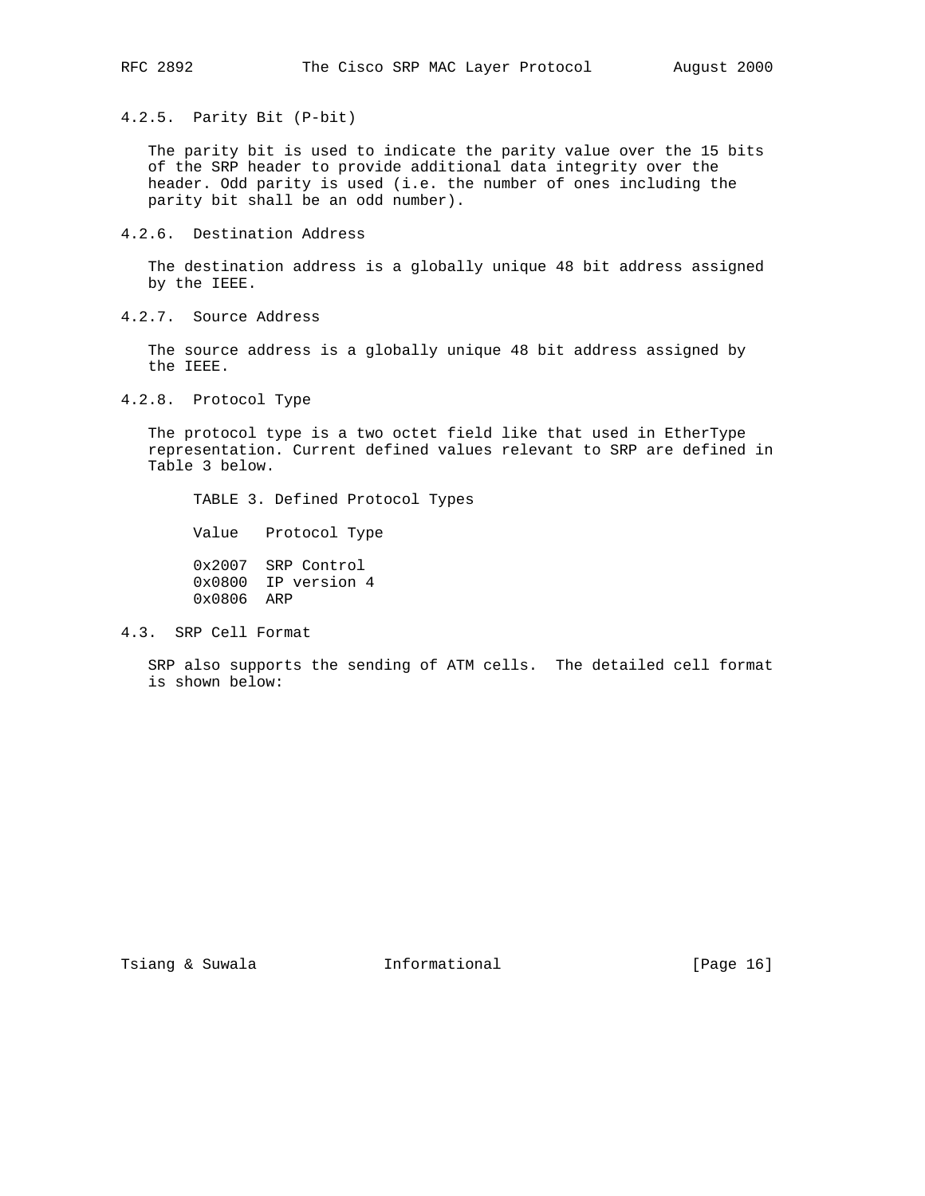#### 4.2.5. Parity Bit (P-bit)

The parity bit is used to indicate the parity value over the 15 bits of the SRP header to provide additional data integrity over the header. Odd parity is used (i.e. the number of ones including the parity bit shall be an odd number).

#### 4.2.6. Destination Address

The destination address is a globally unique 48 bit address assigned by the IEEE.

#### 4.2.7. Source Address

The source address is a globally unique 48 bit address assigned by the IEEE.

#### 4.2.8. Protocol Type

The protocol type is a two octet field like that used in EtherType representation. Current defined values relevant to SRP are defined in Table 3 below.

TABLE 3. Defined Protocol Types

| Value | Protocol Type |
|---|---|
| 0x2007 | SRP Control |
| 0x0800 | IP version 4 |
| 0x0806 | ARP |

### 4.3. SRP Cell Format

SRP also supports the sending of ATM cells. The detailed cell format is shown below: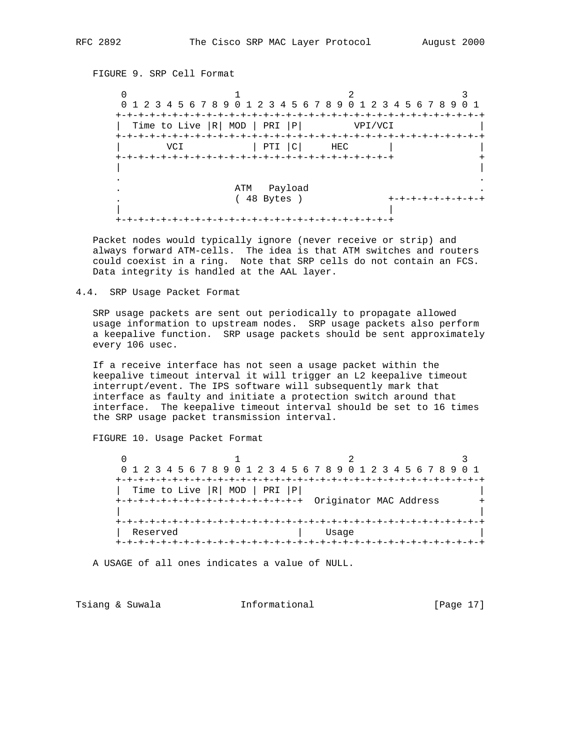FIGURE 9. SRP Cell Format

```
    0                   1                   2                   3
    0 1 2 3 4 5 6 7 8 9 0 1 2 3 4 5 6 7 8 9 0 1 2 3 4 5 6 7 8 9 0 1
   +-+-+-+-+-+-+-+-+-+-+-+-+-+-+-+-+-+-+-+-+-+-+-+-+-+-+-+-+-+-+-+-+
   |  Time to Live |R| MOD | PRI |P|         VPI/VCI               |
   +-+-+-+-+-+-+-+-+-+-+-+-+-+-+-+-+-+-+-+-+-+-+-+-+-+-+-+-+-+-+-+-+
   |        VCI            | PTI |C|     HEC       |               |
   +-+-+-+-+-+-+-+-+-+-+-+-+-+-+-+-+-+-+-+-+-+-+-+-+               +
   |                                                               |
   .                                                               .
   .                  ATM   Payload                                .
   .                  ( 48 Bytes )                 +-+-+-+-+-+-+-+-+
   |                                               |
   +-+-+-+-+-+-+-+-+-+-+-+-+-+-+-+-+-+-+-+-+-+-+-+-+
```

Packet nodes would typically ignore (never receive or strip) and always forward ATM-cells. The idea is that ATM switches and routers could coexist in a ring. Note that SRP cells do not contain an FCS. Data integrity is handled at the AAL layer.

## 4.4. SRP Usage Packet Format

SRP usage packets are sent out periodically to propagate allowed usage information to upstream nodes. SRP usage packets also perform a keepalive function. SRP usage packets should be sent approximately every 106 usec.

If a receive interface has not seen a usage packet within the keepalive timeout interval it will trigger an L2 keepalive timeout interrupt/event. The IPS software will subsequently mark that interface as faulty and initiate a protection switch around that interface. The keepalive timeout interval should be set to 16 times the SRP usage packet transmission interval.

FIGURE 10. Usage Packet Format

```
    0                   1                   2                   3
    0 1 2 3 4 5 6 7 8 9 0 1 2 3 4 5 6 7 8 9 0 1 2 3 4 5 6 7 8 9 0 1
   +-+-+-+-+-+-+-+-+-+-+-+-+-+-+-+-+-+-+-+-+-+-+-+-+-+-+-+-+-+-+-+-+
   |  Time to Live |R| MOD | PRI |P|                               |
   +-+-+-+-+-+-+-+-+-+-+-+-+-+-+-+-+  Originator MAC Address       +
   |                                                               |
   +-+-+-+-+-+-+-+-+-+-+-+-+-+-+-+-+-+-+-+-+-+-+-+-+-+-+-+-+-+-+-+-+
   |  Reserved                     |    Usage                      |
   +-+-+-+-+-+-+-+-+-+-+-+-+-+-+-+-+-+-+-+-+-+-+-+-+-+-+-+-+-+-+-+-+
```

A USAGE of all ones indicates a value of NULL.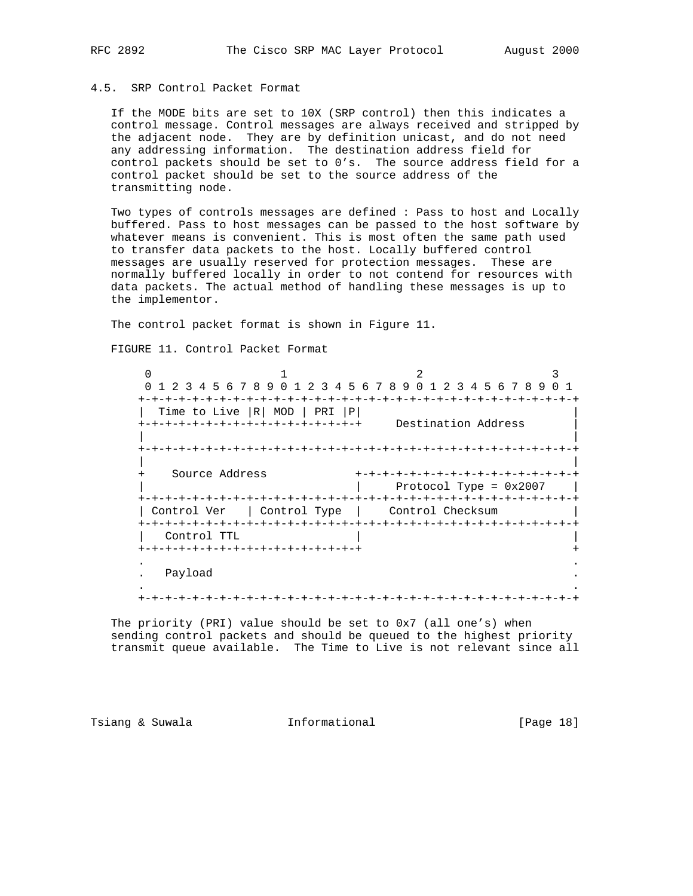## 4.5. SRP Control Packet Format

If the MODE bits are set to 10X (SRP control) then this indicates a control message. Control messages are always received and stripped by the adjacent node. They are by definition unicast, and do not need any addressing information. The destination address field for control packets should be set to 0's. The source address field for a control packet should be set to the source address of the transmitting node.

Two types of controls messages are defined : Pass to host and Locally buffered. Pass to host messages can be passed to the host software by whatever means is convenient. This is most often the same path used to transfer data packets to the host. Locally buffered control messages are usually reserved for protection messages. These are normally buffered locally in order to not contend for resources with data packets. The actual method of handling these messages is up to the implementor.

The control packet format is shown in Figure 11.

FIGURE 11. Control Packet Format

```
 0                   1                   2                   3
 0 1 2 3 4 5 6 7 8 9 0 1 2 3 4 5 6 7 8 9 0 1 2 3 4 5 6 7 8 9 0 1
+-+-+-+-+-+-+-+-+-+-+-+-+-+-+-+-+-+-+-+-+-+-+-+-+-+-+-+-+-+-+-+-+
|  Time to Live |R| MOD | PRI |P|                               |
+-+-+-+-+-+-+-+-+-+-+-+-+-+-+-+-+     Destination Address       |
|                                                               |
+-+-+-+-+-+-+-+-+-+-+-+-+-+-+-+-+-+-+-+-+-+-+-+-+-+-+-+-+-+-+-+-+
|                                                               |
+    Source Address             +-+-+-+-+-+-+-+-+-+-+-+-+-+-+-+-+
|                               |     Protocol Type = 0x2007    |
+-+-+-+-+-+-+-+-+-+-+-+-+-+-+-+-+-+-+-+-+-+-+-+-+-+-+-+-+-+-+-+-+
| Control Ver   | Control Type  |    Control Checksum           |
+-+-+-+-+-+-+-+-+-+-+-+-+-+-+-+-+-+-+-+-+-+-+-+-+-+-+-+-+-+-+-+-+
|   Control TTL                 |                               |
+-+-+-+-+-+-+-+-+-+-+-+-+-+-+-+-+                               +
.                                                               .
.   Payload                                                     .
.                                                               .
+-+-+-+-+-+-+-+-+-+-+-+-+-+-+-+-+-+-+-+-+-+-+-+-+-+-+-+-+-+-+-+-+
```

The priority (PRI) value should be set to 0x7 (all one's) when sending control packets and should be queued to the highest priority transmit queue available. The Time to Live is not relevant since all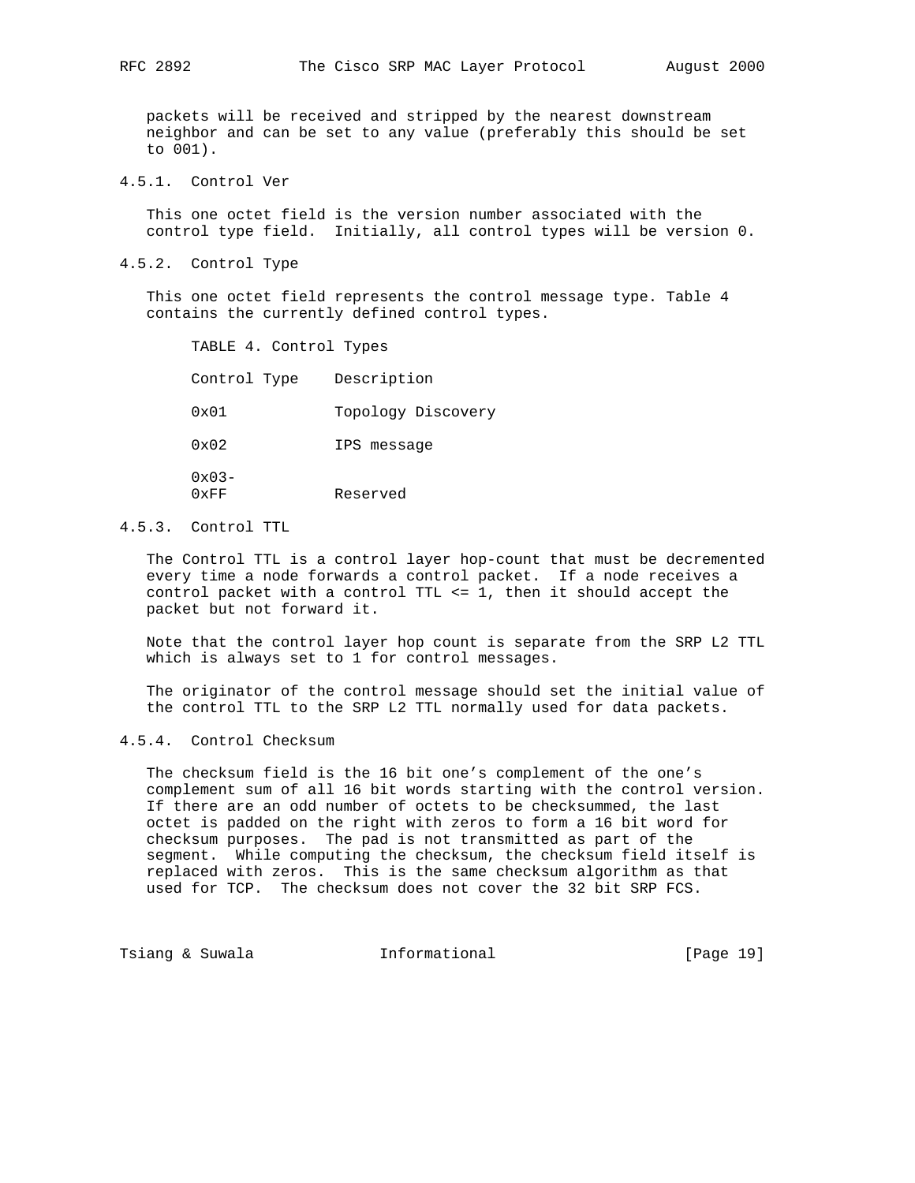packets will be received and stripped by the nearest downstream neighbor and can be set to any value (preferably this should be set to 001).

### 4.5.1. Control Ver

This one octet field is the version number associated with the control type field. Initially, all control types will be version 0.

### 4.5.2. Control Type

This one octet field represents the control message type. Table 4 contains the currently defined control types.

TABLE 4. Control Types

| Control Type | Description |
|---|---|
| 0x01 | Topology Discovery |
| 0x02 | IPS message |
| 0x03-0xFF | Reserved |

### 4.5.3. Control TTL

The Control TTL is a control layer hop-count that must be decremented every time a node forwards a control packet. If a node receives a control packet with a control TTL <= 1, then it should accept the packet but not forward it.

Note that the control layer hop count is separate from the SRP L2 TTL which is always set to 1 for control messages.

The originator of the control message should set the initial value of the control TTL to the SRP L2 TTL normally used for data packets.

### 4.5.4. Control Checksum

The checksum field is the 16 bit one's complement of the one's complement sum of all 16 bit words starting with the control version. If there are an odd number of octets to be checksummed, the last octet is padded on the right with zeros to form a 16 bit word for checksum purposes. The pad is not transmitted as part of the segment. While computing the checksum, the checksum field itself is replaced with zeros. This is the same checksum algorithm as that used for TCP. The checksum does not cover the 32 bit SRP FCS.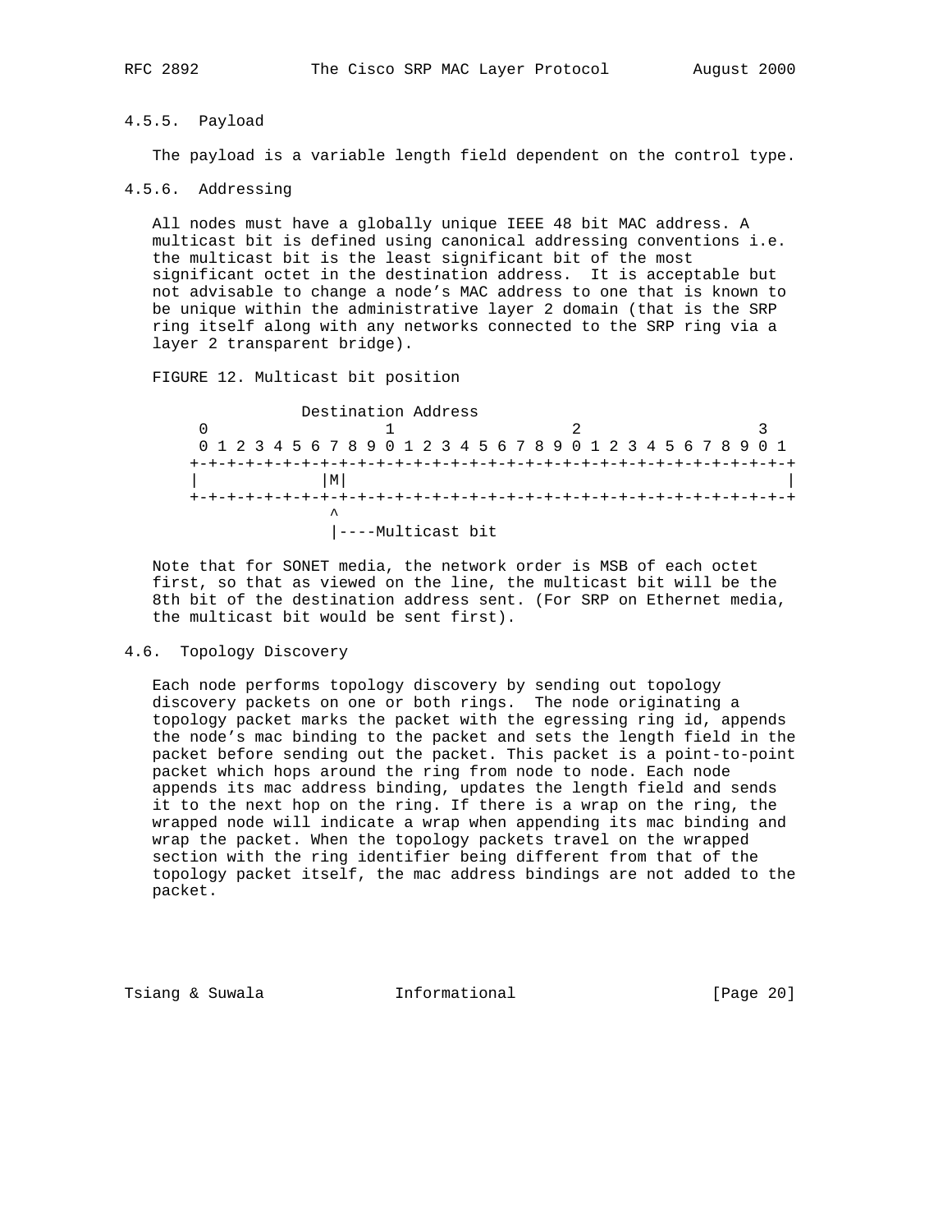### 4.5.5. Payload

The payload is a variable length field dependent on the control type.

### 4.5.6. Addressing

All nodes must have a globally unique IEEE 48 bit MAC address. A multicast bit is defined using canonical addressing conventions i.e. the multicast bit is the least significant bit of the most significant octet in the destination address. It is acceptable but not advisable to change a node's MAC address to one that is known to be unique within the administrative layer 2 domain (that is the SRP ring itself along with any networks connected to the SRP ring via a layer 2 transparent bridge).

FIGURE 12. Multicast bit position

```
            Destination Address
  0                   1                   2                   3
  0 1 2 3 4 5 6 7 8 9 0 1 2 3 4 5 6 7 8 9 0 1 2 3 4 5 6 7 8 9 0 1
 +-+-+-+-+-+-+-+-+-+-+-+-+-+-+-+-+-+-+-+-+-+-+-+-+-+-+-+-+-+-+-+-+
 |             |M|                                               |
 +-+-+-+-+-+-+-+-+-+-+-+-+-+-+-+-+-+-+-+-+-+-+-+-+-+-+-+-+-+-+-+-+
                ^
                |----Multicast bit
```

Note that for SONET media, the network order is MSB of each octet first, so that as viewed on the line, the multicast bit will be the 8th bit of the destination address sent. (For SRP on Ethernet media, the multicast bit would be sent first).

## 4.6. Topology Discovery

Each node performs topology discovery by sending out topology discovery packets on one or both rings. The node originating a topology packet marks the packet with the egressing ring id, appends the node's mac binding to the packet and sets the length field in the packet before sending out the packet. This packet is a point-to-point packet which hops around the ring from node to node. Each node appends its mac address binding, updates the length field and sends it to the next hop on the ring. If there is a wrap on the ring, the wrapped node will indicate a wrap when appending its mac binding and wrap the packet. When the topology packets travel on the wrapped section with the ring identifier being different from that of the topology packet itself, the mac address bindings are not added to the packet.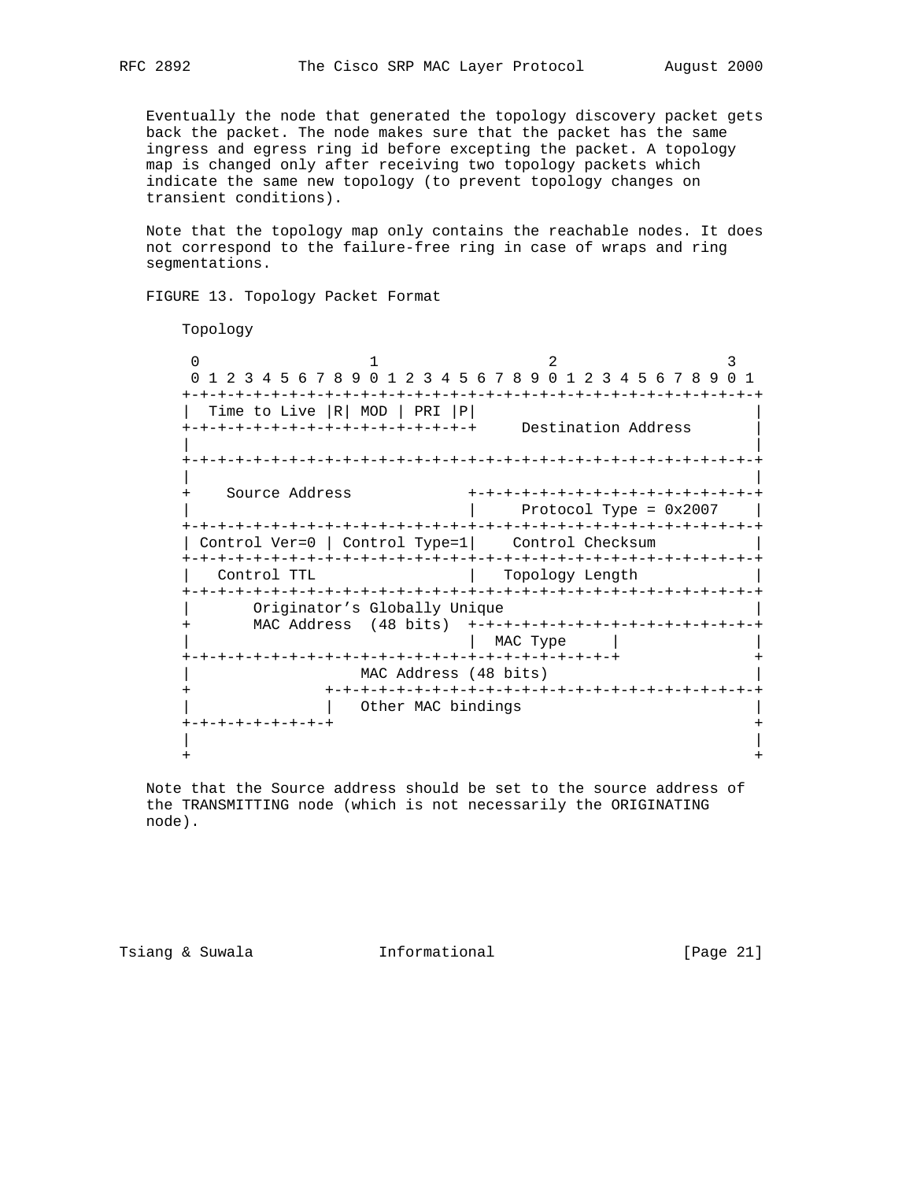Eventually the node that generated the topology discovery packet gets back the packet. The node makes sure that the packet has the same ingress and egress ring id before excepting the packet. A topology map is changed only after receiving two topology packets which indicate the same new topology (to prevent topology changes on transient conditions).

Note that the topology map only contains the reachable nodes. It does not correspond to the failure-free ring in case of wraps and ring segmentations.

FIGURE 13. Topology Packet Format

```
 Topology

 0                   1                   2                   3
 0 1 2 3 4 5 6 7 8 9 0 1 2 3 4 5 6 7 8 9 0 1 2 3 4 5 6 7 8 9 0 1
+-+-+-+-+-+-+-+-+-+-+-+-+-+-+-+-+-+-+-+-+-+-+-+-+-+-+-+-+-+-+-+-+
|  Time to Live |R| MOD | PRI |P|                               |
+-+-+-+-+-+-+-+-+-+-+-+-+-+-+-+-+     Destination Address       |
|                                                               |
+-+-+-+-+-+-+-+-+-+-+-+-+-+-+-+-+-+-+-+-+-+-+-+-+-+-+-+-+-+-+-+-+
|                                                               |
+    Source Address             +-+-+-+-+-+-+-+-+-+-+-+-+-+-+-+-+
|                               |     Protocol Type = 0x2007    |
+-+-+-+-+-+-+-+-+-+-+-+-+-+-+-+-+-+-+-+-+-+-+-+-+-+-+-+-+-+-+-+-+
| Control Ver=0 | Control Type=1|    Control Checksum           |
+-+-+-+-+-+-+-+-+-+-+-+-+-+-+-+-+-+-+-+-+-+-+-+-+-+-+-+-+-+-+-+-+
|   Control TTL                 |   Topology Length             |
+-+-+-+-+-+-+-+-+-+-+-+-+-+-+-+-+-+-+-+-+-+-+-+-+-+-+-+-+-+-+-+-+
|       Originator’s Globally Unique                            |
+       MAC Address  (48 bits)  +-+-+-+-+-+-+-+-+-+-+-+-+-+-+-+-+
|                               |  MAC Type     |               |
+-+-+-+-+-+-+-+-+-+-+-+-+-+-+-+-+-+-+-+-+-+-+-+-+               +
|                  MAC Address (48 bits)                        |
+               +-+-+-+-+-+-+-+-+-+-+-+-+-+-+-+-+-+-+-+-+-+-+-+-+
|               |   Other MAC bindings                          |
+-+-+-+-+-+-+-+-+                                               +
|                                                               |
+                                                               +
```

Note that the Source address should be set to the source address of the TRANSMITTING node (which is not necessarily the ORIGINATING node).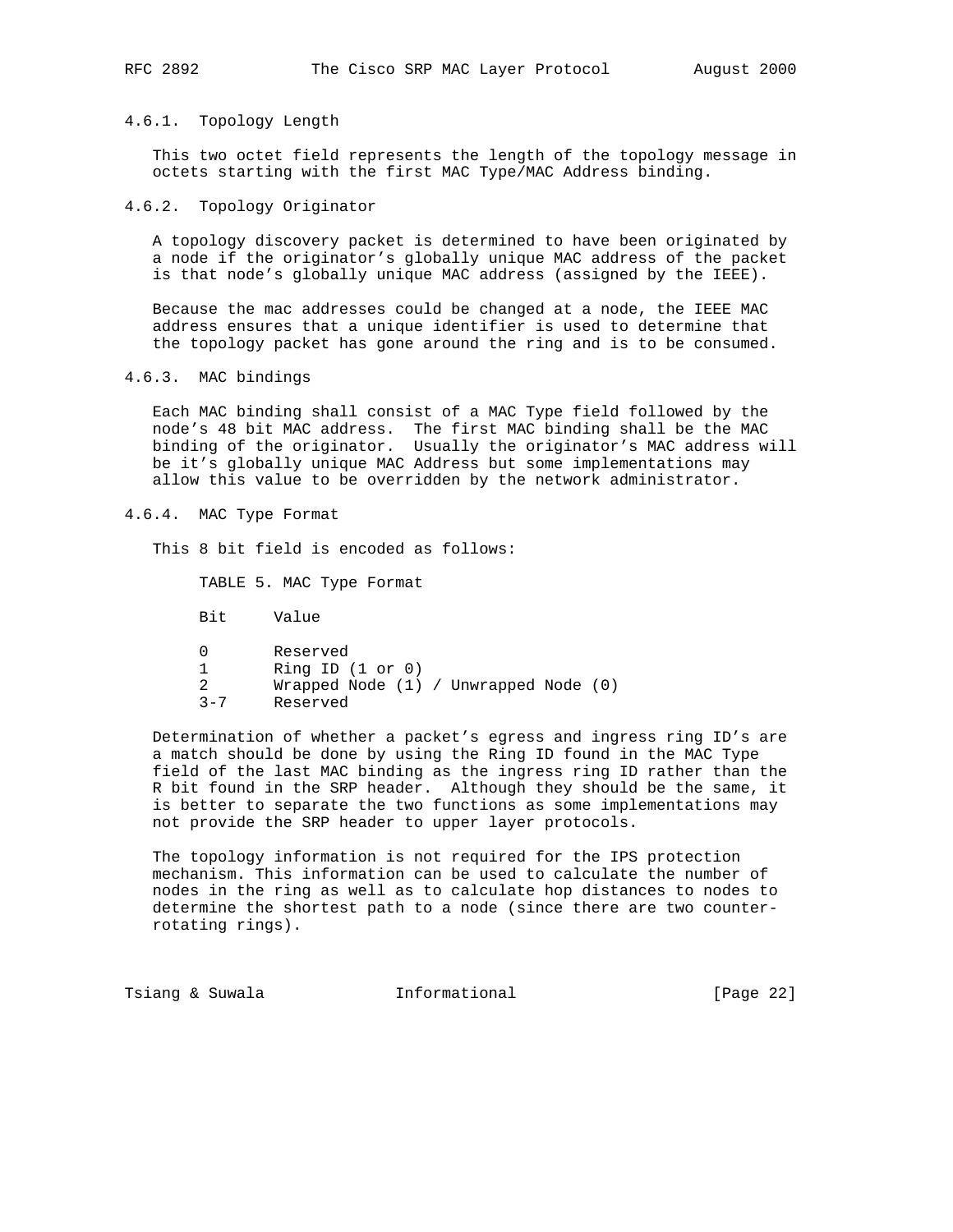#### 4.6.1. Topology Length

This two octet field represents the length of the topology message in octets starting with the first MAC Type/MAC Address binding.

#### 4.6.2. Topology Originator

A topology discovery packet is determined to have been originated by a node if the originator's globally unique MAC address of the packet is that node's globally unique MAC address (assigned by the IEEE).

Because the mac addresses could be changed at a node, the IEEE MAC address ensures that a unique identifier is used to determine that the topology packet has gone around the ring and is to be consumed.

#### 4.6.3. MAC bindings

Each MAC binding shall consist of a MAC Type field followed by the node's 48 bit MAC address. The first MAC binding shall be the MAC binding of the originator. Usually the originator's MAC address will be it's globally unique MAC Address but some implementations may allow this value to be overridden by the network administrator.

#### 4.6.4. MAC Type Format

This 8 bit field is encoded as follows:

TABLE 5. MAC Type Format

| Bit | Value |
|---|---|
| 0 | Reserved |
| 1 | Ring ID (1 or 0) |
| 2 | Wrapped Node (1) / Unwrapped Node (0) |
| 3-7 | Reserved |

Determination of whether a packet's egress and ingress ring ID's are a match should be done by using the Ring ID found in the MAC Type field of the last MAC binding as the ingress ring ID rather than the R bit found in the SRP header. Although they should be the same, it is better to separate the two functions as some implementations may not provide the SRP header to upper layer protocols.

The topology information is not required for the IPS protection mechanism. This information can be used to calculate the number of nodes in the ring as well as to calculate hop distances to nodes to determine the shortest path to a node (since there are two counter-rotating rings).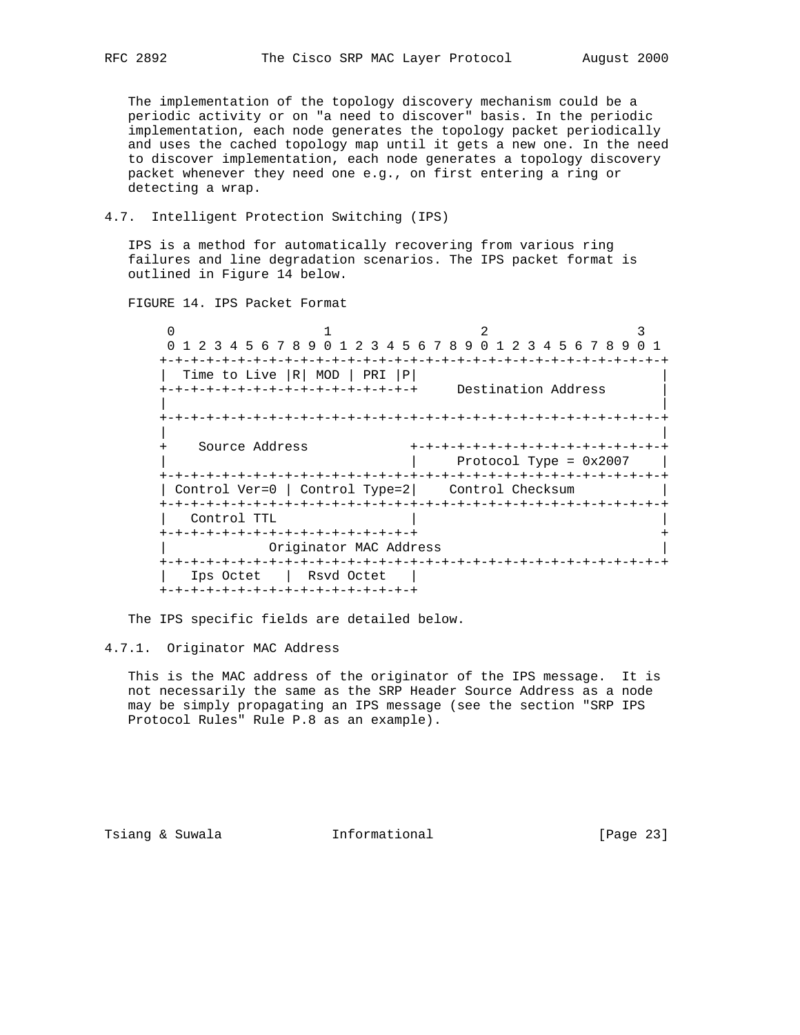The implementation of the topology discovery mechanism could be a periodic activity or on "a need to discover" basis. In the periodic implementation, each node generates the topology packet periodically and uses the cached topology map until it gets a new one. In the need to discover implementation, each node generates a topology discovery packet whenever they need one e.g., on first entering a ring or detecting a wrap.

## 4.7. Intelligent Protection Switching (IPS)

IPS is a method for automatically recovering from various ring failures and line degradation scenarios. The IPS packet format is outlined in Figure 14 below.

FIGURE 14. IPS Packet Format

```
 0                   1                   2                   3
 0 1 2 3 4 5 6 7 8 9 0 1 2 3 4 5 6 7 8 9 0 1 2 3 4 5 6 7 8 9 0 1
+-+-+-+-+-+-+-+-+-+-+-+-+-+-+-+-+-+-+-+-+-+-+-+-+-+-+-+-+-+-+-+-+
|  Time to Live |R| MOD | PRI |P|                               |
+-+-+-+-+-+-+-+-+-+-+-+-+-+-+-+-+     Destination Address       |
|                                                               |
+-+-+-+-+-+-+-+-+-+-+-+-+-+-+-+-+-+-+-+-+-+-+-+-+-+-+-+-+-+-+-+-+
|                                                               |
+    Source Address             +-+-+-+-+-+-+-+-+-+-+-+-+-+-+-+-+
|                               |     Protocol Type = 0x2007    |
+-+-+-+-+-+-+-+-+-+-+-+-+-+-+-+-+-+-+-+-+-+-+-+-+-+-+-+-+-+-+-+-+
| Control Ver=0 | Control Type=2|    Control Checksum           |
+-+-+-+-+-+-+-+-+-+-+-+-+-+-+-+-+-+-+-+-+-+-+-+-+-+-+-+-+-+-+-+-+
|   Control TTL                 |                               |
+-+-+-+-+-+-+-+-+-+-+-+-+-+-+-+-+                               +
|             Originator MAC Address                            |
+-+-+-+-+-+-+-+-+-+-+-+-+-+-+-+-+-+-+-+-+-+-+-+-+-+-+-+-+-+-+-+-+
|   Ips Octet   |  Rsvd Octet   |
+-+-+-+-+-+-+-+-+-+-+-+-+-+-+-+-+
```

The IPS specific fields are detailed below.

### 4.7.1. Originator MAC Address

This is the MAC address of the originator of the IPS message. It is not necessarily the same as the SRP Header Source Address as a node may be simply propagating an IPS message (see the section "SRP IPS Protocol Rules" Rule P.8 as an example).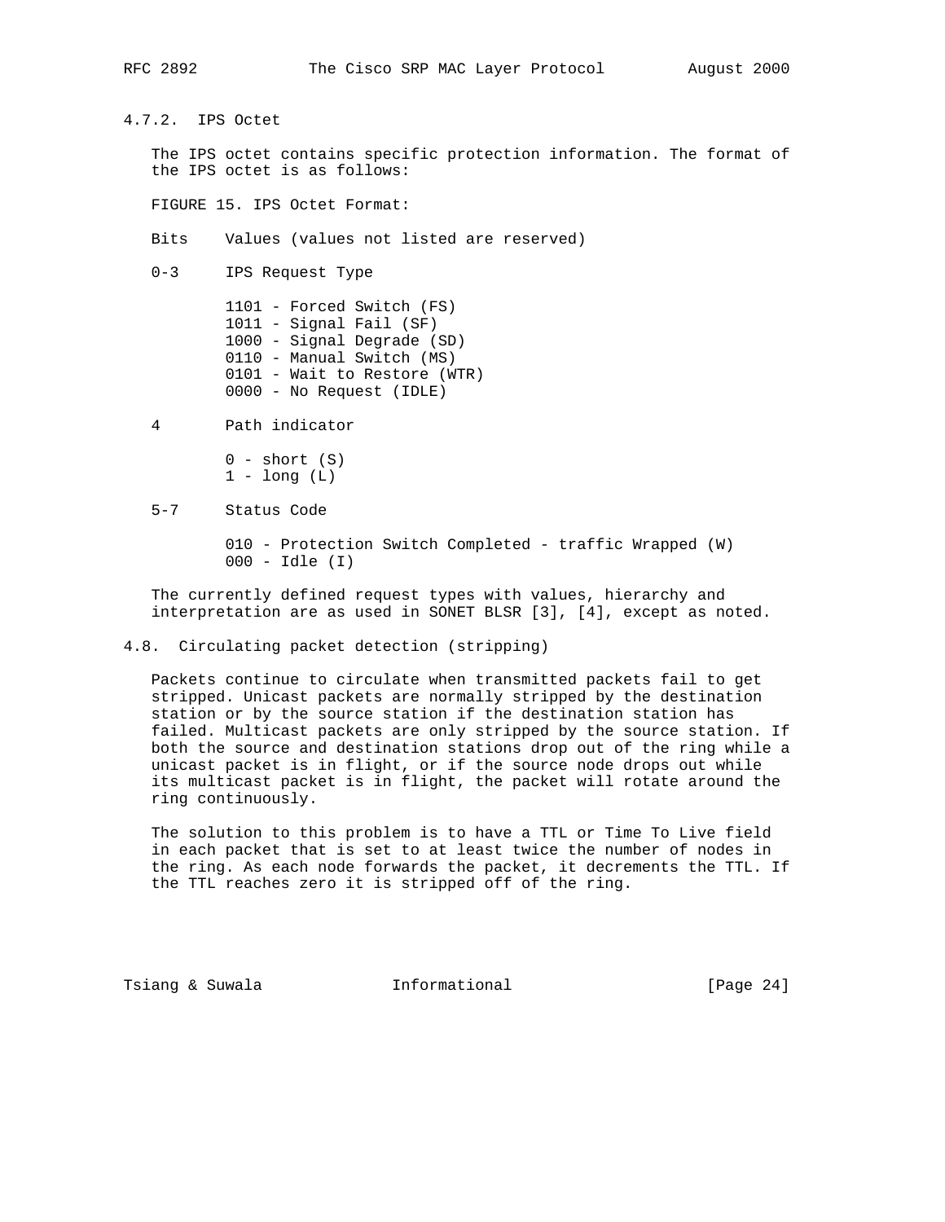#### 4.7.2. IPS Octet

The IPS octet contains specific protection information. The format of the IPS octet is as follows:

FIGURE 15. IPS Octet Format:

| Bits | Values (values not listed are reserved) |
|---|---|
| 0-3 | IPS Request Type<br><br>1101 - Forced Switch (FS)<br>1011 - Signal Fail (SF)<br>1000 - Signal Degrade (SD)<br>0110 - Manual Switch (MS)<br>0101 - Wait to Restore (WTR)<br>0000 - No Request (IDLE) |
| 4 | Path indicator<br><br>0 - short (S)<br>1 - long (L) |
| 5-7 | Status Code<br><br>010 - Protection Switch Completed - traffic Wrapped (W)<br>000 - Idle (I) |

The currently defined request types with values, hierarchy and interpretation are as used in SONET BLSR [3], [4], except as noted.

### 4.8. Circulating packet detection (stripping)

Packets continue to circulate when transmitted packets fail to get stripped. Unicast packets are normally stripped by the destination station or by the source station if the destination station has failed. Multicast packets are only stripped by the source station. If both the source and destination stations drop out of the ring while a unicast packet is in flight, or if the source node drops out while its multicast packet is in flight, the packet will rotate around the ring continuously.

The solution to this problem is to have a TTL or Time To Live field in each packet that is set to at least twice the number of nodes in the ring. As each node forwards the packet, it decrements the TTL. If the TTL reaches zero it is stripped off of the ring.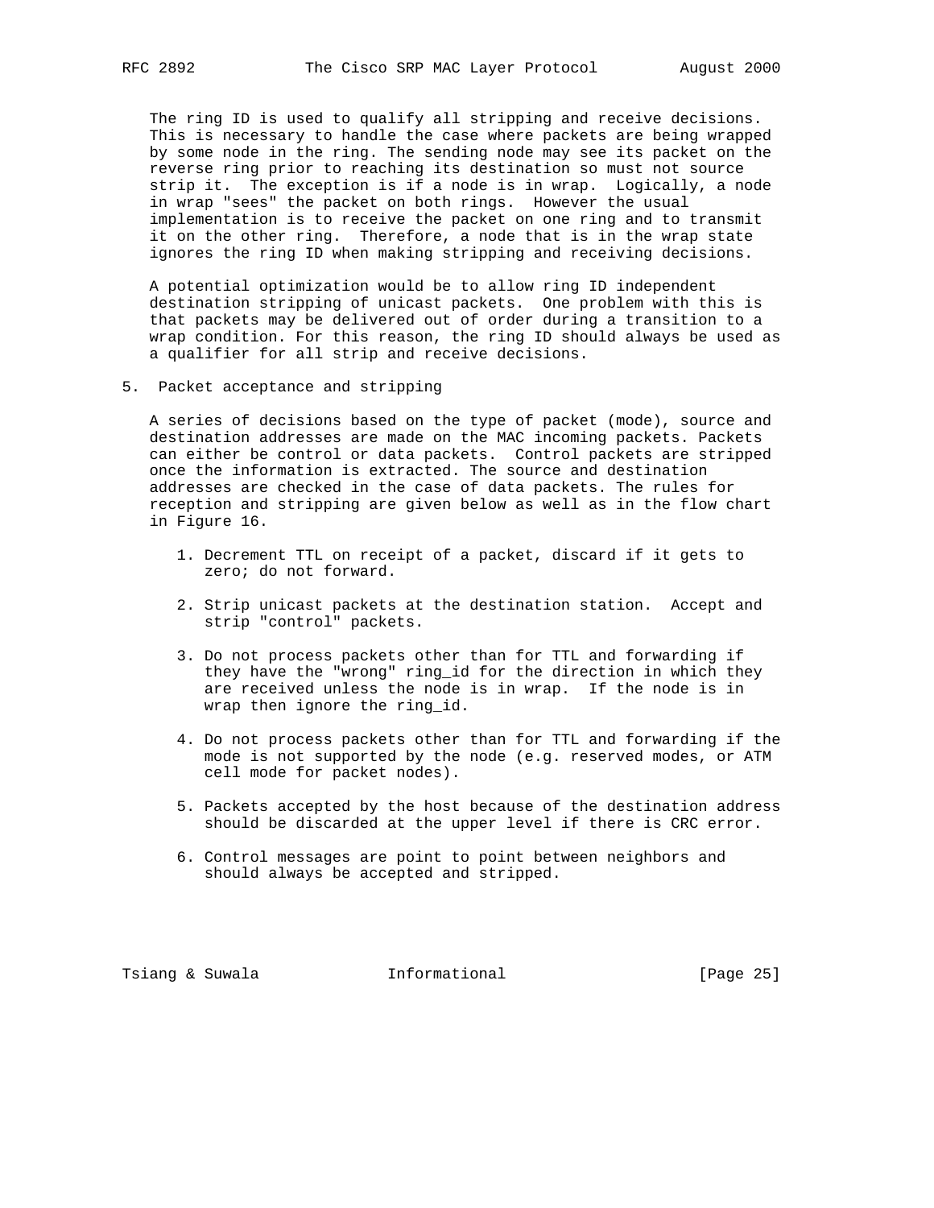The ring ID is used to qualify all stripping and receive decisions. This is necessary to handle the case where packets are being wrapped by some node in the ring. The sending node may see its packet on the reverse ring prior to reaching its destination so must not source strip it. The exception is if a node is in wrap. Logically, a node in wrap "sees" the packet on both rings. However the usual implementation is to receive the packet on one ring and to transmit it on the other ring. Therefore, a node that is in the wrap state ignores the ring ID when making stripping and receiving decisions.

A potential optimization would be to allow ring ID independent destination stripping of unicast packets. One problem with this is that packets may be delivered out of order during a transition to a wrap condition. For this reason, the ring ID should always be used as a qualifier for all strip and receive decisions.

## 5. Packet acceptance and stripping

A series of decisions based on the type of packet (mode), source and destination addresses are made on the MAC incoming packets. Packets can either be control or data packets. Control packets are stripped once the information is extracted. The source and destination addresses are checked in the case of data packets. The rules for reception and stripping are given below as well as in the flow chart in Figure 16.

1. Decrement TTL on receipt of a packet, discard if it gets to zero; do not forward.

2. Strip unicast packets at the destination station. Accept and strip "control" packets.

3. Do not process packets other than for TTL and forwarding if they have the "wrong" ring_id for the direction in which they are received unless the node is in wrap. If the node is in wrap then ignore the ring_id.

4. Do not process packets other than for TTL and forwarding if the mode is not supported by the node (e.g. reserved modes, or ATM cell mode for packet nodes).

5. Packets accepted by the host because of the destination address should be discarded at the upper level if there is CRC error.

6. Control messages are point to point between neighbors and should always be accepted and stripped.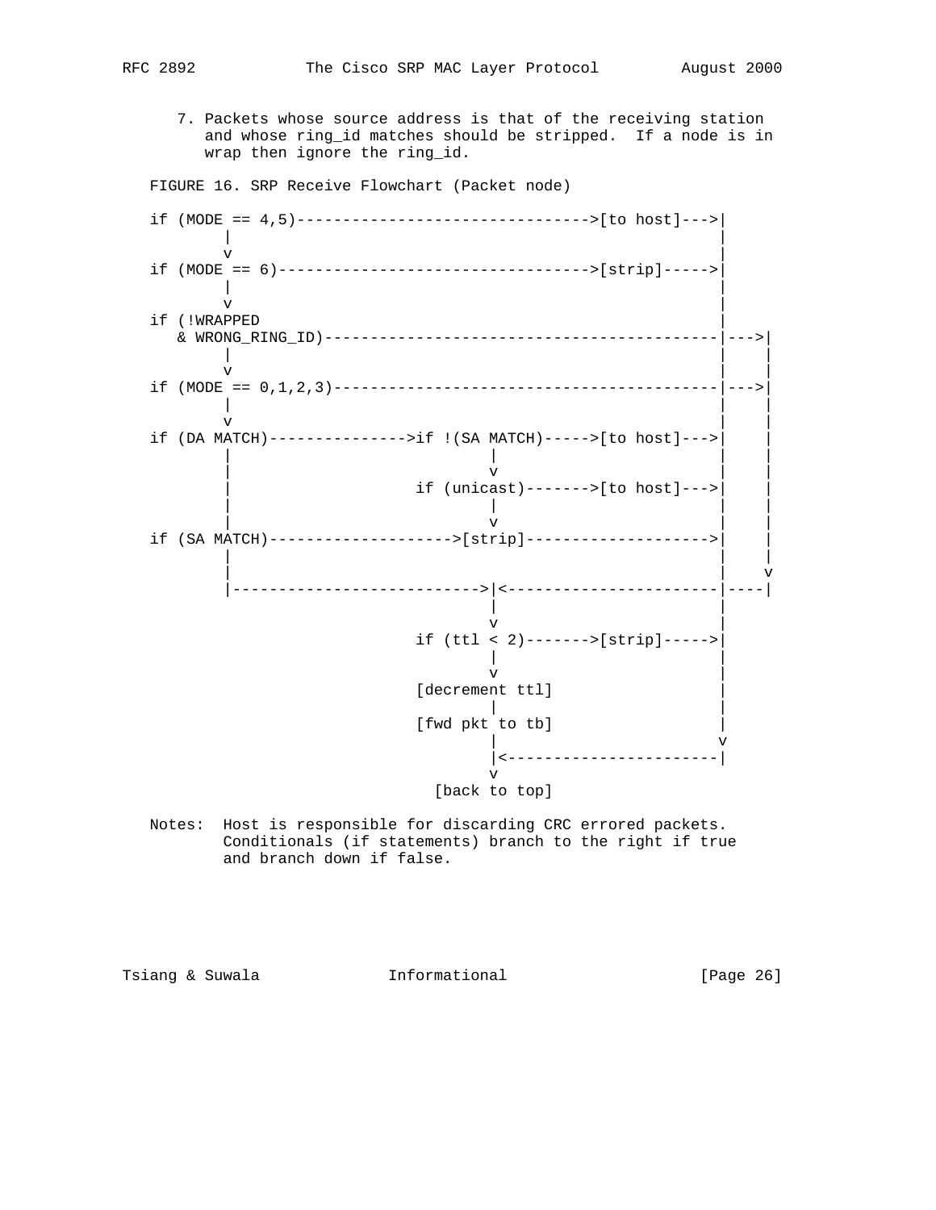7. Packets whose source address is that of the receiving station and whose ring_id matches should be stripped. If a node is in wrap then ignore the ring_id.

FIGURE 16. SRP Receive Flowchart (Packet node)

```
if (MODE == 4,5)-------------------------------->[to host]--->|
       |                                                      |
       v                                                      |
if (MODE == 6)---------------------------------->[strip]----->|
       |                                                      |
       v                                                      |
if (!WRAPPED                                                  |
   & WRONG_RING_ID)-------------------------------------------|--->|
       |                                                      |    |
       v                                                      |    |
if (MODE == 0,1,2,3)------------------------------------------|--->|
       |                                                      |    |
       v                                                      |    |
if (DA MATCH)--------------->if !(SA MATCH)----->[to host]--->|    |
       |                           |                          |    |
       |                           v                          |    |
       |                     if (unicast)------->[to host]--->|    |
       |                           |                          |    |
       |                           v                          |    |
if (SA MATCH)-------------------->[strip]-------------------->|    |
       |                                                      |    |
       |                                                      |    v
       |-------------------------->|<-------------------------|----|
                                   |                          |
                                   v                          |
                             if (ttl < 2)------->[strip]----->|
                                   |                          |
                                   v                          |
                             [decrement ttl]                  |
                                   |                          |
                             [fwd pkt to tb]                  |
                                   |                          v
                                   |<-------------------------|
                                   v
                              [back to top]
```

Notes: Host is responsible for discarding CRC errored packets. Conditionals (if statements) branch to the right if true and branch down if false.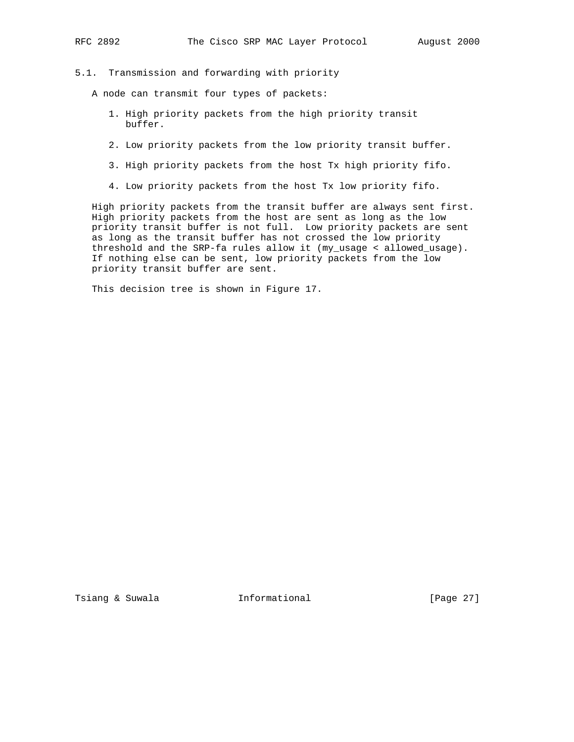## 5.1. Transmission and forwarding with priority

A node can transmit four types of packets:

1. High priority packets from the high priority transit buffer.
2. Low priority packets from the low priority transit buffer.
3. High priority packets from the host Tx high priority fifo.
4. Low priority packets from the host Tx low priority fifo.

High priority packets from the transit buffer are always sent first. High priority packets from the host are sent as long as the low priority transit buffer is not full. Low priority packets are sent as long as the transit buffer has not crossed the low priority threshold and the SRP-fa rules allow it (my_usage < allowed_usage). If nothing else can be sent, low priority packets from the low priority transit buffer are sent.

This decision tree is shown in Figure 17.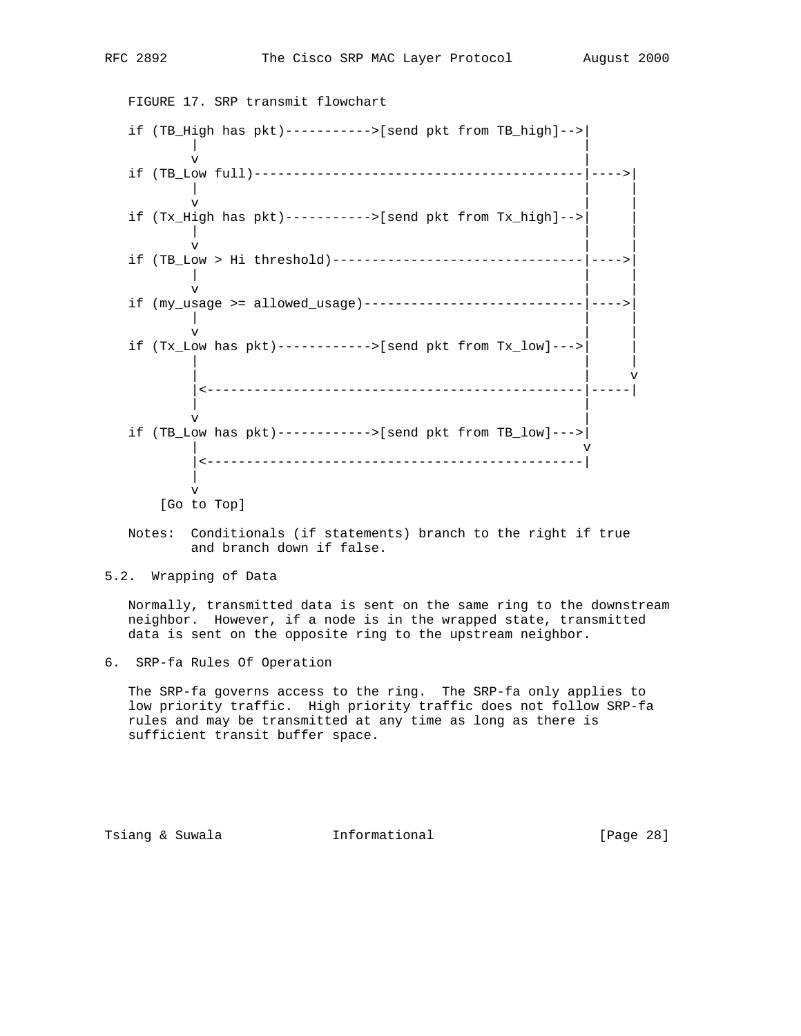FIGURE 17. SRP transmit flowchart

```
if (TB_High has pkt)----------->[send pkt from TB_high]-->|
        |                                                 |
        v                                                 |
if (TB_Low full)------------------------------------------|---->|
        |                                                 |     |
        v                                                 |     |
if (Tx_High has pkt)----------->[send pkt from Tx_high]-->|     |
        |                                                 |     |
        v                                                 |     |
if (TB_Low > Hi threshold)--------------------------------|---->|
        |                                                 |     |
        v                                                 |     |
if (my_usage >= allowed_usage)----------------------------|---->|
        |                                                 |     |
        v                                                 |     |
if (Tx_Low has pkt)------------>[send pkt from Tx_low]--->|     |
        |                                                 |     |
        |                                                 |     v
        |<------------------------------------------------|-----|
        |                                                 |
        v                                                 |
if (TB_Low has pkt)------------>[send pkt from TB_low]--->|
        |                                                 v
        |<------------------------------------------------|
        |
        v
    [Go to Top]
```

Notes: Conditionals (if statements) branch to the right if true and branch down if false.

## 5.2. Wrapping of Data

Normally, transmitted data is sent on the same ring to the downstream neighbor. However, if a node is in the wrapped state, transmitted data is sent on the opposite ring to the upstream neighbor.

# 6. SRP-fa Rules Of Operation

The SRP-fa governs access to the ring. The SRP-fa only applies to low priority traffic. High priority traffic does not follow SRP-fa rules and may be transmitted at any time as long as there is sufficient transit buffer space.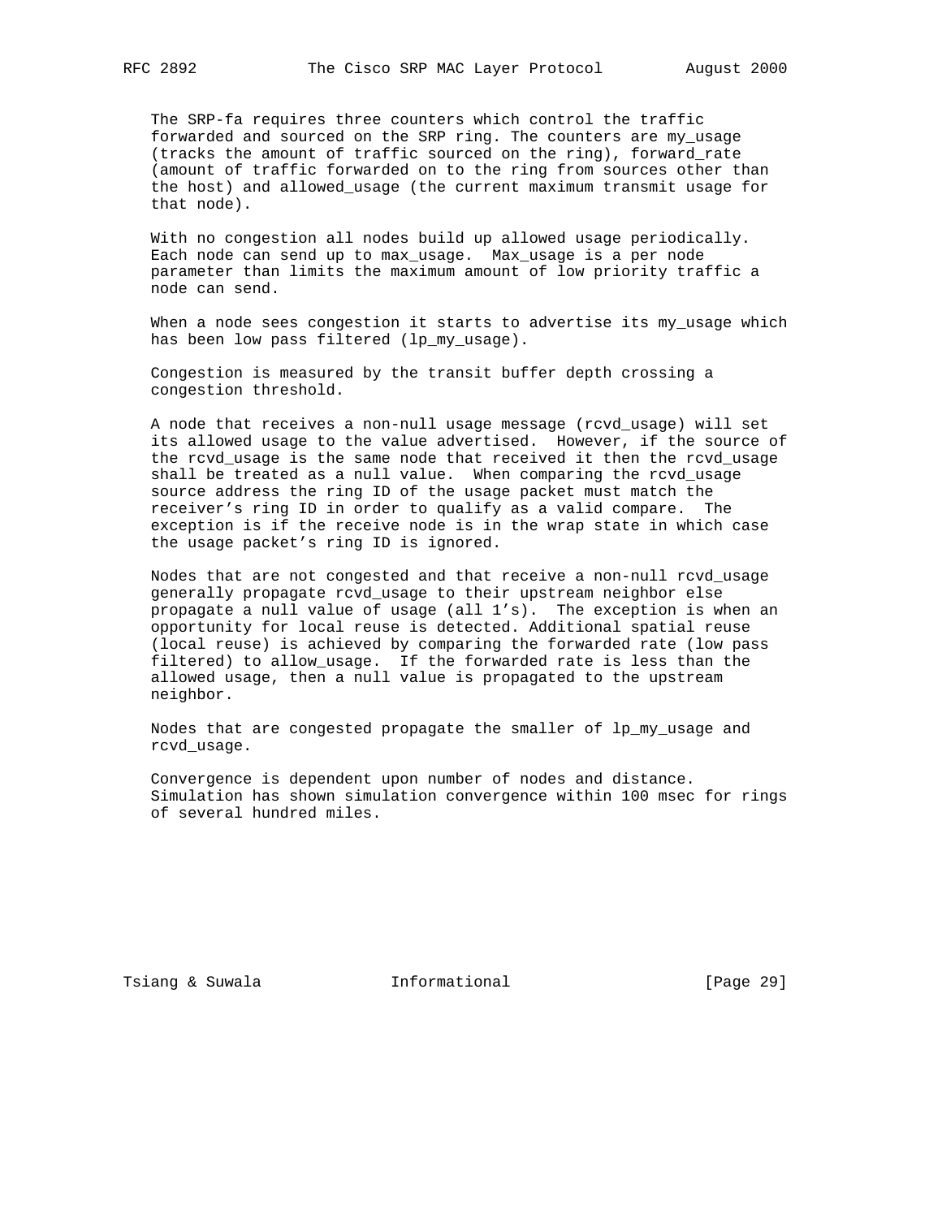The SRP-fa requires three counters which control the traffic forwarded and sourced on the SRP ring. The counters are my_usage (tracks the amount of traffic sourced on the ring), forward_rate (amount of traffic forwarded on to the ring from sources other than the host) and allowed_usage (the current maximum transmit usage for that node).

With no congestion all nodes build up allowed usage periodically. Each node can send up to max_usage. Max_usage is a per node parameter than limits the maximum amount of low priority traffic a node can send.

When a node sees congestion it starts to advertise its my_usage which has been low pass filtered (lp_my_usage).

Congestion is measured by the transit buffer depth crossing a congestion threshold.

A node that receives a non-null usage message (rcvd_usage) will set its allowed usage to the value advertised. However, if the source of the rcvd_usage is the same node that received it then the rcvd_usage shall be treated as a null value. When comparing the rcvd_usage source address the ring ID of the usage packet must match the receiver's ring ID in order to qualify as a valid compare. The exception is if the receive node is in the wrap state in which case the usage packet's ring ID is ignored.

Nodes that are not congested and that receive a non-null rcvd_usage generally propagate rcvd_usage to their upstream neighbor else propagate a null value of usage (all 1's). The exception is when an opportunity for local reuse is detected. Additional spatial reuse (local reuse) is achieved by comparing the forwarded rate (low pass filtered) to allow_usage. If the forwarded rate is less than the allowed usage, then a null value is propagated to the upstream neighbor.

Nodes that are congested propagate the smaller of lp_my_usage and rcvd_usage.

Convergence is dependent upon number of nodes and distance. Simulation has shown simulation convergence within 100 msec for rings of several hundred miles.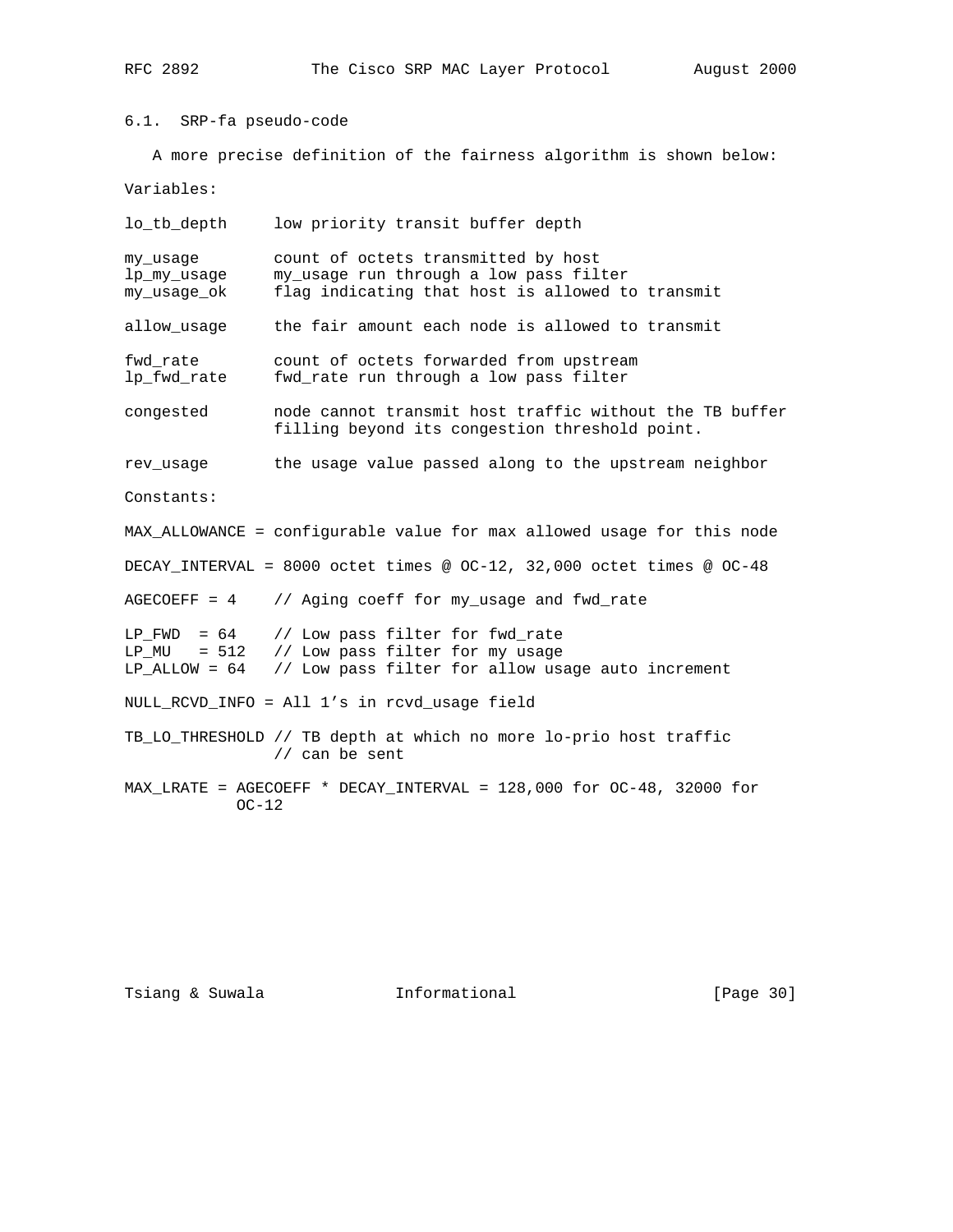### 6.1. SRP-fa pseudo-code

A more precise definition of the fairness algorithm is shown below:

Variables:

```
lo_tb_depth     low priority transit buffer depth

my_usage        count of octets transmitted by host
lp_my_usage     my_usage run through a low pass filter
my_usage_ok     flag indicating that host is allowed to transmit

allow_usage     the fair amount each node is allowed to transmit

fwd_rate        count of octets forwarded from upstream
lp_fwd_rate     fwd_rate run through a low pass filter

congested       node cannot transmit host traffic without the TB buffer
                filling beyond its congestion threshold point.

rev_usage       the usage value passed along to the upstream neighbor
```

Constants:

```
MAX_ALLOWANCE = configurable value for max allowed usage for this node

DECAY_INTERVAL = 8000 octet times @ OC-12, 32,000 octet times @ OC-48

AGECOEFF = 4    // Aging coeff for my_usage and fwd_rate

LP_FWD  = 64    // Low pass filter for fwd_rate
LP_MU   = 512   // Low pass filter for my usage
LP_ALLOW = 64   // Low pass filter for allow usage auto increment

NULL_RCVD_INFO = All 1's in rcvd_usage field

TB_LO_THRESHOLD // TB depth at which no more lo-prio host traffic
                // can be sent

MAX_LRATE = AGECOEFF * DECAY_INTERVAL = 128,000 for OC-48, 32000 for
            OC-12
```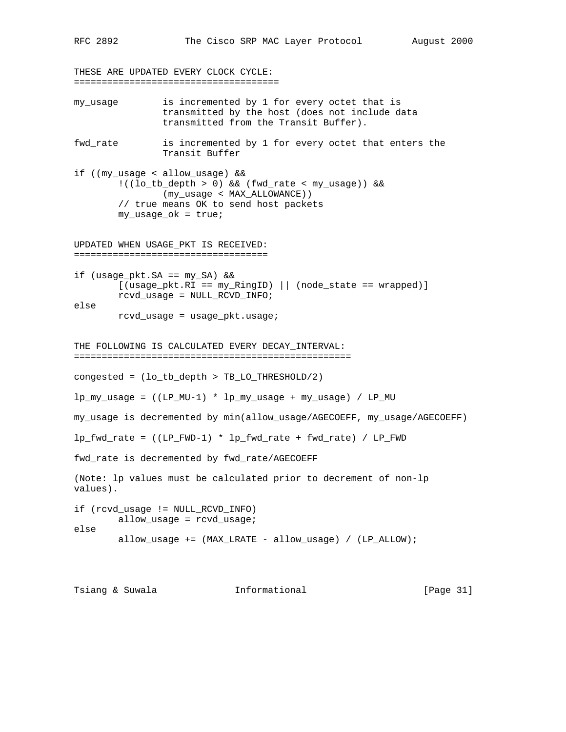THESE ARE UPDATED EVERY CLOCK CYCLE:
====================================

```
my_usage        is incremented by 1 for every octet that is
                transmitted by the host (does not include data
                transmitted from the Transit Buffer).

fwd_rate        is incremented by 1 for every octet that enters the
                Transit Buffer

if ((my_usage < allow_usage) &&
        !((lo_tb_depth > 0) && (fwd_rate < my_usage)) &&
                (my_usage < MAX_ALLOWANCE))
        // true means OK to send host packets
        my_usage_ok = true;
```

UPDATED WHEN USAGE_PKT IS RECEIVED:
==================================

```
if (usage_pkt.SA == my_SA) &&
        [(usage_pkt.RI == my_RingID) || (node_state == wrapped)]
        rcvd_usage = NULL_RCVD_INFO;
else
        rcvd_usage = usage_pkt.usage;
```

THE FOLLOWING IS CALCULATED EVERY DECAY_INTERVAL:
================================================

```
congested = (lo_tb_depth > TB_LO_THRESHOLD/2)

lp_my_usage = ((LP_MU-1) * lp_my_usage + my_usage) / LP_MU

my_usage is decremented by min(allow_usage/AGECOEFF, my_usage/AGECOEFF)

lp_fwd_rate = ((LP_FWD-1) * lp_fwd_rate + fwd_rate) / LP_FWD

fwd_rate is decremented by fwd_rate/AGECOEFF

(Note: lp values must be calculated prior to decrement of non-lp
values).

if (rcvd_usage != NULL_RCVD_INFO)
        allow_usage = rcvd_usage;
else
        allow_usage += (MAX_LRATE - allow_usage) / (LP_ALLOW);
```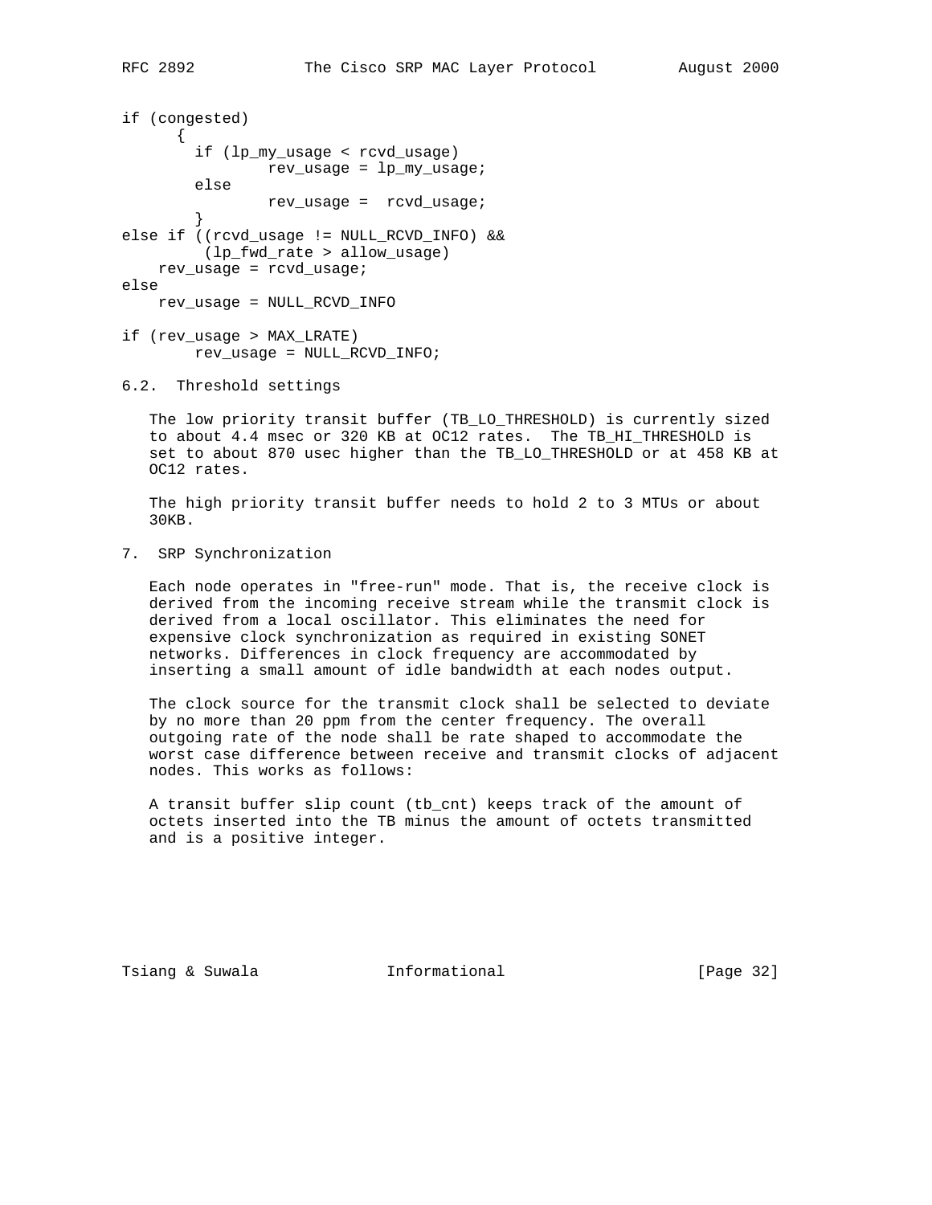```
if (congested)
      {
        if (lp_my_usage < rcvd_usage)
                rev_usage = lp_my_usage;
        else
                rev_usage =  rcvd_usage;
        }
else if ((rcvd_usage != NULL_RCVD_INFO) &&
         (lp_fwd_rate > allow_usage)
    rev_usage = rcvd_usage;
else
    rev_usage = NULL_RCVD_INFO

if (rev_usage > MAX_LRATE)
        rev_usage = NULL_RCVD_INFO;
```

## 6.2. Threshold settings

The low priority transit buffer (TB_LO_THRESHOLD) is currently sized to about 4.4 msec or 320 KB at OC12 rates. The TB_HI_THRESHOLD is set to about 870 usec higher than the TB_LO_THRESHOLD or at 458 KB at OC12 rates.

The high priority transit buffer needs to hold 2 to 3 MTUs or about 30KB.

# 7. SRP Synchronization

Each node operates in "free-run" mode. That is, the receive clock is derived from the incoming receive stream while the transmit clock is derived from a local oscillator. This eliminates the need for expensive clock synchronization as required in existing SONET networks. Differences in clock frequency are accommodated by inserting a small amount of idle bandwidth at each nodes output.

The clock source for the transmit clock shall be selected to deviate by no more than 20 ppm from the center frequency. The overall outgoing rate of the node shall be rate shaped to accommodate the worst case difference between receive and transmit clocks of adjacent nodes. This works as follows:

A transit buffer slip count (tb_cnt) keeps track of the amount of octets inserted into the TB minus the amount of octets transmitted and is a positive integer.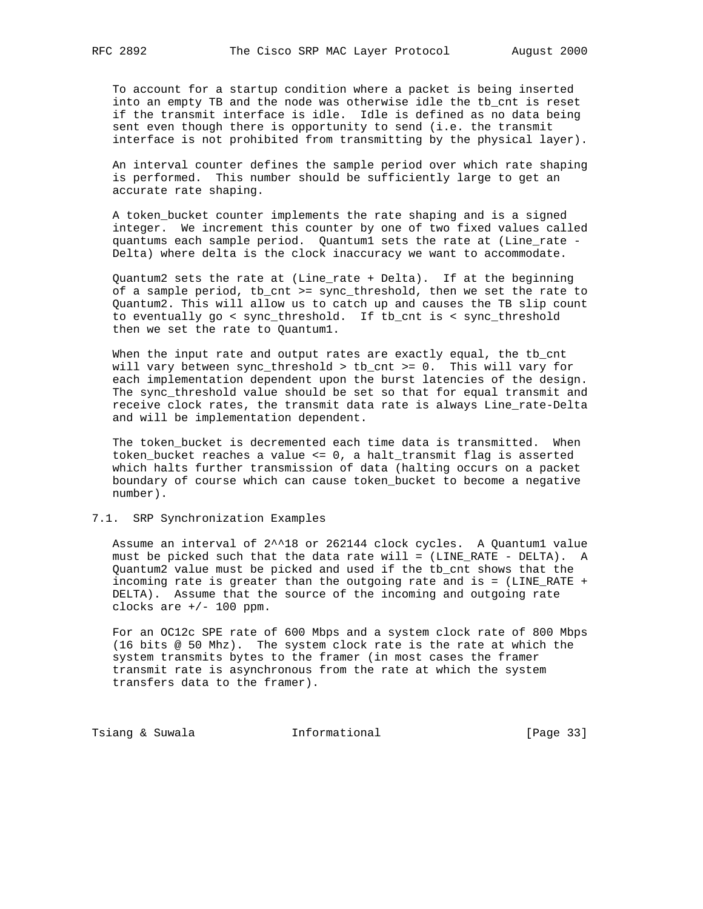To account for a startup condition where a packet is being inserted into an empty TB and the node was otherwise idle the tb_cnt is reset if the transmit interface is idle. Idle is defined as no data being sent even though there is opportunity to send (i.e. the transmit interface is not prohibited from transmitting by the physical layer).

An interval counter defines the sample period over which rate shaping is performed. This number should be sufficiently large to get an accurate rate shaping.

A token_bucket counter implements the rate shaping and is a signed integer. We increment this counter by one of two fixed values called quantums each sample period. Quantum1 sets the rate at (Line_rate - Delta) where delta is the clock inaccuracy we want to accommodate.

Quantum2 sets the rate at (Line_rate + Delta). If at the beginning of a sample period, tb_cnt >= sync_threshold, then we set the rate to Quantum2. This will allow us to catch up and causes the TB slip count to eventually go < sync_threshold. If tb_cnt is < sync_threshold then we set the rate to Quantum1.

When the input rate and output rates are exactly equal, the tb_cnt will vary between sync_threshold > tb_cnt >= 0. This will vary for each implementation dependent upon the burst latencies of the design. The sync_threshold value should be set so that for equal transmit and receive clock rates, the transmit data rate is always Line_rate-Delta and will be implementation dependent.

The token_bucket is decremented each time data is transmitted. When token_bucket reaches a value <= 0, a halt_transmit flag is asserted which halts further transmission of data (halting occurs on a packet boundary of course which can cause token_bucket to become a negative number).

## 7.1. SRP Synchronization Examples

Assume an interval of 2^^18 or 262144 clock cycles. A Quantum1 value must be picked such that the data rate will = (LINE_RATE - DELTA). A Quantum2 value must be picked and used if the tb_cnt shows that the incoming rate is greater than the outgoing rate and is = (LINE_RATE + DELTA). Assume that the source of the incoming and outgoing rate clocks are +/- 100 ppm.

For an OC12c SPE rate of 600 Mbps and a system clock rate of 800 Mbps (16 bits @ 50 Mhz). The system clock rate is the rate at which the system transmits bytes to the framer (in most cases the framer transmit rate is asynchronous from the rate at which the system transfers data to the framer).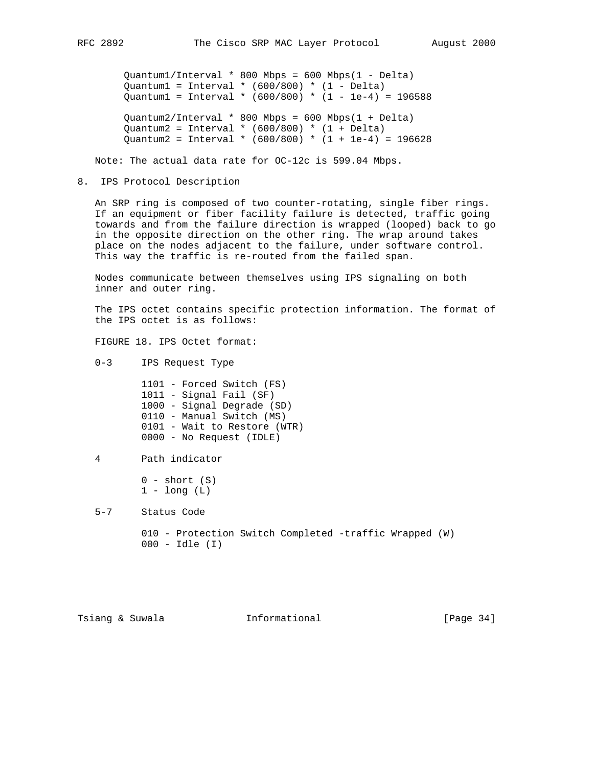$$\text{Quantum1}/\text{Interval} * 800 \text{ Mbps} = 600 \text{ Mbps}(1 - \text{Delta})$$
$$\text{Quantum1} = \text{Interval} * (600/800) * (1 - \text{Delta})$$
$$\text{Quantum1} = \text{Interval} * (600/800) * (1 - 1e\text{-}4) = 196588$$

$$\text{Quantum2}/\text{Interval} * 800 \text{ Mbps} = 600 \text{ Mbps}(1 + \text{Delta})$$
$$\text{Quantum2} = \text{Interval} * (600/800) * (1 + \text{Delta})$$
$$\text{Quantum2} = \text{Interval} * (600/800) * (1 + 1e\text{-}4) = 196628$$

Note: The actual data rate for OC-12c is 599.04 Mbps.

## 8. IPS Protocol Description

An SRP ring is composed of two counter-rotating, single fiber rings. If an equipment or fiber facility failure is detected, traffic going towards and from the failure direction is wrapped (looped) back to go in the opposite direction on the other ring. The wrap around takes place on the nodes adjacent to the failure, under software control. This way the traffic is re-routed from the failed span.

Nodes communicate between themselves using IPS signaling on both inner and outer ring.

The IPS octet contains specific protection information. The format of the IPS octet is as follows:

FIGURE 18. IPS Octet format:

```
0-3     IPS Request Type

        1101 - Forced Switch (FS)
        1011 - Signal Fail (SF)
        1000 - Signal Degrade (SD)
        0110 - Manual Switch (MS)
        0101 - Wait to Restore (WTR)
        0000 - No Request (IDLE)

4       Path indicator

        0 - short (S)
        1 - long (L)

5-7     Status Code

        010 - Protection Switch Completed -traffic Wrapped (W)
        000 - Idle (I)
```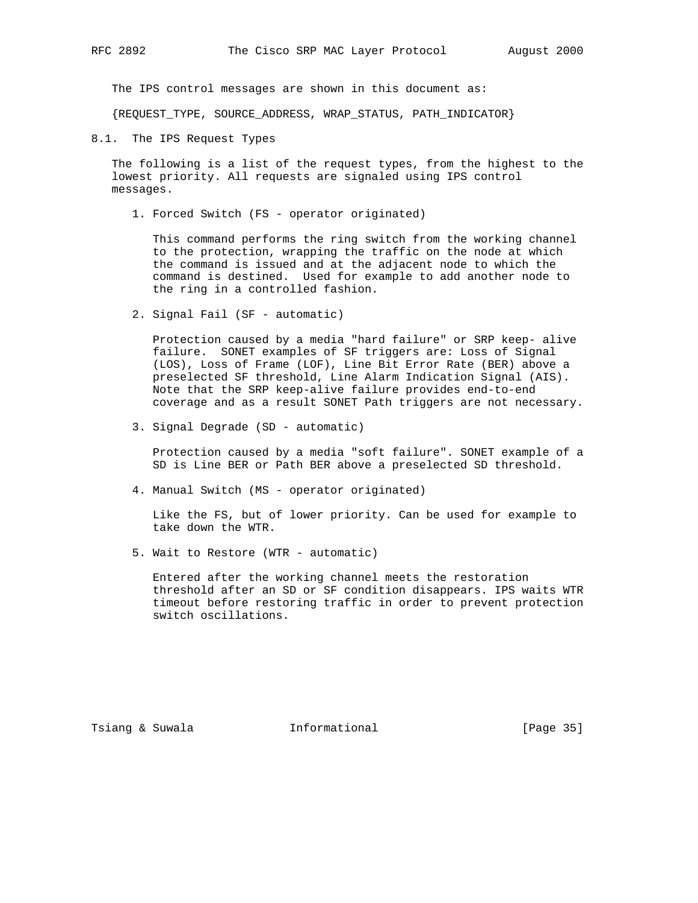The IPS control messages are shown in this document as:

{REQUEST_TYPE, SOURCE_ADDRESS, WRAP_STATUS, PATH_INDICATOR}

## 8.1. The IPS Request Types

The following is a list of the request types, from the highest to the lowest priority. All requests are signaled using IPS control messages.

1. Forced Switch (FS - operator originated)

   This command performs the ring switch from the working channel to the protection, wrapping the traffic on the node at which the command is issued and at the adjacent node to which the command is destined. Used for example to add another node to the ring in a controlled fashion.

2. Signal Fail (SF - automatic)

   Protection caused by a media "hard failure" or SRP keep- alive failure. SONET examples of SF triggers are: Loss of Signal (LOS), Loss of Frame (LOF), Line Bit Error Rate (BER) above a preselected SF threshold, Line Alarm Indication Signal (AIS). Note that the SRP keep-alive failure provides end-to-end coverage and as a result SONET Path triggers are not necessary.

3. Signal Degrade (SD - automatic)

   Protection caused by a media "soft failure". SONET example of a SD is Line BER or Path BER above a preselected SD threshold.

4. Manual Switch (MS - operator originated)

   Like the FS, but of lower priority. Can be used for example to take down the WTR.

5. Wait to Restore (WTR - automatic)

   Entered after the working channel meets the restoration threshold after an SD or SF condition disappears. IPS waits WTR timeout before restoring traffic in order to prevent protection switch oscillations.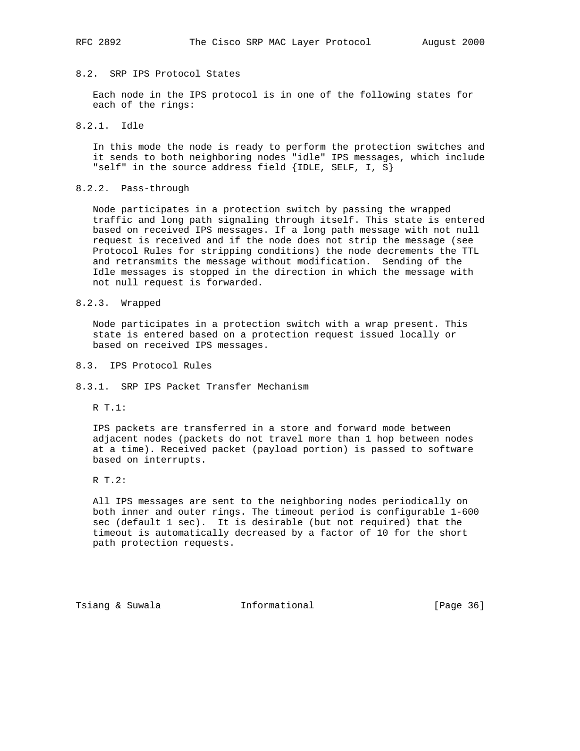## 8.2. SRP IPS Protocol States

Each node in the IPS protocol is in one of the following states for each of the rings:

### 8.2.1. Idle

In this mode the node is ready to perform the protection switches and it sends to both neighboring nodes "idle" IPS messages, which include "self" in the source address field {IDLE, SELF, I, S}

### 8.2.2. Pass-through

Node participates in a protection switch by passing the wrapped traffic and long path signaling through itself. This state is entered based on received IPS messages. If a long path message with not null request is received and if the node does not strip the message (see Protocol Rules for stripping conditions) the node decrements the TTL and retransmits the message without modification. Sending of the Idle messages is stopped in the direction in which the message with not null request is forwarded.

### 8.2.3. Wrapped

Node participates in a protection switch with a wrap present. This state is entered based on a protection request issued locally or based on received IPS messages.

## 8.3. IPS Protocol Rules

### 8.3.1. SRP IPS Packet Transfer Mechanism

R T.1:

IPS packets are transferred in a store and forward mode between adjacent nodes (packets do not travel more than 1 hop between nodes at a time). Received packet (payload portion) is passed to software based on interrupts.

R T.2:

All IPS messages are sent to the neighboring nodes periodically on both inner and outer rings. The timeout period is configurable 1-600 sec (default 1 sec). It is desirable (but not required) that the timeout is automatically decreased by a factor of 10 for the short path protection requests.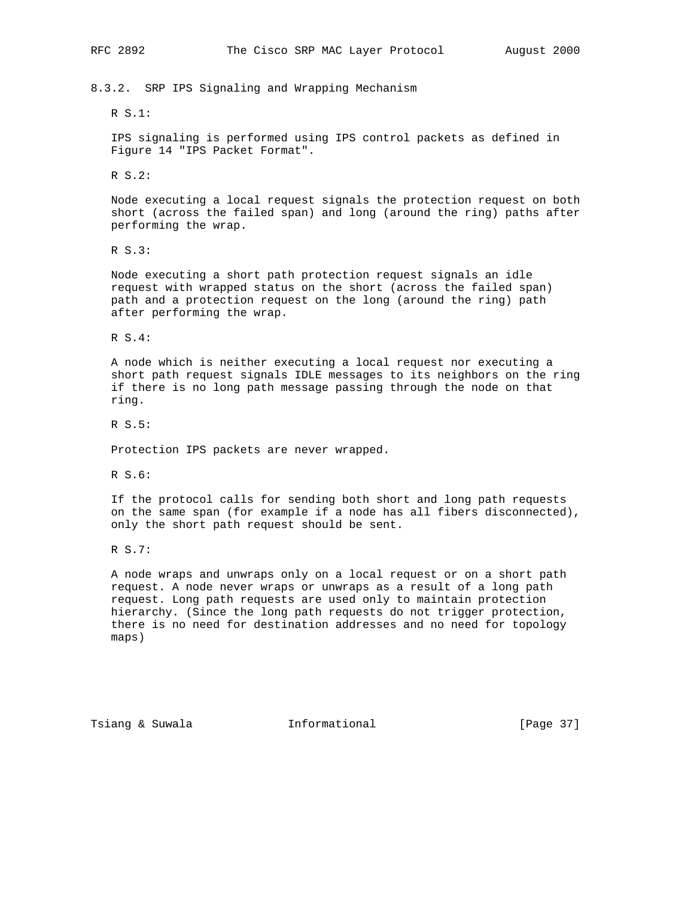### 8.3.2. SRP IPS Signaling and Wrapping Mechanism

R S.1:

IPS signaling is performed using IPS control packets as defined in Figure 14 "IPS Packet Format".

R S.2:

Node executing a local request signals the protection request on both short (across the failed span) and long (around the ring) paths after performing the wrap.

R S.3:

Node executing a short path protection request signals an idle request with wrapped status on the short (across the failed span) path and a protection request on the long (around the ring) path after performing the wrap.

R S.4:

A node which is neither executing a local request nor executing a short path request signals IDLE messages to its neighbors on the ring if there is no long path message passing through the node on that ring.

R S.5:

Protection IPS packets are never wrapped.

R S.6:

If the protocol calls for sending both short and long path requests on the same span (for example if a node has all fibers disconnected), only the short path request should be sent.

R S.7:

A node wraps and unwraps only on a local request or on a short path request. A node never wraps or unwraps as a result of a long path request. Long path requests are used only to maintain protection hierarchy. (Since the long path requests do not trigger protection, there is no need for destination addresses and no need for topology maps)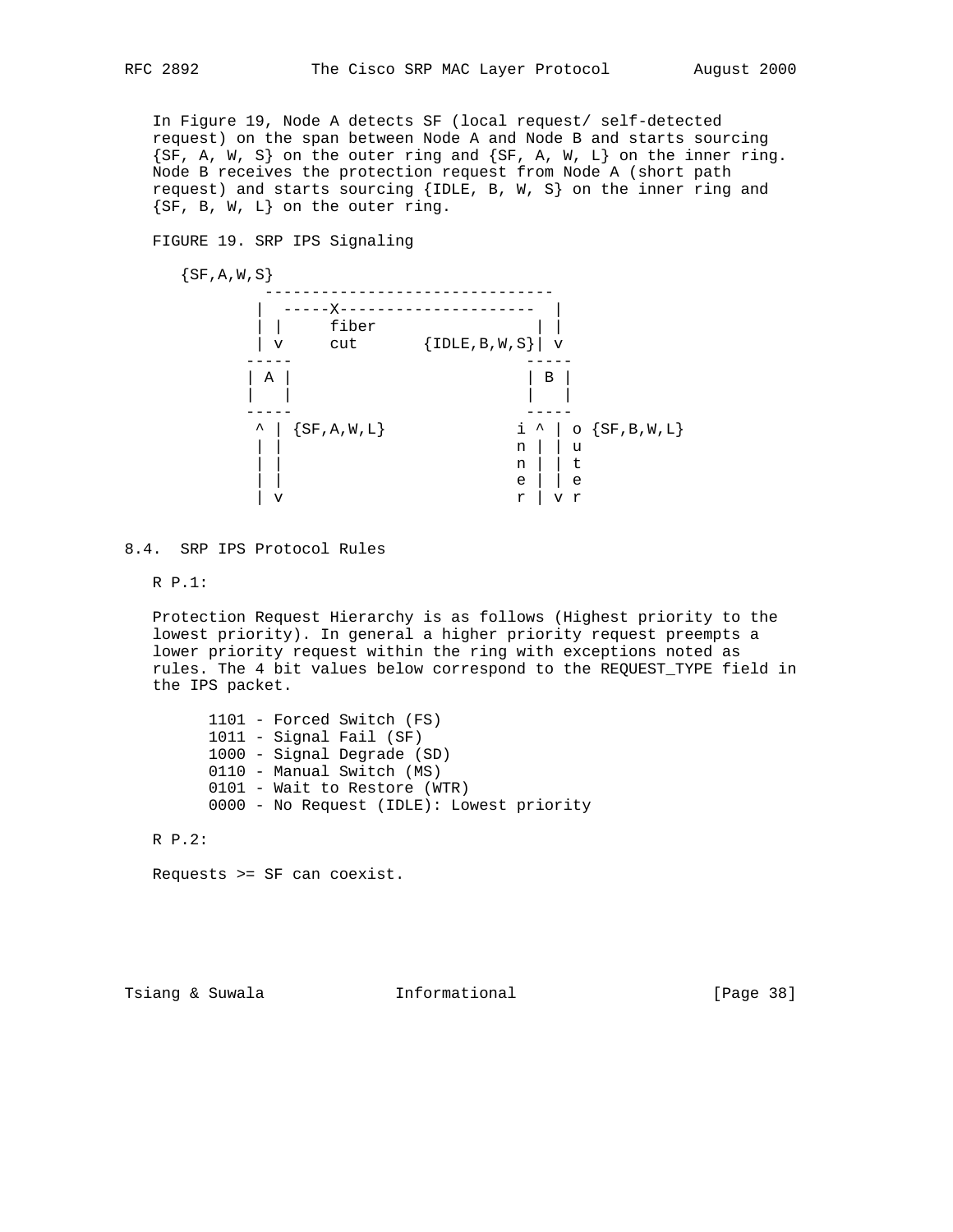In Figure 19, Node A detects SF (local request/ self-detected request) on the span between Node A and Node B and starts sourcing {SF, A, W, S} on the outer ring and {SF, A, W, L} on the inner ring. Node B receives the protection request from Node A (short path request) and starts sourcing {IDLE, B, W, S} on the inner ring and {SF, B, W, L} on the outer ring.

FIGURE 19. SRP IPS Signaling

```
    {SF,A,W,S}
              ------------------------------
             |  -----X---------------------  |
             | |     fiber                | |
             | v     cut       {IDLE,B,W,S}| v
            -----                        -----
            | A |                        | B |
            |   |                        |   |
            -----                        -----
             ^ | {SF,A,W,L}            i ^ | o {SF,B,W,L}
             | |                       n | | u
             | |                       n | | t
             | |                       e | | e
             | v                       r | v r
```

## 8.4. SRP IPS Protocol Rules

R P.1:

Protection Request Hierarchy is as follows (Highest priority to the lowest priority). In general a higher priority request preempts a lower priority request within the ring with exceptions noted as rules. The 4 bit values below correspond to the REQUEST_TYPE field in the IPS packet.

```
1101 - Forced Switch (FS)
1011 - Signal Fail (SF)
1000 - Signal Degrade (SD)
0110 - Manual Switch (MS)
0101 - Wait to Restore (WTR)
0000 - No Request (IDLE): Lowest priority
```

R P.2:

Requests >= SF can coexist.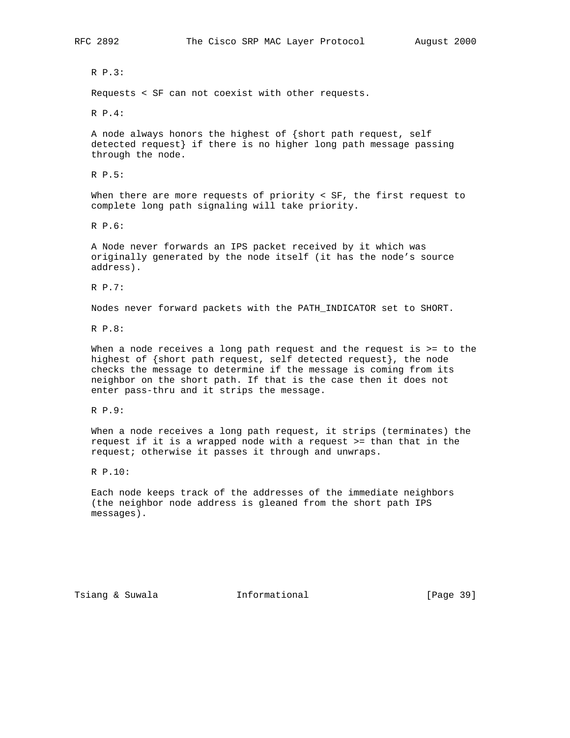R P.3:

Requests < SF can not coexist with other requests.

R P.4:

A node always honors the highest of {short path request, self detected request} if there is no higher long path message passing through the node.

R P.5:

When there are more requests of priority < SF, the first request to complete long path signaling will take priority.

R P.6:

A Node never forwards an IPS packet received by it which was originally generated by the node itself (it has the node's source address).

R P.7:

Nodes never forward packets with the PATH_INDICATOR set to SHORT.

R P.8:

When a node receives a long path request and the request is >= to the highest of {short path request, self detected request}, the node checks the message to determine if the message is coming from its neighbor on the short path. If that is the case then it does not enter pass-thru and it strips the message.

R P.9:

When a node receives a long path request, it strips (terminates) the request if it is a wrapped node with a request >= than that in the request; otherwise it passes it through and unwraps.

R P.10:

Each node keeps track of the addresses of the immediate neighbors (the neighbor node address is gleaned from the short path IPS messages).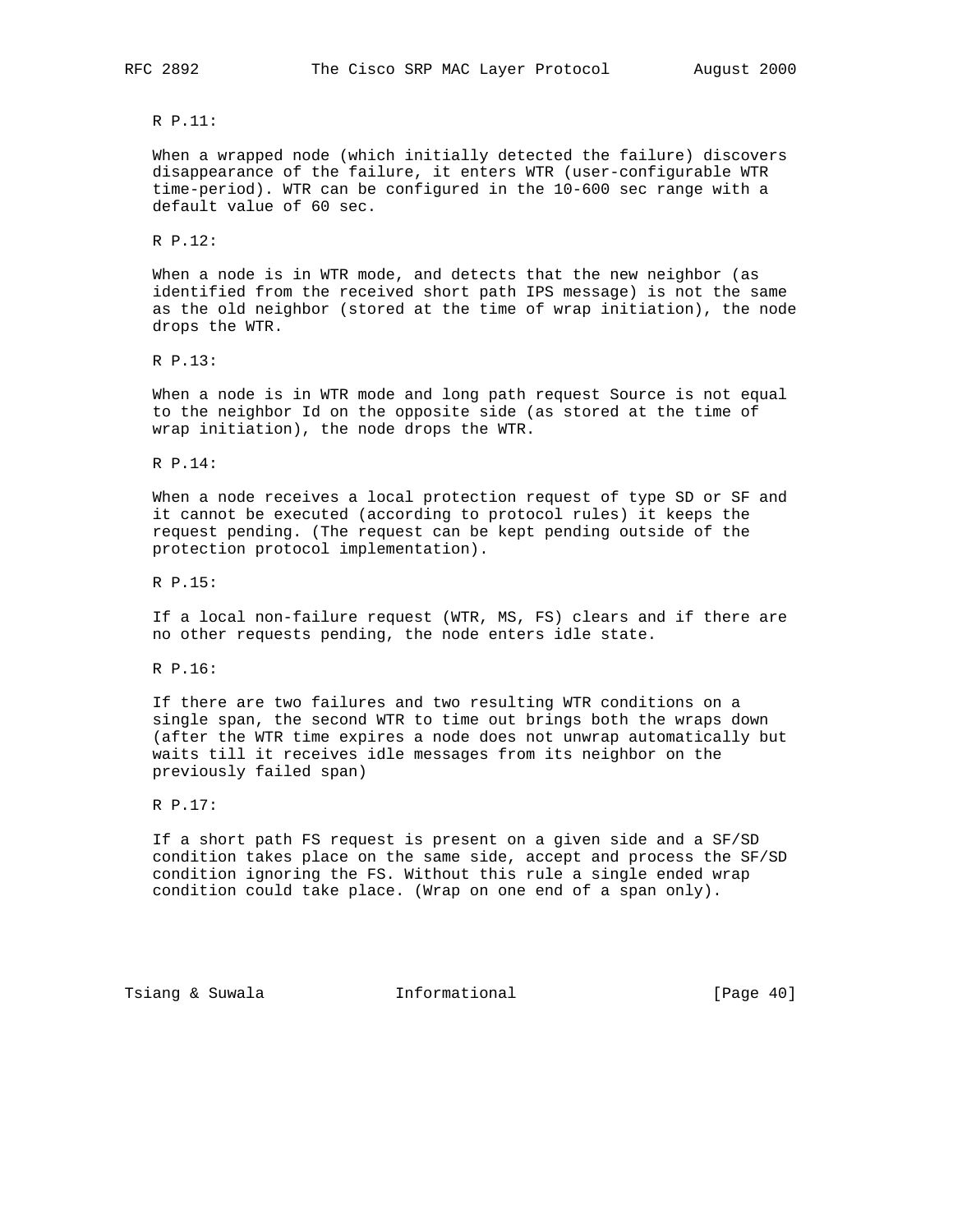R P.11:

When a wrapped node (which initially detected the failure) discovers disappearance of the failure, it enters WTR (user-configurable WTR time-period). WTR can be configured in the 10-600 sec range with a default value of 60 sec.

R P.12:

When a node is in WTR mode, and detects that the new neighbor (as identified from the received short path IPS message) is not the same as the old neighbor (stored at the time of wrap initiation), the node drops the WTR.

R P.13:

When a node is in WTR mode and long path request Source is not equal to the neighbor Id on the opposite side (as stored at the time of wrap initiation), the node drops the WTR.

R P.14:

When a node receives a local protection request of type SD or SF and it cannot be executed (according to protocol rules) it keeps the request pending. (The request can be kept pending outside of the protection protocol implementation).

R P.15:

If a local non-failure request (WTR, MS, FS) clears and if there are no other requests pending, the node enters idle state.

R P.16:

If there are two failures and two resulting WTR conditions on a single span, the second WTR to time out brings both the wraps down (after the WTR time expires a node does not unwrap automatically but waits till it receives idle messages from its neighbor on the previously failed span)

R P.17:

If a short path FS request is present on a given side and a SF/SD condition takes place on the same side, accept and process the SF/SD condition ignoring the FS. Without this rule a single ended wrap condition could take place. (Wrap on one end of a span only).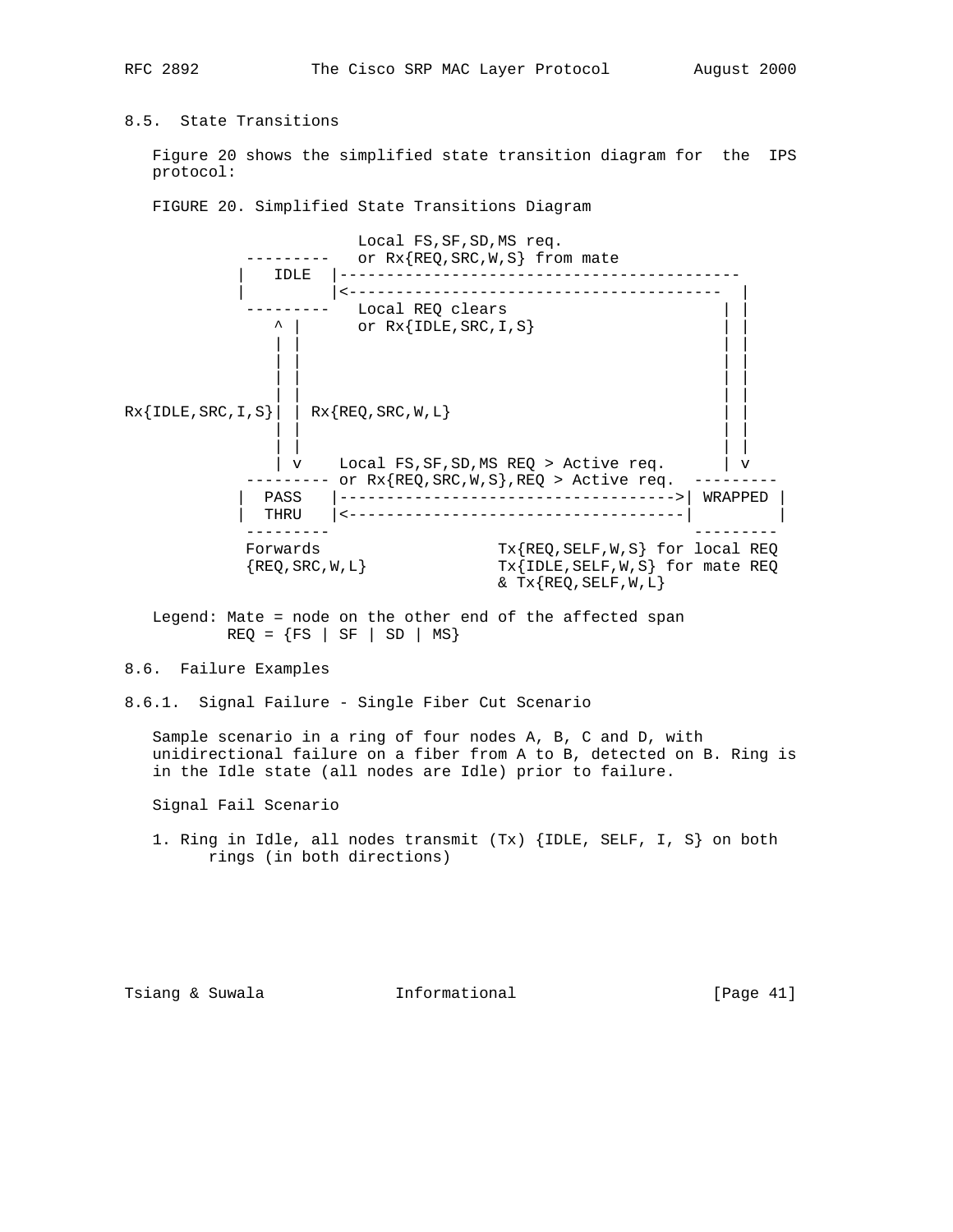## 8.5. State Transitions

Figure 20 shows the simplified state transition diagram for the IPS protocol:

FIGURE 20. Simplified State Transitions Diagram

```
                       Local FS,SF,SD,MS req.
              ---------   or Rx{REQ,SRC,W,S} from mate
             |   IDLE  |-----------------------------------------
             |         |<---------------------------------------  |
              ---------   Local REQ clears                      | |
                ^ |       or Rx{IDLE,SRC,I,S}                   | |
                | |                                             | |
                | |                                             | |
                | |                                             | |
                | |                                             | |
Rx{IDLE,SRC,I,S}| | Rx{REQ,SRC,W,L}                             | |
                | |                                             | |
                | |                                             | |
                | v    Local FS,SF,SD,MS REQ > Active req.      | v
              --------- or Rx{REQ,SRC,W,S},REQ > Active req.  ---------
             |  PASS   |------------------------------------>| WRAPPED |
             |  THRU   |<------------------------------------|         |
              ---------                                       ---------
              Forwards                   Tx{REQ,SELF,W,S} for local REQ
              {REQ,SRC,W,L}              Tx{IDLE,SELF,W,S} for mate REQ
                                         & Tx{REQ,SELF,W,L}
```

Legend: Mate = node on the other end of the affected span
        REQ = {FS | SF | SD | MS}

## 8.6. Failure Examples

### 8.6.1. Signal Failure - Single Fiber Cut Scenario

Sample scenario in a ring of four nodes A, B, C and D, with unidirectional failure on a fiber from A to B, detected on B. Ring is in the Idle state (all nodes are Idle) prior to failure.

Signal Fail Scenario

1. Ring in Idle, all nodes transmit (Tx) {IDLE, SELF, I, S} on both rings (in both directions)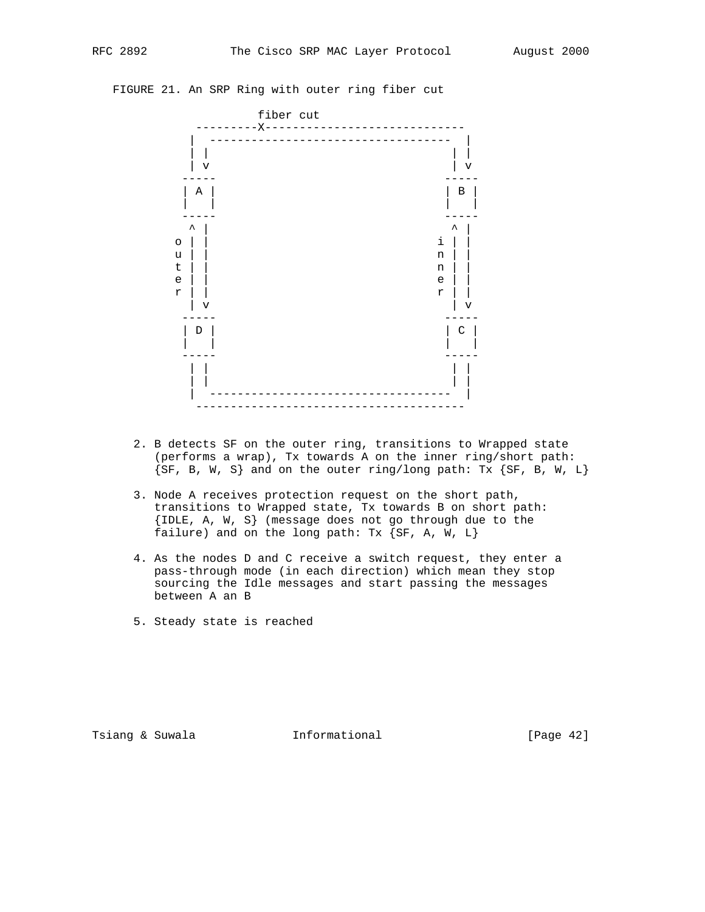FIGURE 21. An SRP Ring with outer ring fiber cut

```
                  fiber cut
          ---------X----------------------------
         |  ----------------------------------  |
         | |                                  | |
         | v                                  | v
        -----                                -----
        | A |                                | B |
        |   |                                |   |
        -----                                -----
         ^ |                                  ^ |
       o | |                                i | |
       u | |                                n | |
       t | |                                n | |
       e | |                                e | |
       r | |                                r | |
         | v                                  | v
        -----                                -----
        | D |                                | C |
        |   |                                |   |
        -----                                -----
         | |                                  | |
         | |                                  | |
         |  ----------------------------------  |
          --------------------------------------
```

2. B detects SF on the outer ring, transitions to Wrapped state (performs a wrap), Tx towards A on the inner ring/short path: {SF, B, W, S} and on the outer ring/long path: Tx {SF, B, W, L}

3. Node A receives protection request on the short path, transitions to Wrapped state, Tx towards B on short path: {IDLE, A, W, S} (message does not go through due to the failure) and on the long path: Tx {SF, A, W, L}

4. As the nodes D and C receive a switch request, they enter a pass-through mode (in each direction) which mean they stop sourcing the Idle messages and start passing the messages between A an B

5. Steady state is reached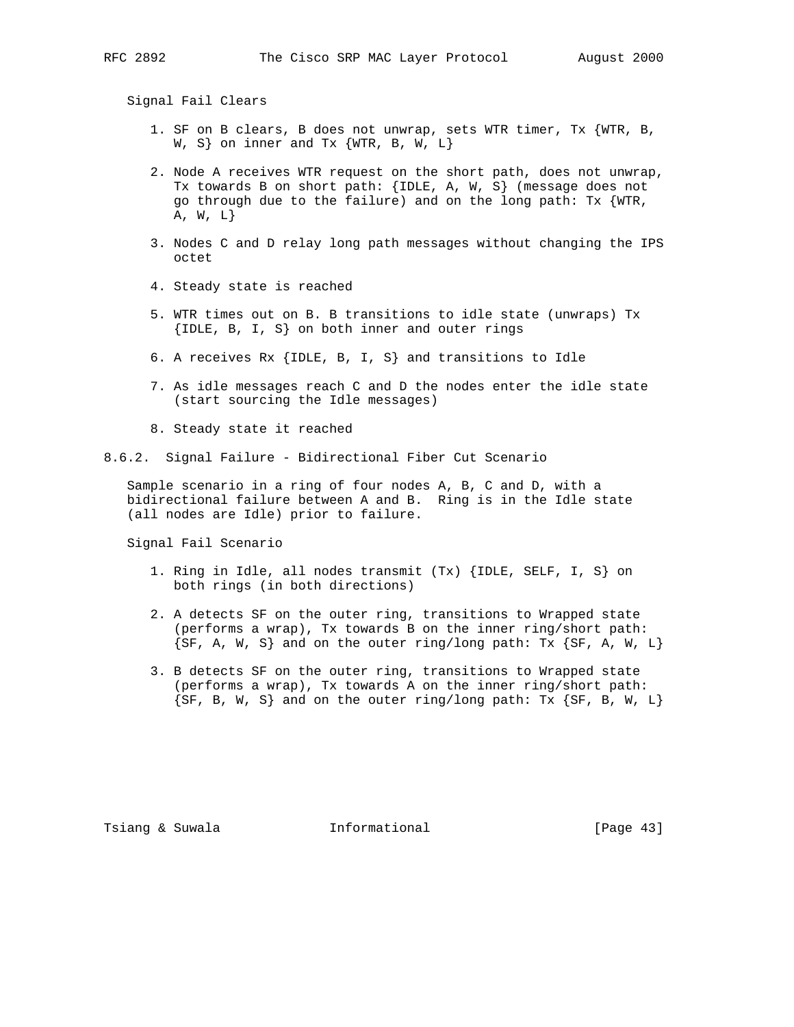Signal Fail Clears

1. SF on B clears, B does not unwrap, sets WTR timer, Tx {WTR, B, W, S} on inner and Tx {WTR, B, W, L}

2. Node A receives WTR request on the short path, does not unwrap, Tx towards B on short path: {IDLE, A, W, S} (message does not go through due to the failure) and on the long path: Tx {WTR, A, W, L}

3. Nodes C and D relay long path messages without changing the IPS octet

4. Steady state is reached

5. WTR times out on B. B transitions to idle state (unwraps) Tx {IDLE, B, I, S} on both inner and outer rings

6. A receives Rx {IDLE, B, I, S} and transitions to Idle

7. As idle messages reach C and D the nodes enter the idle state (start sourcing the Idle messages)

8. Steady state it reached

### 8.6.2. Signal Failure - Bidirectional Fiber Cut Scenario

Sample scenario in a ring of four nodes A, B, C and D, with a bidirectional failure between A and B. Ring is in the Idle state (all nodes are Idle) prior to failure.

Signal Fail Scenario

1. Ring in Idle, all nodes transmit (Tx) {IDLE, SELF, I, S} on both rings (in both directions)

2. A detects SF on the outer ring, transitions to Wrapped state (performs a wrap), Tx towards B on the inner ring/short path: {SF, A, W, S} and on the outer ring/long path: Tx {SF, A, W, L}

3. B detects SF on the outer ring, transitions to Wrapped state (performs a wrap), Tx towards A on the inner ring/short path: {SF, B, W, S} and on the outer ring/long path: Tx {SF, B, W, L}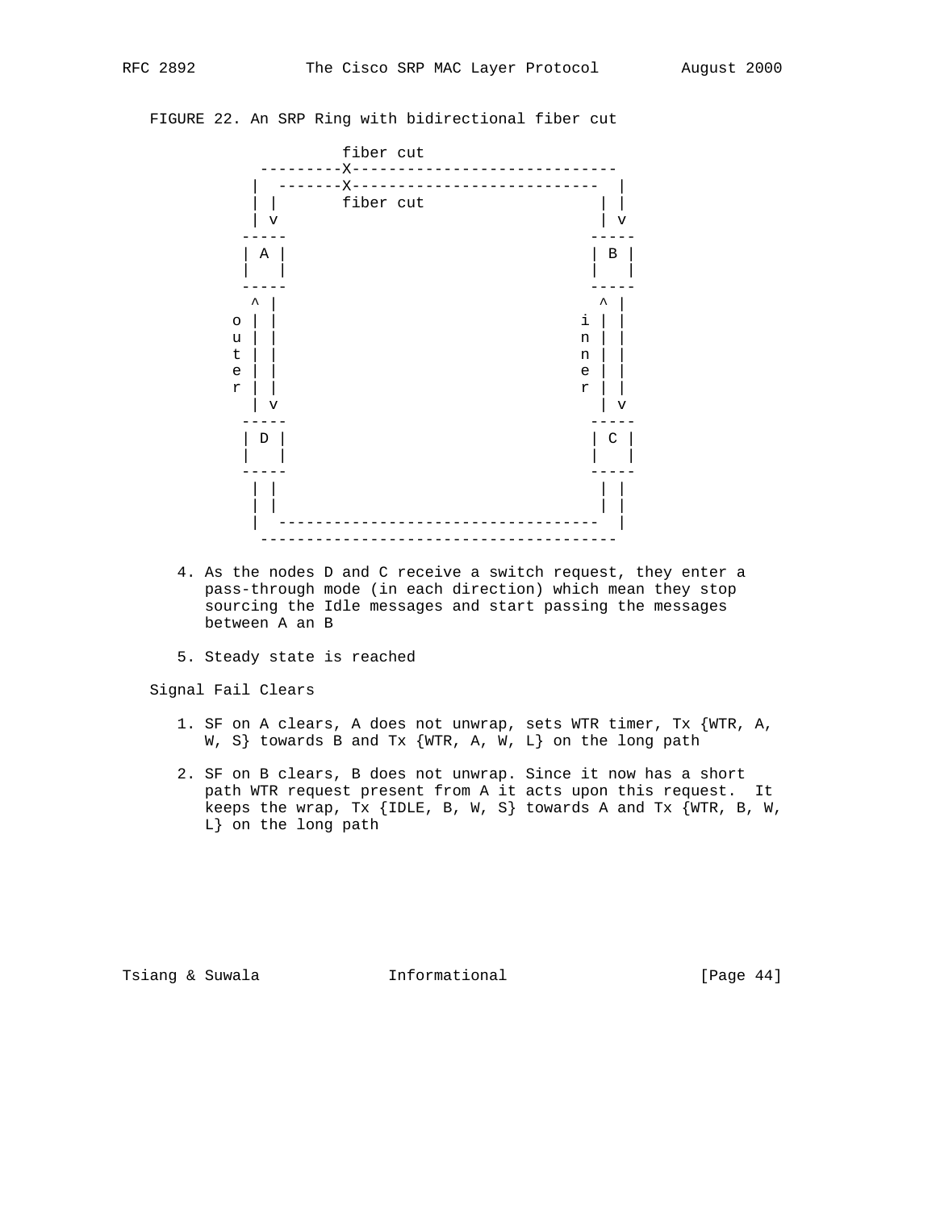FIGURE 22. An SRP Ring with bidirectional fiber cut

```
                    fiber cut
           ---------X----------------------------
          |  -------X--------------------------  |
          | |       fiber cut                  | |
          | v                                  | v
         -----                                -----
         | A |                                | B |
         |   |                                |   |
         -----                                -----
          ^ |                                  ^ |
        o | |                                i | |
        u | |                                n | |
        t | |                                n | |
        e | |                                e | |
        r | |                                r | |
          | v                                  | v
         -----                                -----
         | D |                                | C |
         |   |                                |   |
         -----                                -----
          | |                                  | |
          | |                                  | |
          |  ----------------------------------  |
           --------------------------------------
```

4. As the nodes D and C receive a switch request, they enter a pass-through mode (in each direction) which mean they stop sourcing the Idle messages and start passing the messages between A an B

5. Steady state is reached

Signal Fail Clears

1. SF on A clears, A does not unwrap, sets WTR timer, Tx {WTR, A, W, S} towards B and Tx {WTR, A, W, L} on the long path

2. SF on B clears, B does not unwrap. Since it now has a short path WTR request present from A it acts upon this request. It keeps the wrap, Tx {IDLE, B, W, S} towards A and Tx {WTR, B, W, L} on the long path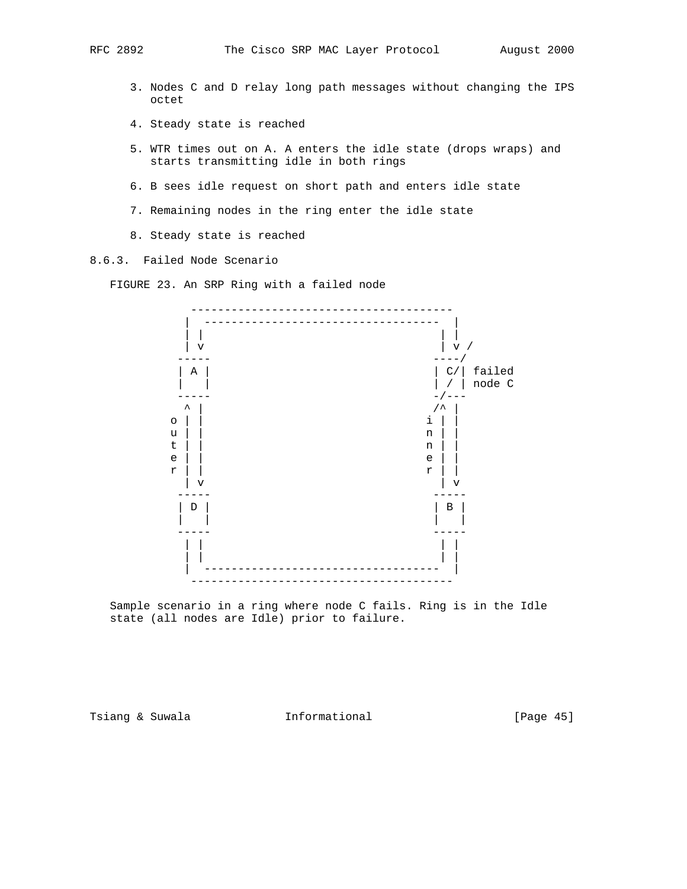3. Nodes C and D relay long path messages without changing the IPS octet

4. Steady state is reached

5. WTR times out on A. A enters the idle state (drops wraps) and starts transmitting idle in both rings

6. B sees idle request on short path and enters idle state

7. Remaining nodes in the ring enter the idle state

8. Steady state is reached

### 8.6.3. Failed Node Scenario

FIGURE 23. An SRP Ring with a failed node

```
             --------------------------------------
            |  ----------------------------------  |
            | |                                  | |
            | v                                  | v /
           -----                                ----/
           | A |                                | C/| failed
           |   |                                | / | node C
           -----                                -/---
            ^ |                                 /^ |
          o | |                               i | |
          u | |                               n | |
          t | |                               n | |
          e | |                               e | |
          r | |                               r | |
            | v                                  | v
           -----                                -----
           | D |                                | B |
           |   |                                |   |
           -----                                -----
            | |                                  | |
            | |                                  | |
            |  ----------------------------------  |
             --------------------------------------
```

Sample scenario in a ring where node C fails. Ring is in the Idle state (all nodes are Idle) prior to failure.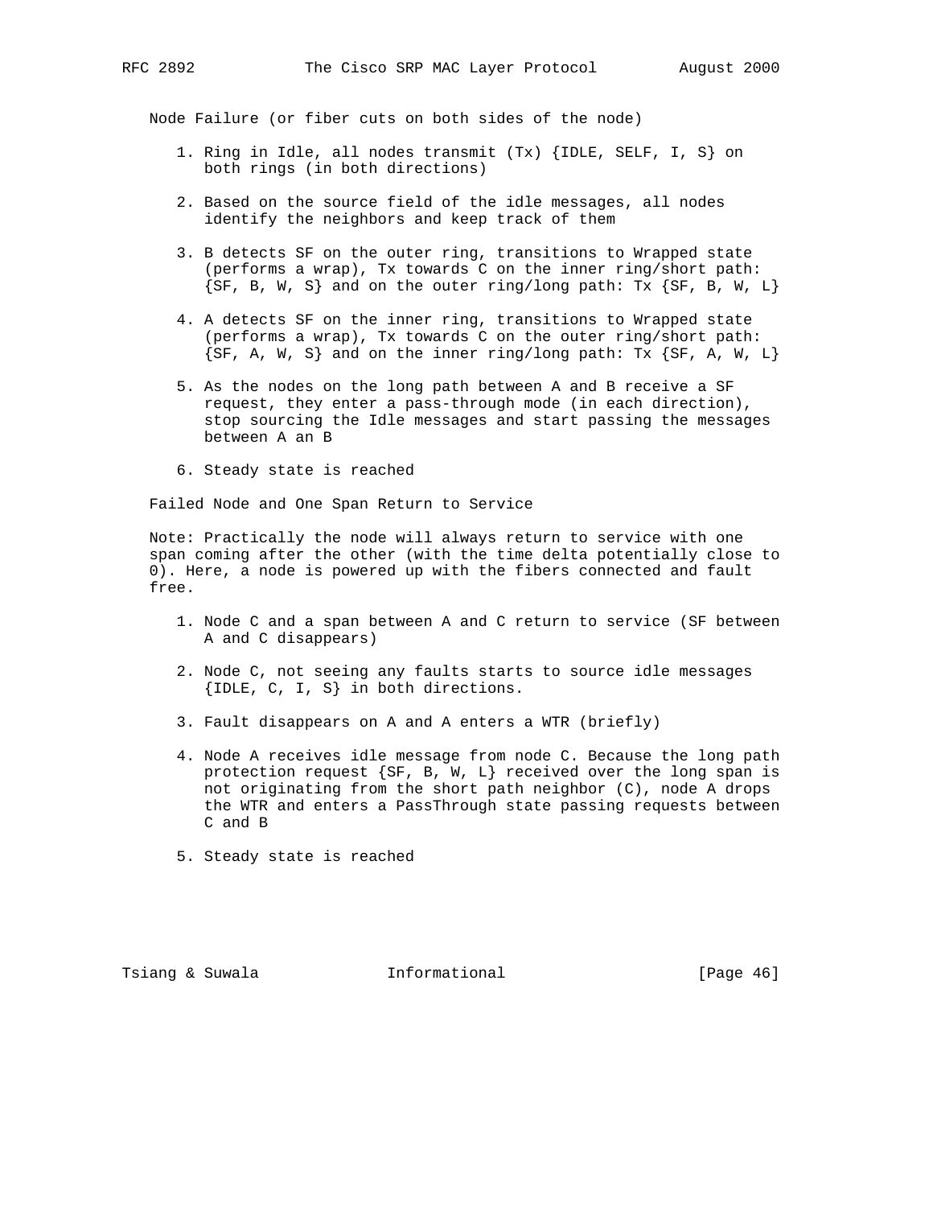Node Failure (or fiber cuts on both sides of the node)

1. Ring in Idle, all nodes transmit (Tx) {IDLE, SELF, I, S} on both rings (in both directions)

2. Based on the source field of the idle messages, all nodes identify the neighbors and keep track of them

3. B detects SF on the outer ring, transitions to Wrapped state (performs a wrap), Tx towards C on the inner ring/short path: {SF, B, W, S} and on the outer ring/long path: Tx {SF, B, W, L}

4. A detects SF on the inner ring, transitions to Wrapped state (performs a wrap), Tx towards C on the outer ring/short path: {SF, A, W, S} and on the inner ring/long path: Tx {SF, A, W, L}

5. As the nodes on the long path between A and B receive a SF request, they enter a pass-through mode (in each direction), stop sourcing the Idle messages and start passing the messages between A an B

6. Steady state is reached

Failed Node and One Span Return to Service

Note: Practically the node will always return to service with one span coming after the other (with the time delta potentially close to 0). Here, a node is powered up with the fibers connected and fault free.

1. Node C and a span between A and C return to service (SF between A and C disappears)

2. Node C, not seeing any faults starts to source idle messages {IDLE, C, I, S} in both directions.

3. Fault disappears on A and A enters a WTR (briefly)

4. Node A receives idle message from node C. Because the long path protection request {SF, B, W, L} received over the long span is not originating from the short path neighbor (C), node A drops the WTR and enters a PassThrough state passing requests between C and B

5. Steady state is reached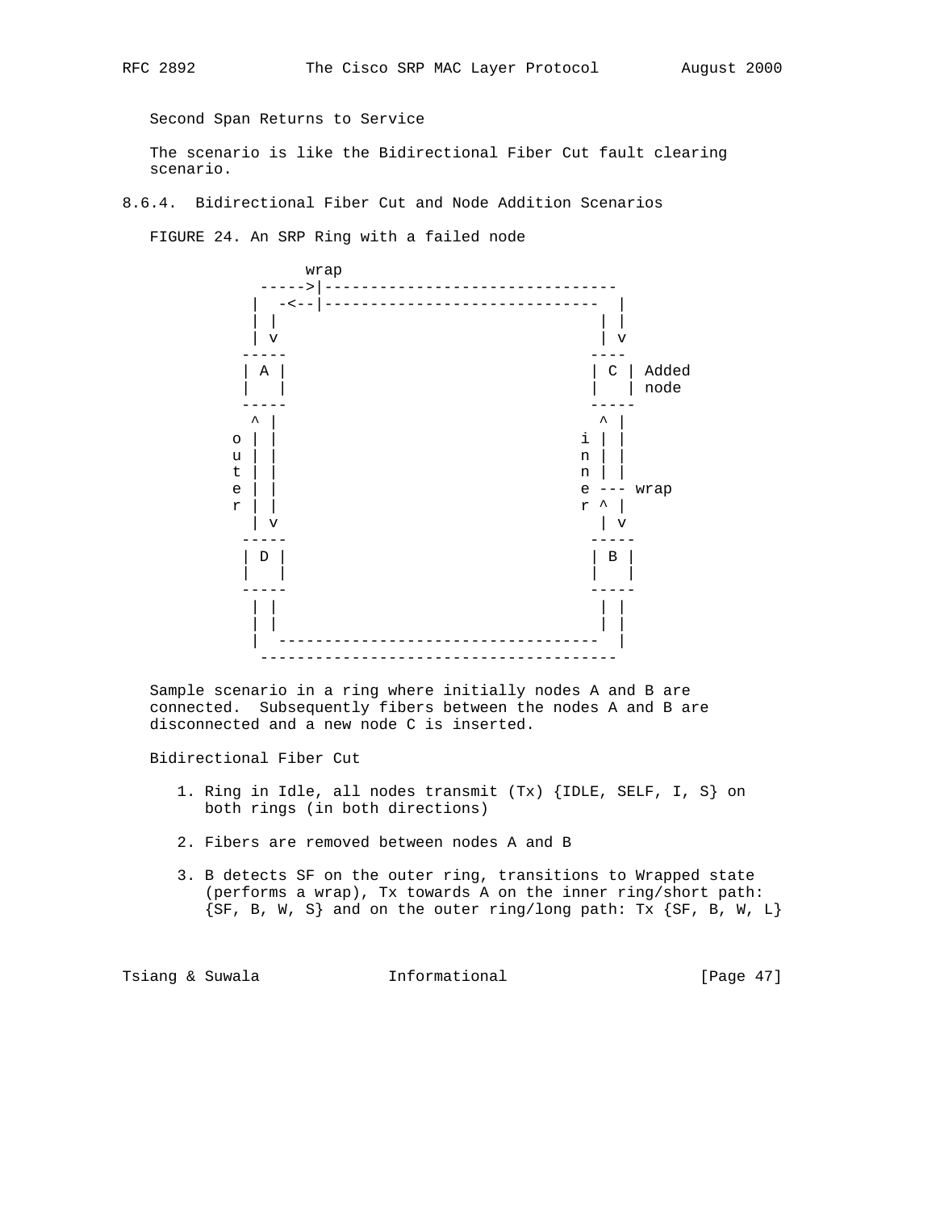Second Span Returns to Service

The scenario is like the Bidirectional Fiber Cut fault clearing scenario.

### 8.6.4. Bidirectional Fiber Cut and Node Addition Scenarios

FIGURE 24. An SRP Ring with a failed node

```
                 wrap
             ----->|-------------------------------
            |  -<--|-----------------------------  |
            | |                                   | |
            | v                                   | v
           -----                                 ----
           | A |                                 | C | Added
           |   |                                 |   | node
           -----                                 -----
            ^ |                                   ^ |
          o | |                                 i | |
          u | |                                 n | |
          t | |                                 n | |
          e | |                                 e --- wrap
          r | |                                 r ^ |
            | v                                   | v
           -----                                 -----
           | D |                                 | B |
           |   |                                 |   |
           -----                                 -----
            | |                                   | |
            | |                                   | |
            |  ----------------------------------  |
             --------------------------------------
```

Sample scenario in a ring where initially nodes A and B are connected. Subsequently fibers between the nodes A and B are disconnected and a new node C is inserted.

Bidirectional Fiber Cut

1. Ring in Idle, all nodes transmit (Tx) {IDLE, SELF, I, S} on both rings (in both directions)

2. Fibers are removed between nodes A and B

3. B detects SF on the outer ring, transitions to Wrapped state (performs a wrap), Tx towards A on the inner ring/short path: {SF, B, W, S} and on the outer ring/long path: Tx {SF, B, W, L}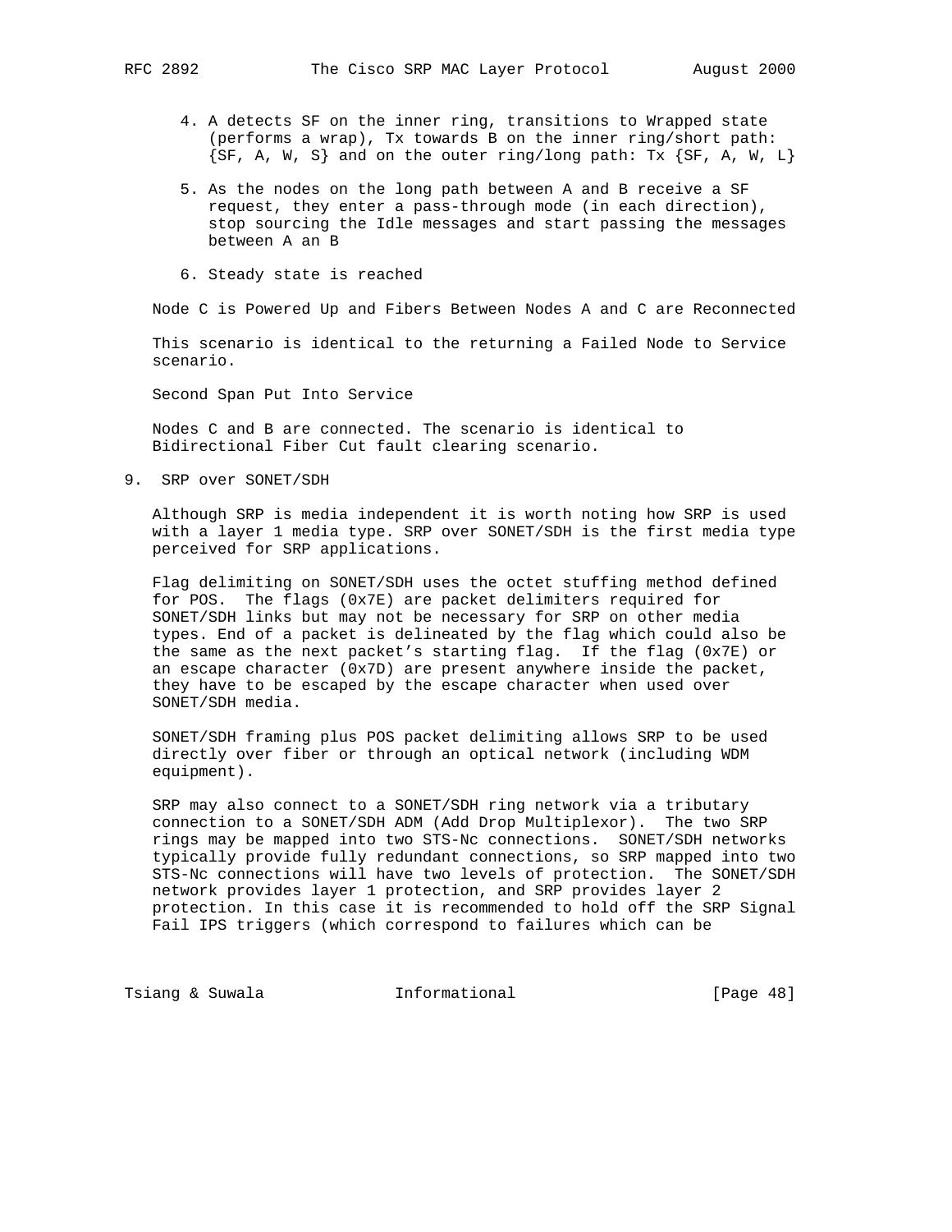4. A detects SF on the inner ring, transitions to Wrapped state (performs a wrap), Tx towards B on the inner ring/short path: {SF, A, W, S} and on the outer ring/long path: Tx {SF, A, W, L}

5. As the nodes on the long path between A and B receive a SF request, they enter a pass-through mode (in each direction), stop sourcing the Idle messages and start passing the messages between A an B

6. Steady state is reached

Node C is Powered Up and Fibers Between Nodes A and C are Reconnected

This scenario is identical to the returning a Failed Node to Service scenario.

Second Span Put Into Service

Nodes C and B are connected. The scenario is identical to Bidirectional Fiber Cut fault clearing scenario.

## 9. SRP over SONET/SDH

Although SRP is media independent it is worth noting how SRP is used with a layer 1 media type. SRP over SONET/SDH is the first media type perceived for SRP applications.

Flag delimiting on SONET/SDH uses the octet stuffing method defined for POS. The flags (0x7E) are packet delimiters required for SONET/SDH links but may not be necessary for SRP on other media types. End of a packet is delineated by the flag which could also be the same as the next packet's starting flag. If the flag (0x7E) or an escape character (0x7D) are present anywhere inside the packet, they have to be escaped by the escape character when used over SONET/SDH media.

SONET/SDH framing plus POS packet delimiting allows SRP to be used directly over fiber or through an optical network (including WDM equipment).

SRP may also connect to a SONET/SDH ring network via a tributary connection to a SONET/SDH ADM (Add Drop Multiplexor). The two SRP rings may be mapped into two STS-Nc connections. SONET/SDH networks typically provide fully redundant connections, so SRP mapped into two STS-Nc connections will have two levels of protection. The SONET/SDH network provides layer 1 protection, and SRP provides layer 2 protection. In this case it is recommended to hold off the SRP Signal Fail IPS triggers (which correspond to failures which can be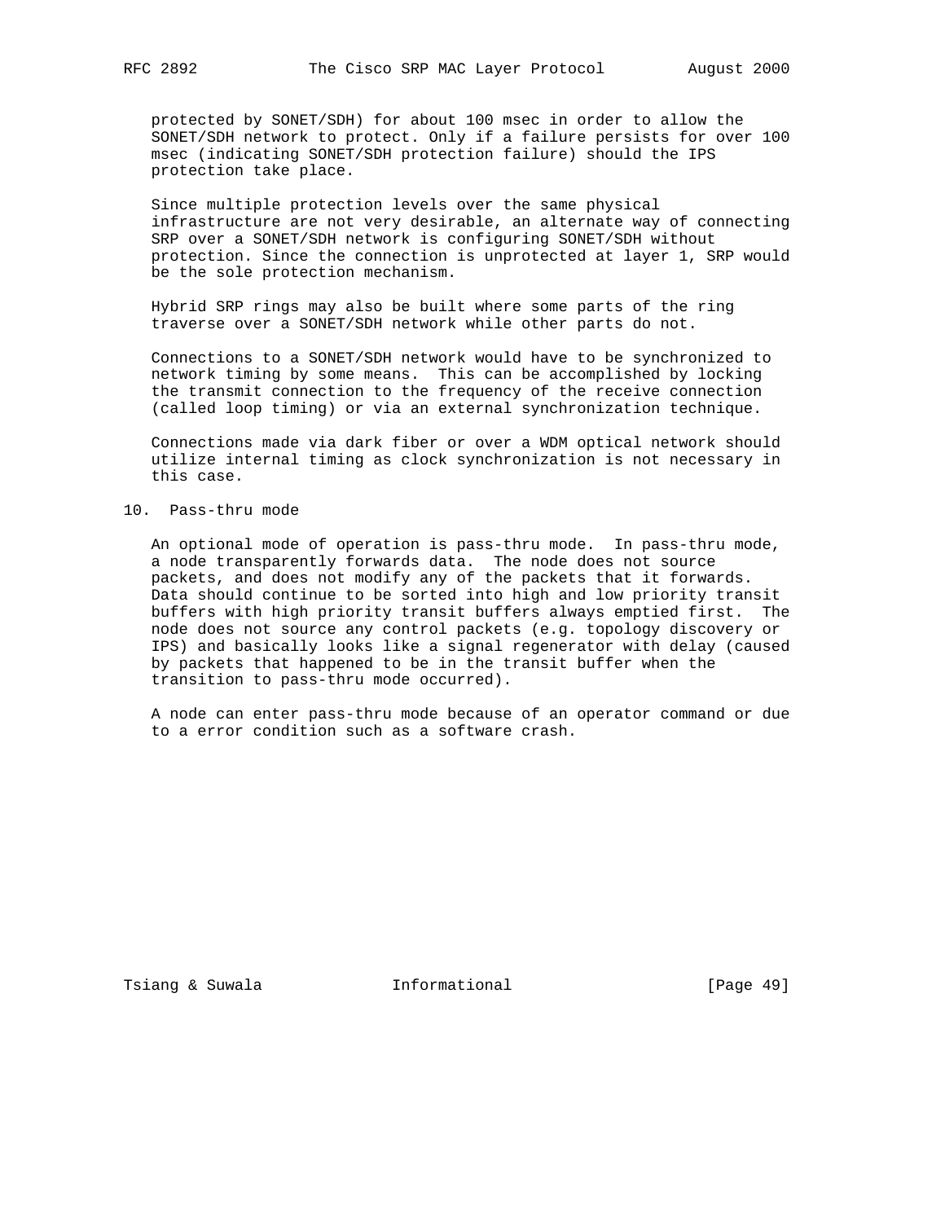protected by SONET/SDH) for about 100 msec in order to allow the SONET/SDH network to protect. Only if a failure persists for over 100 msec (indicating SONET/SDH protection failure) should the IPS protection take place.

Since multiple protection levels over the same physical infrastructure are not very desirable, an alternate way of connecting SRP over a SONET/SDH network is configuring SONET/SDH without protection. Since the connection is unprotected at layer 1, SRP would be the sole protection mechanism.

Hybrid SRP rings may also be built where some parts of the ring traverse over a SONET/SDH network while other parts do not.

Connections to a SONET/SDH network would have to be synchronized to network timing by some means. This can be accomplished by locking the transmit connection to the frequency of the receive connection (called loop timing) or via an external synchronization technique.

Connections made via dark fiber or over a WDM optical network should utilize internal timing as clock synchronization is not necessary in this case.

## 10. Pass-thru mode

An optional mode of operation is pass-thru mode. In pass-thru mode, a node transparently forwards data. The node does not source packets, and does not modify any of the packets that it forwards. Data should continue to be sorted into high and low priority transit buffers with high priority transit buffers always emptied first. The node does not source any control packets (e.g. topology discovery or IPS) and basically looks like a signal regenerator with delay (caused by packets that happened to be in the transit buffer when the transition to pass-thru mode occurred).

A node can enter pass-thru mode because of an operator command or due to a error condition such as a software crash.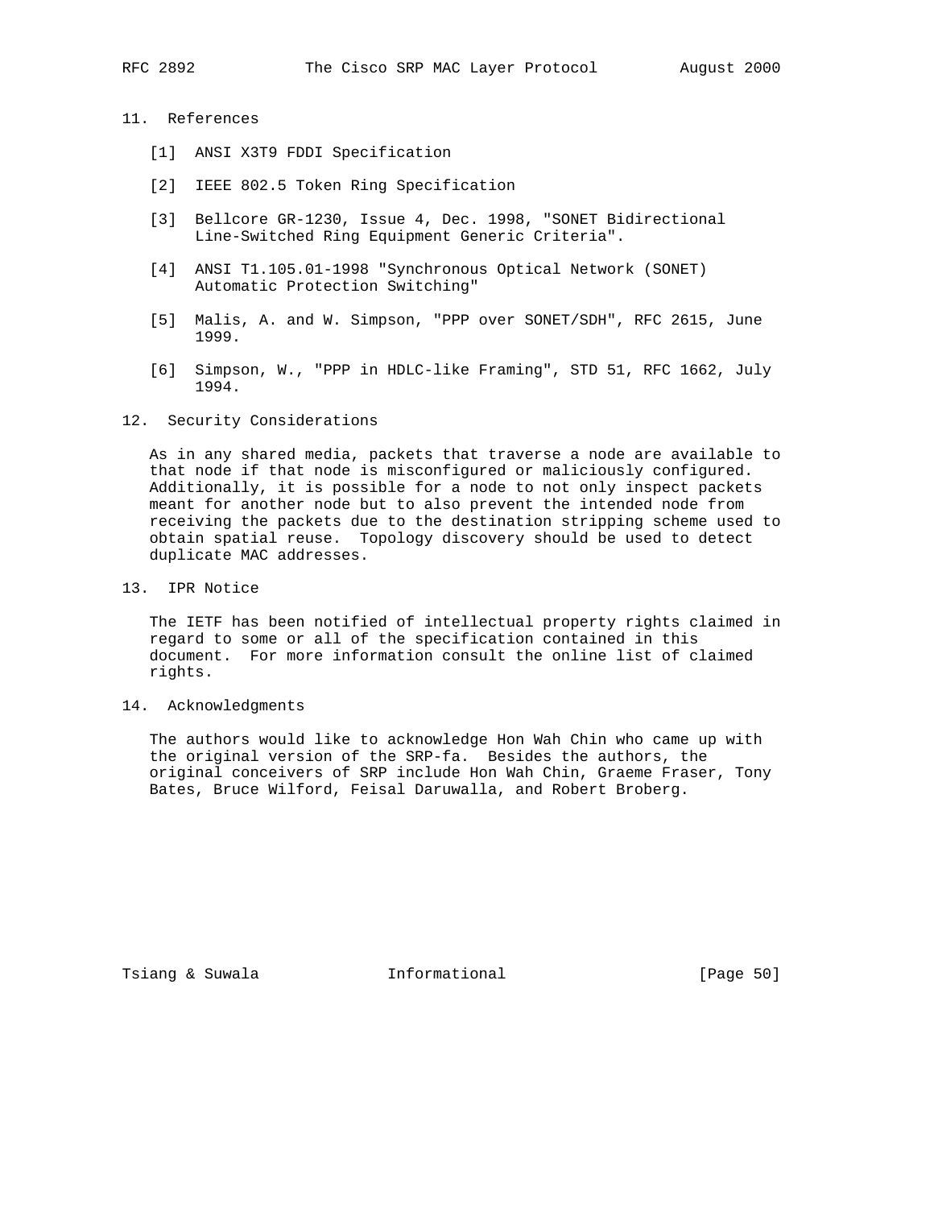## 11. References

[1] ANSI X3T9 FDDI Specification

[2] IEEE 802.5 Token Ring Specification

[3] Bellcore GR-1230, Issue 4, Dec. 1998, "SONET Bidirectional Line-Switched Ring Equipment Generic Criteria".

[4] ANSI T1.105.01-1998 "Synchronous Optical Network (SONET) Automatic Protection Switching"

[5] Malis, A. and W. Simpson, "PPP over SONET/SDH", RFC 2615, June 1999.

[6] Simpson, W., "PPP in HDLC-like Framing", STD 51, RFC 1662, July 1994.

## 12. Security Considerations

As in any shared media, packets that traverse a node are available to that node if that node is misconfigured or maliciously configured. Additionally, it is possible for a node to not only inspect packets meant for another node but to also prevent the intended node from receiving the packets due to the destination stripping scheme used to obtain spatial reuse. Topology discovery should be used to detect duplicate MAC addresses.

## 13. IPR Notice

The IETF has been notified of intellectual property rights claimed in regard to some or all of the specification contained in this document. For more information consult the online list of claimed rights.

## 14. Acknowledgments

The authors would like to acknowledge Hon Wah Chin who came up with the original version of the SRP-fa. Besides the authors, the original conceivers of SRP include Hon Wah Chin, Graeme Fraser, Tony Bates, Bruce Wilford, Feisal Daruwalla, and Robert Broberg.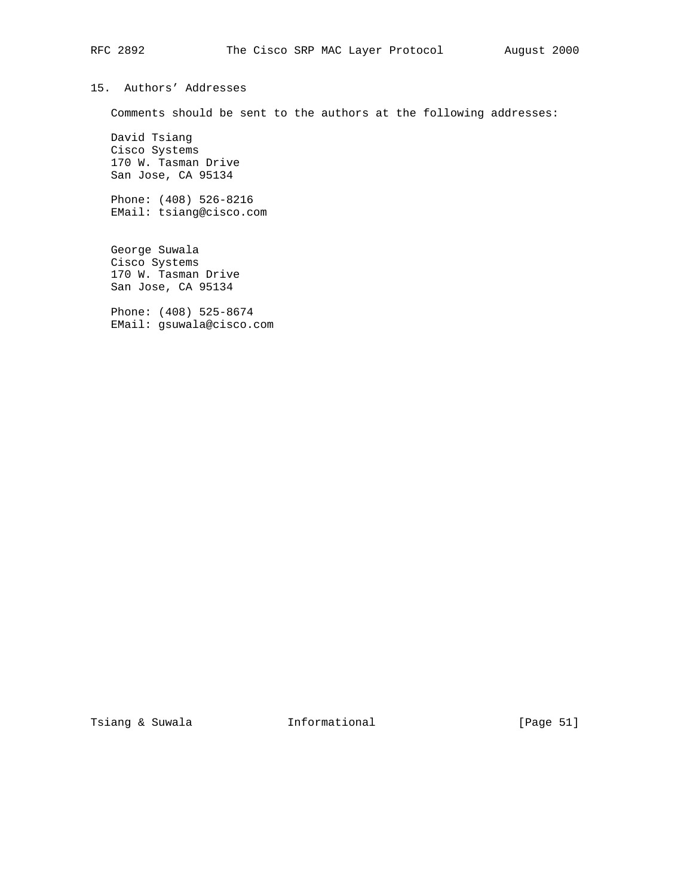## 15. Authors' Addresses

Comments should be sent to the authors at the following addresses:

David Tsiang
Cisco Systems
170 W. Tasman Drive
San Jose, CA 95134

Phone: (408) 526-8216
EMail: tsiang@cisco.com

George Suwala
Cisco Systems
170 W. Tasman Drive
San Jose, CA 95134

Phone: (408) 525-8674
EMail: gsuwala@cisco.com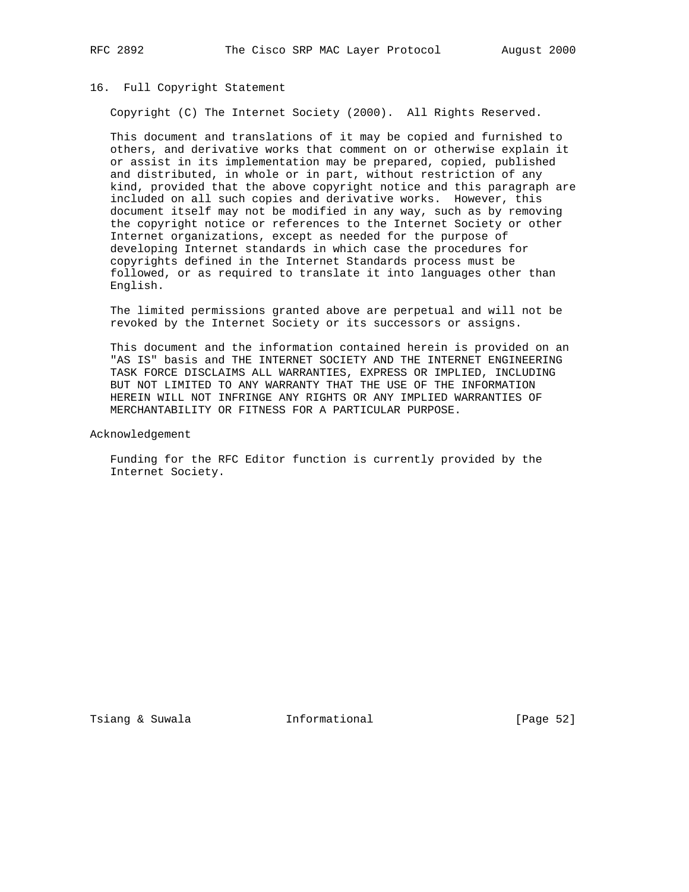## 16. Full Copyright Statement

Copyright (C) The Internet Society (2000). All Rights Reserved.

This document and translations of it may be copied and furnished to others, and derivative works that comment on or otherwise explain it or assist in its implementation may be prepared, copied, published and distributed, in whole or in part, without restriction of any kind, provided that the above copyright notice and this paragraph are included on all such copies and derivative works. However, this document itself may not be modified in any way, such as by removing the copyright notice or references to the Internet Society or other Internet organizations, except as needed for the purpose of developing Internet standards in which case the procedures for copyrights defined in the Internet Standards process must be followed, or as required to translate it into languages other than English.

The limited permissions granted above are perpetual and will not be revoked by the Internet Society or its successors or assigns.

This document and the information contained herein is provided on an "AS IS" basis and THE INTERNET SOCIETY AND THE INTERNET ENGINEERING TASK FORCE DISCLAIMS ALL WARRANTIES, EXPRESS OR IMPLIED, INCLUDING BUT NOT LIMITED TO ANY WARRANTY THAT THE USE OF THE INFORMATION HEREIN WILL NOT INFRINGE ANY RIGHTS OR ANY IMPLIED WARRANTIES OF MERCHANTABILITY OR FITNESS FOR A PARTICULAR PURPOSE.

## Acknowledgement

Funding for the RFC Editor function is currently provided by the Internet Society.